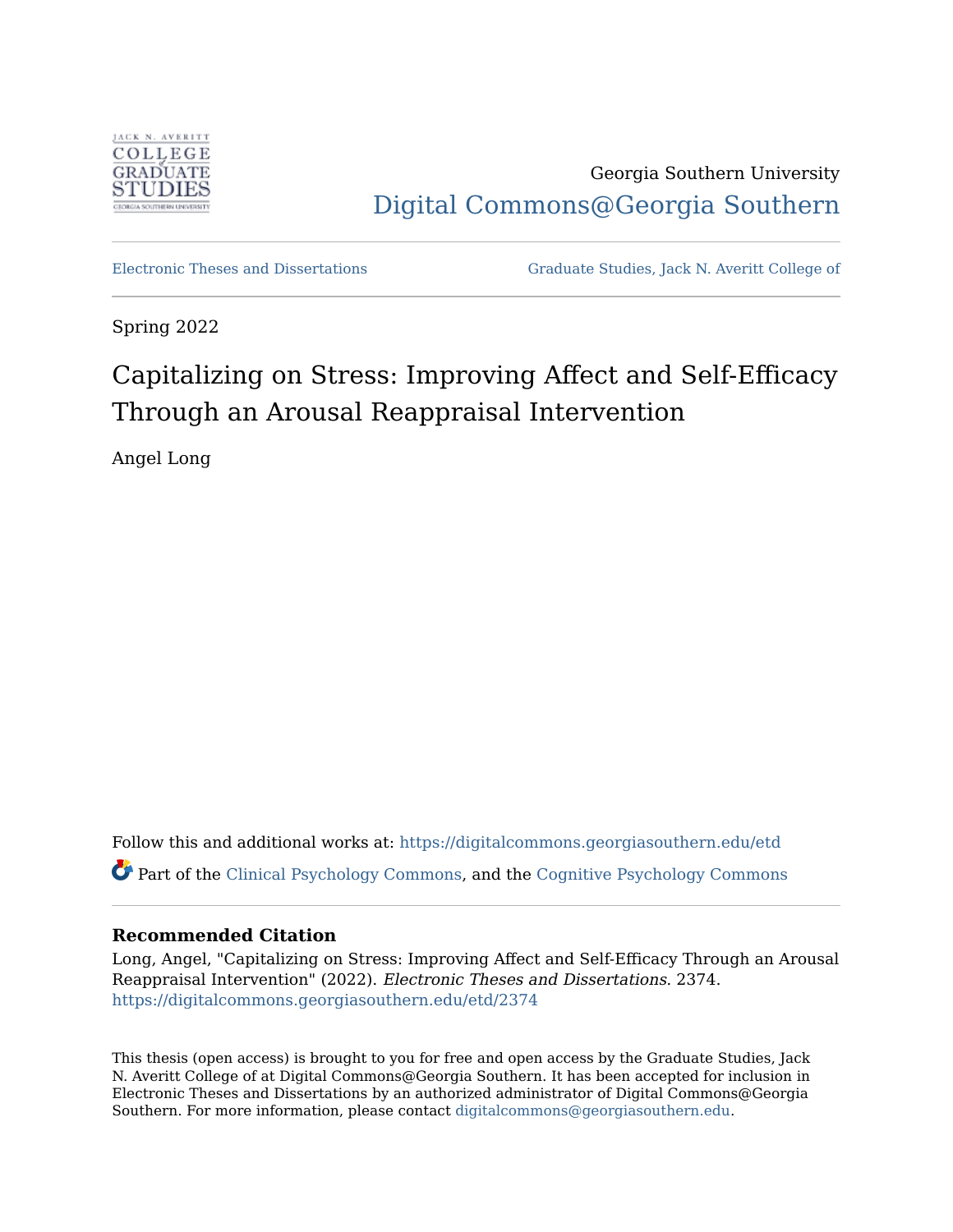Georgia Southern University

Digital Commons@Georgia Southern

Electronic Theses and Dissertations | Graduate Studies, Jack N. Averitt College of

Spring 2022

# Capitalizing on Stress: Improving Affect and Self-Efficacy Through an Arousal Reappraisal Intervention

Angel Long

Follow this and additional works at: https://digitalcommons.georgiasouthern.edu/etd

Part of the Clinical Psychology Commons, and the Cognitive Psychology Commons

**Recommended Citation**

Long, Angel, "Capitalizing on Stress: Improving Affect and Self-Efficacy Through an Arousal Reappraisal Intervention" (2022). *Electronic Theses and Dissertations*. 2374.
https://digitalcommons.georgiasouthern.edu/etd/2374

This thesis (open access) is brought to you for free and open access by the Graduate Studies, Jack N. Averitt College of at Digital Commons@Georgia Southern. It has been accepted for inclusion in Electronic Theses and Dissertations by an authorized administrator of Digital Commons@Georgia Southern. For more information, please contact digitalcommons@georgiasouthern.edu.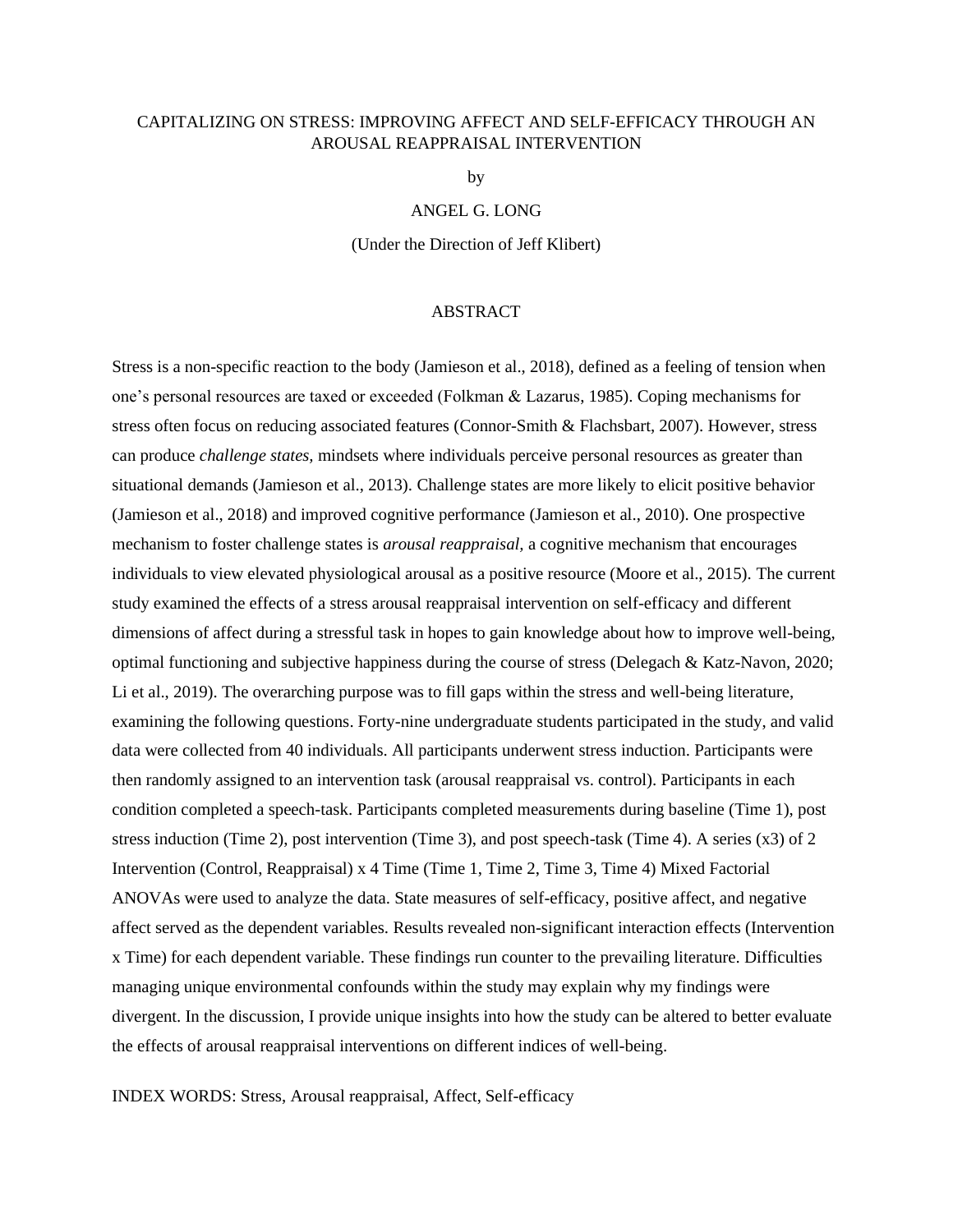# CAPITALIZING ON STRESS: IMPROVING AFFECT AND SELF-EFFICACY THROUGH AN AROUSAL REAPPRAISAL INTERVENTION

by

ANGEL G. LONG

(Under the Direction of Jeff Klibert)

## ABSTRACT

Stress is a non-specific reaction to the body (Jamieson et al., 2018), defined as a feeling of tension when one's personal resources are taxed or exceeded (Folkman & Lazarus, 1985). Coping mechanisms for stress often focus on reducing associated features (Connor-Smith & Flachsbart, 2007). However, stress can produce *challenge states,* mindsets where individuals perceive personal resources as greater than situational demands (Jamieson et al., 2013). Challenge states are more likely to elicit positive behavior (Jamieson et al., 2018) and improved cognitive performance (Jamieson et al., 2010). One prospective mechanism to foster challenge states is *arousal reappraisal,* a cognitive mechanism that encourages individuals to view elevated physiological arousal as a positive resource (Moore et al., 2015). The current study examined the effects of a stress arousal reappraisal intervention on self-efficacy and different dimensions of affect during a stressful task in hopes to gain knowledge about how to improve well-being, optimal functioning and subjective happiness during the course of stress (Delegach & Katz-Navon, 2020; Li et al., 2019). The overarching purpose was to fill gaps within the stress and well-being literature, examining the following questions. Forty-nine undergraduate students participated in the study, and valid data were collected from 40 individuals. All participants underwent stress induction. Participants were then randomly assigned to an intervention task (arousal reappraisal vs. control). Participants in each condition completed a speech-task. Participants completed measurements during baseline (Time 1), post stress induction (Time 2), post intervention (Time 3), and post speech-task (Time 4). A series (x3) of 2 Intervention (Control, Reappraisal) x 4 Time (Time 1, Time 2, Time 3, Time 4) Mixed Factorial ANOVAs were used to analyze the data. State measures of self-efficacy, positive affect, and negative affect served as the dependent variables. Results revealed non-significant interaction effects (Intervention x Time) for each dependent variable. These findings run counter to the prevailing literature. Difficulties managing unique environmental confounds within the study may explain why my findings were divergent. In the discussion, I provide unique insights into how the study can be altered to better evaluate the effects of arousal reappraisal interventions on different indices of well-being.

INDEX WORDS: Stress, Arousal reappraisal, Affect, Self-efficacy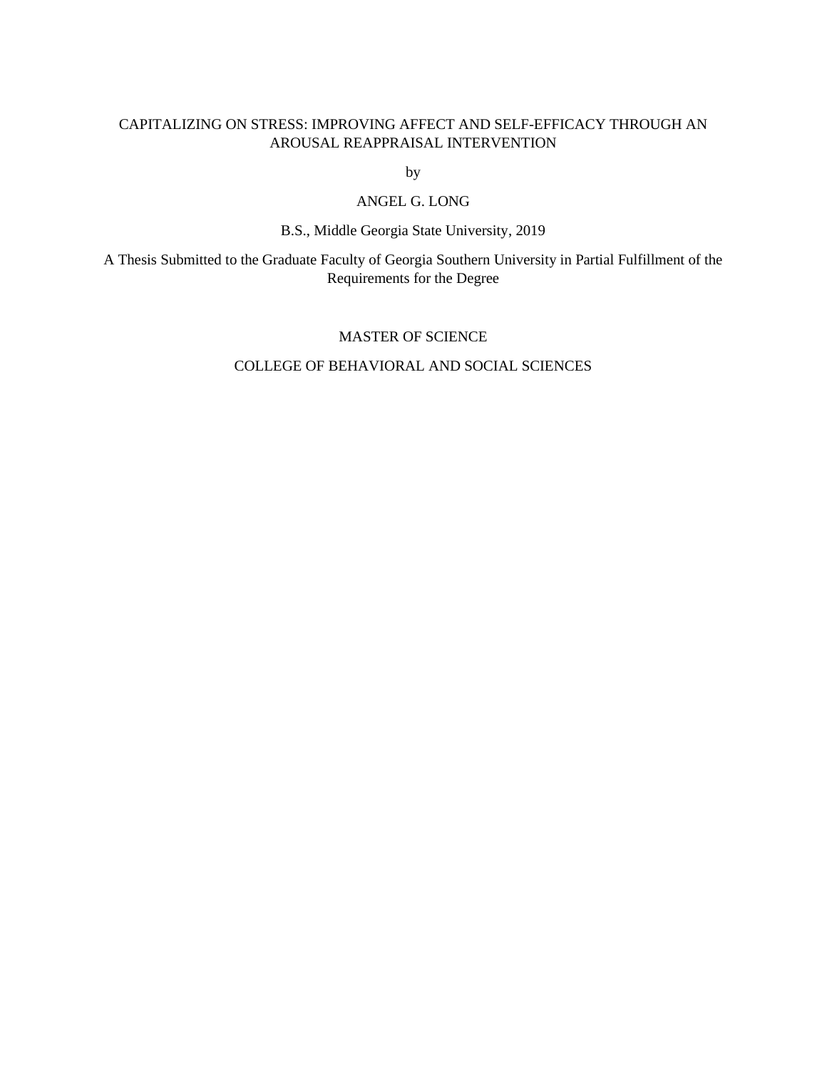CAPITALIZING ON STRESS: IMPROVING AFFECT AND SELF-EFFICACY THROUGH AN AROUSAL REAPPRAISAL INTERVENTION

by

ANGEL G. LONG

B.S., Middle Georgia State University, 2019

A Thesis Submitted to the Graduate Faculty of Georgia Southern University in Partial Fulfillment of the Requirements for the Degree

MASTER OF SCIENCE

COLLEGE OF BEHAVIORAL AND SOCIAL SCIENCES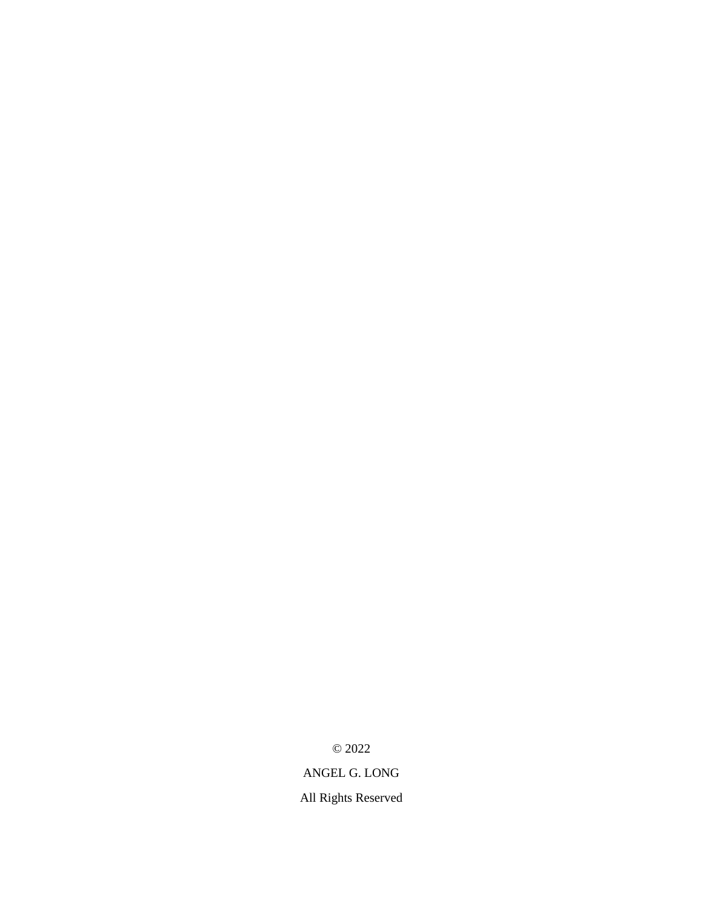© 2022

ANGEL G. LONG

All Rights Reserved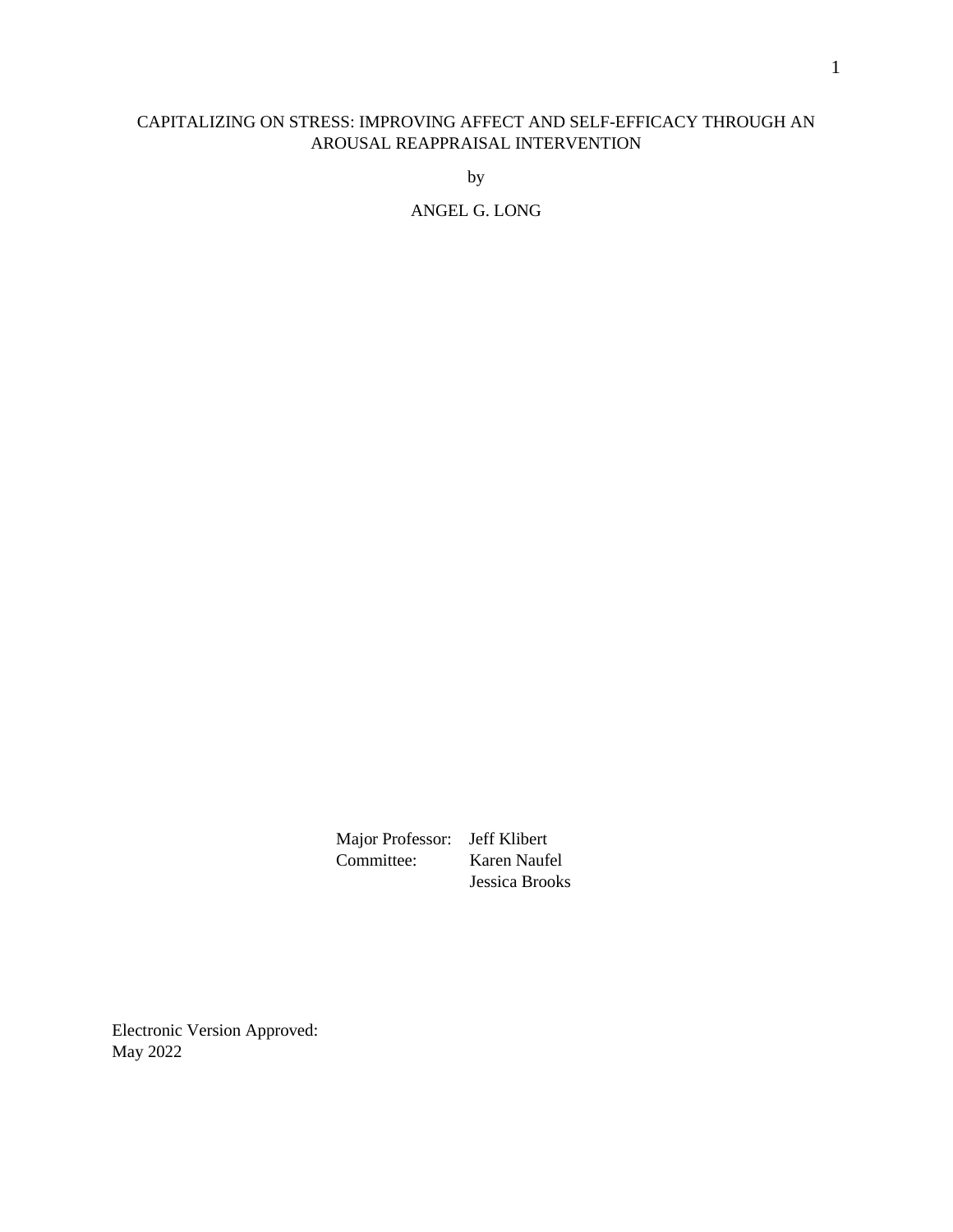CAPITALIZING ON STRESS: IMPROVING AFFECT AND SELF-EFFICACY THROUGH AN AROUSAL REAPPRAISAL INTERVENTION

by

ANGEL G. LONG

Major Professor: Jeff Klibert
Committee: Karen Naufel
Jessica Brooks

Electronic Version Approved:
May 2022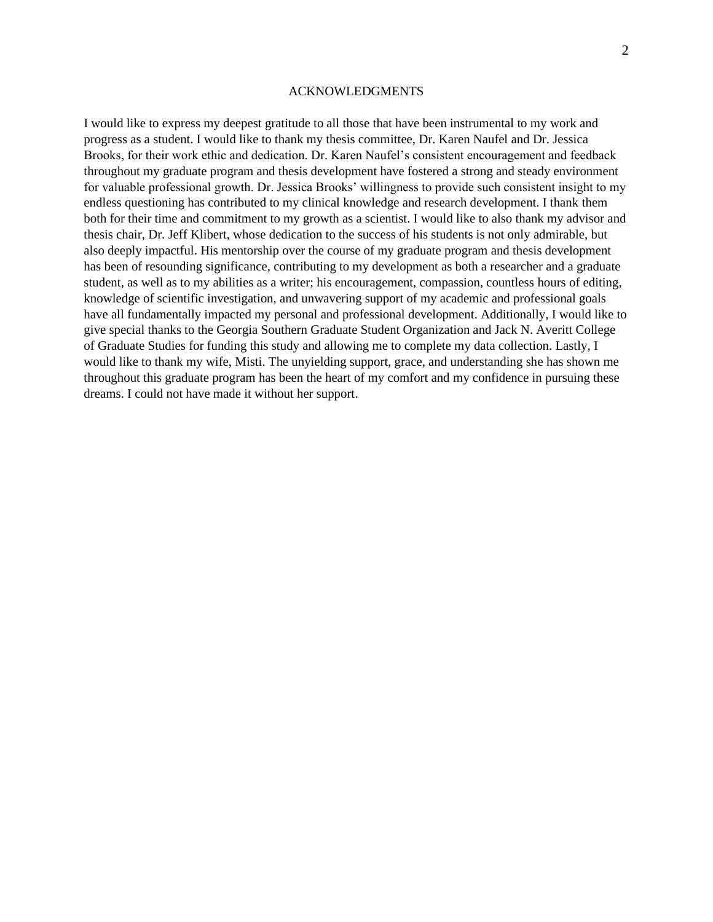# ACKNOWLEDGMENTS

I would like to express my deepest gratitude to all those that have been instrumental to my work and progress as a student. I would like to thank my thesis committee, Dr. Karen Naufel and Dr. Jessica Brooks, for their work ethic and dedication. Dr. Karen Naufel's consistent encouragement and feedback throughout my graduate program and thesis development have fostered a strong and steady environment for valuable professional growth. Dr. Jessica Brooks' willingness to provide such consistent insight to my endless questioning has contributed to my clinical knowledge and research development. I thank them both for their time and commitment to my growth as a scientist. I would like to also thank my advisor and thesis chair, Dr. Jeff Klibert, whose dedication to the success of his students is not only admirable, but also deeply impactful. His mentorship over the course of my graduate program and thesis development has been of resounding significance, contributing to my development as both a researcher and a graduate student, as well as to my abilities as a writer; his encouragement, compassion, countless hours of editing, knowledge of scientific investigation, and unwavering support of my academic and professional goals have all fundamentally impacted my personal and professional development. Additionally, I would like to give special thanks to the Georgia Southern Graduate Student Organization and Jack N. Averitt College of Graduate Studies for funding this study and allowing me to complete my data collection. Lastly, I would like to thank my wife, Misti. The unyielding support, grace, and understanding she has shown me throughout this graduate program has been the heart of my comfort and my confidence in pursuing these dreams. I could not have made it without her support.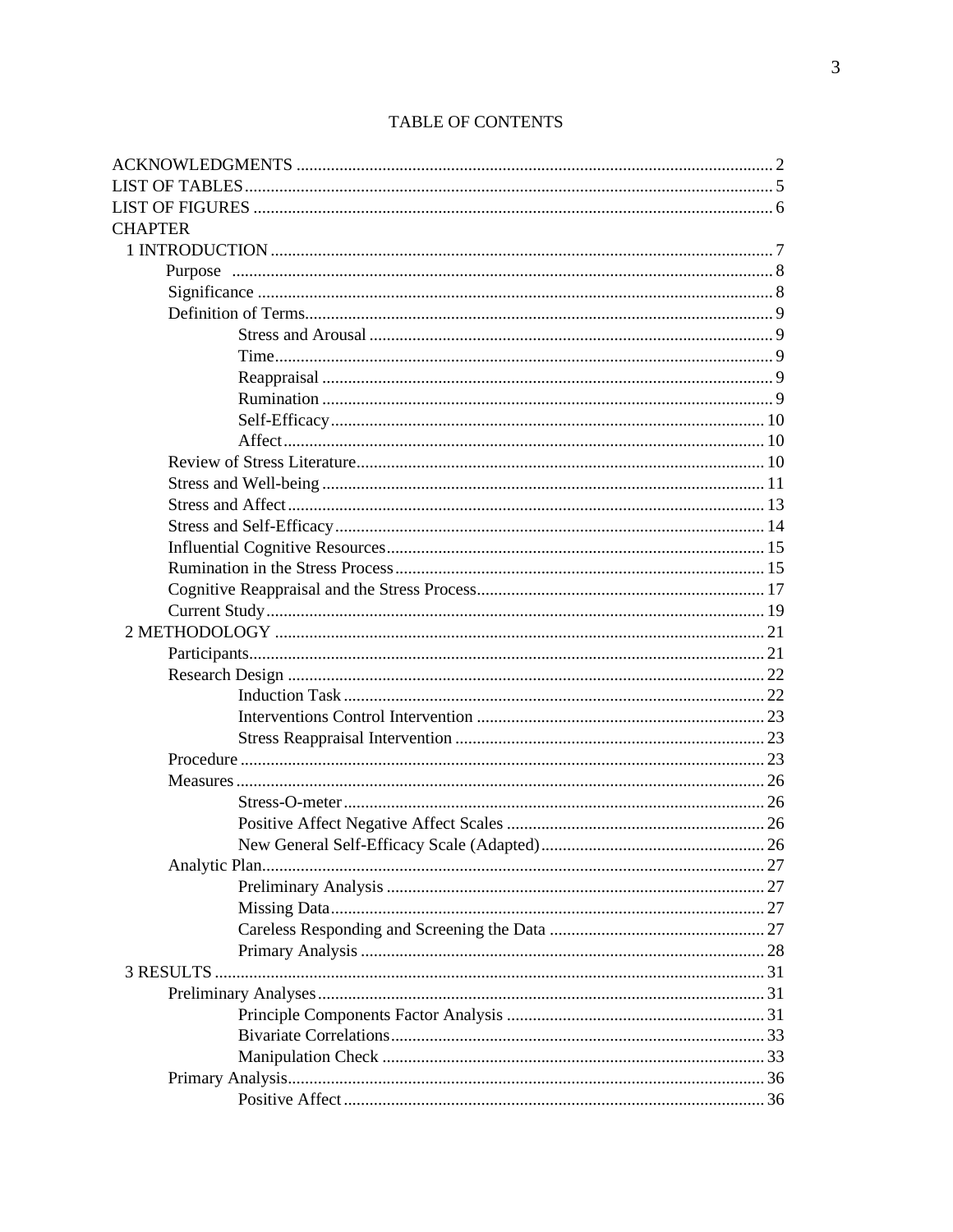# TABLE OF CONTENTS

ACKNOWLEDGMENTS ..... 2
LIST OF TABLES ..... 5
LIST OF FIGURES ..... 6
CHAPTER
- 1 INTRODUCTION ..... 7
  - Purpose ..... 8
  - Significance ..... 8
  - Definition of Terms ..... 9
    - Stress and Arousal ..... 9
    - Time ..... 9
    - Reappraisal ..... 9
    - Rumination ..... 9
    - Self-Efficacy ..... 10
    - Affect ..... 10
  - Review of Stress Literature ..... 10
  - Stress and Well-being ..... 11
  - Stress and Affect ..... 13
  - Stress and Self-Efficacy ..... 14
  - Influential Cognitive Resources ..... 15
  - Rumination in the Stress Process ..... 15
  - Cognitive Reappraisal and the Stress Process ..... 17
  - Current Study ..... 19
- 2 METHODOLOGY ..... 21
  - Participants ..... 21
  - Research Design ..... 22
    - Induction Task ..... 22
    - Interventions Control Intervention ..... 23
    - Stress Reappraisal Intervention ..... 23
  - Procedure ..... 23
  - Measures ..... 26
    - Stress-O-meter ..... 26
    - Positive Affect Negative Affect Scales ..... 26
    - New General Self-Efficacy Scale (Adapted) ..... 26
  - Analytic Plan ..... 27
    - Preliminary Analysis ..... 27
    - Missing Data ..... 27
    - Careless Responding and Screening the Data ..... 27
    - Primary Analysis ..... 28
- 3 RESULTS ..... 31
  - Preliminary Analyses ..... 31
    - Principle Components Factor Analysis ..... 31
    - Bivariate Correlations ..... 33
    - Manipulation Check ..... 33
  - Primary Analysis ..... 36
    - Positive Affect ..... 36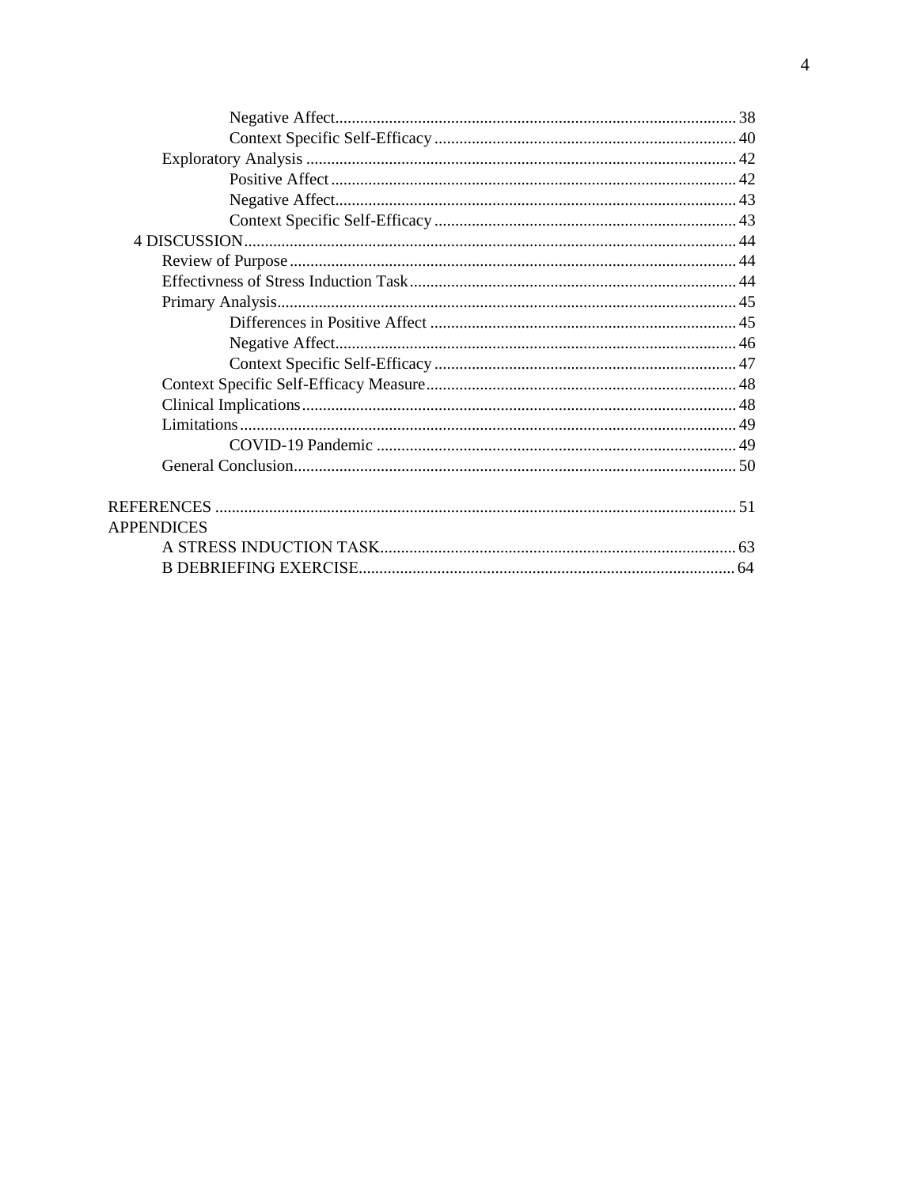Negative Affect ........................................ 38
Context Specific Self-Efficacy ........................................ 40
Exploratory Analysis ........................................ 42
Positive Affect ........................................ 42
Negative Affect ........................................ 43
Context Specific Self-Efficacy ........................................ 43
4 DISCUSSION ........................................ 44
Review of Purpose ........................................ 44
Effectivness of Stress Induction Task ........................................ 44
Primary Analysis ........................................ 45
Differences in Positive Affect ........................................ 45
Negative Affect ........................................ 46
Context Specific Self-Efficacy ........................................ 47
Context Specific Self-Efficacy Measure ........................................ 48
Clinical Implications ........................................ 48
Limitations ........................................ 49
COVID-19 Pandemic ........................................ 49
General Conclusion ........................................ 50

REFERENCES ........................................ 51
APPENDICES
A STRESS INDUCTION TASK ........................................ 63
B DEBRIEFING EXERCISE ........................................ 64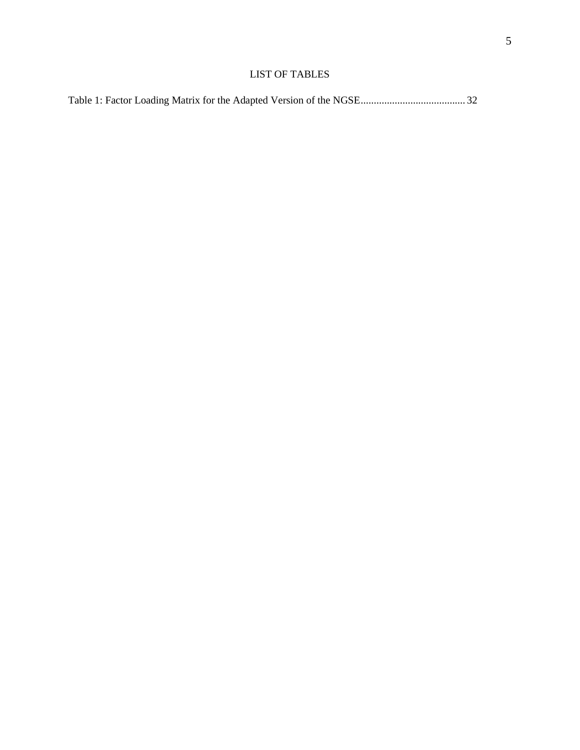# LIST OF TABLES

Table 1: Factor Loading Matrix for the Adapted Version of the NGSE........................................ 32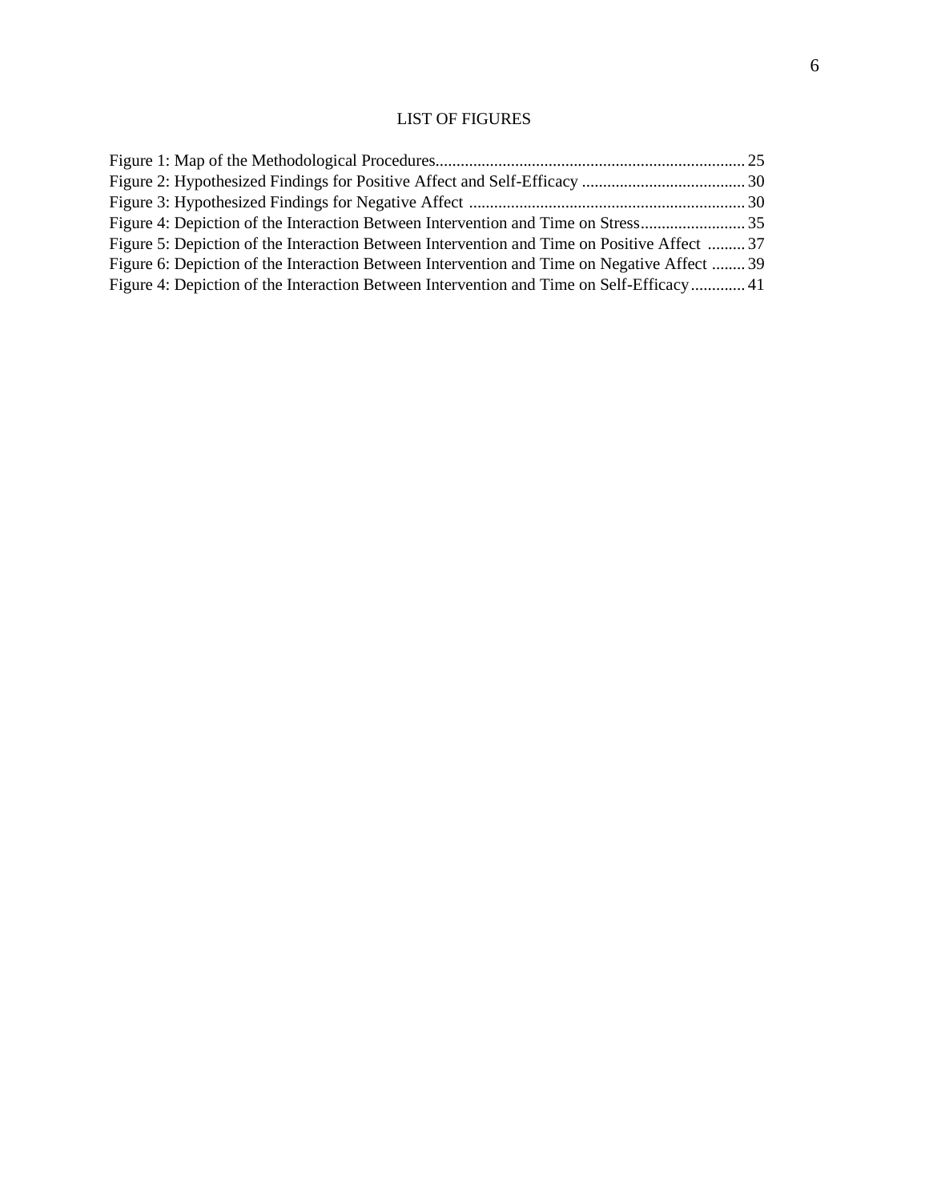# LIST OF FIGURES

Figure 1: Map of the Methodological Procedures.......................................................................... 25
Figure 2: Hypothesized Findings for Positive Affect and Self-Efficacy ....................................... 30
Figure 3: Hypothesized Findings for Negative Affect .................................................................. 30
Figure 4: Depiction of the Interaction Between Intervention and Time on Stress......................... 35
Figure 5: Depiction of the Interaction Between Intervention and Time on Positive Affect ......... 37
Figure 6: Depiction of the Interaction Between Intervention and Time on Negative Affect ........ 39
Figure 4: Depiction of the Interaction Between Intervention and Time on Self-Efficacy............. 41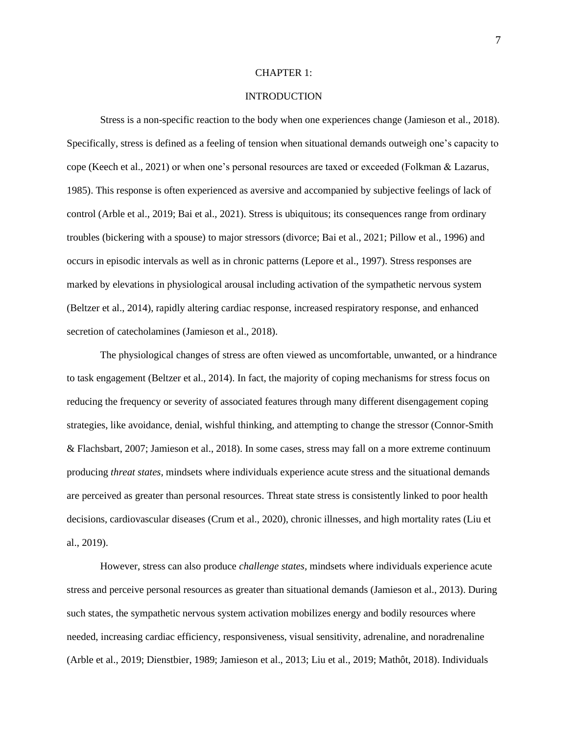# CHAPTER 1:

# INTRODUCTION

Stress is a non-specific reaction to the body when one experiences change (Jamieson et al., 2018). Specifically, stress is defined as a feeling of tension when situational demands outweigh one's capacity to cope (Keech et al., 2021) or when one's personal resources are taxed or exceeded (Folkman & Lazarus, 1985). This response is often experienced as aversive and accompanied by subjective feelings of lack of control (Arble et al., 2019; Bai et al., 2021). Stress is ubiquitous; its consequences range from ordinary troubles (bickering with a spouse) to major stressors (divorce; Bai et al., 2021; Pillow et al., 1996) and occurs in episodic intervals as well as in chronic patterns (Lepore et al., 1997). Stress responses are marked by elevations in physiological arousal including activation of the sympathetic nervous system (Beltzer et al., 2014), rapidly altering cardiac response, increased respiratory response, and enhanced secretion of catecholamines (Jamieson et al., 2018).

The physiological changes of stress are often viewed as uncomfortable, unwanted, or a hindrance to task engagement (Beltzer et al., 2014). In fact, the majority of coping mechanisms for stress focus on reducing the frequency or severity of associated features through many different disengagement coping strategies, like avoidance, denial, wishful thinking, and attempting to change the stressor (Connor-Smith & Flachsbart, 2007; Jamieson et al., 2018). In some cases, stress may fall on a more extreme continuum producing *threat states*, mindsets where individuals experience acute stress and the situational demands are perceived as greater than personal resources. Threat state stress is consistently linked to poor health decisions, cardiovascular diseases (Crum et al., 2020), chronic illnesses, and high mortality rates (Liu et al., 2019).

However, stress can also produce *challenge states*, mindsets where individuals experience acute stress and perceive personal resources as greater than situational demands (Jamieson et al., 2013). During such states, the sympathetic nervous system activation mobilizes energy and bodily resources where needed, increasing cardiac efficiency, responsiveness, visual sensitivity, adrenaline, and noradrenaline (Arble et al., 2019; Dienstbier, 1989; Jamieson et al., 2013; Liu et al., 2019; Mathôt, 2018). Individuals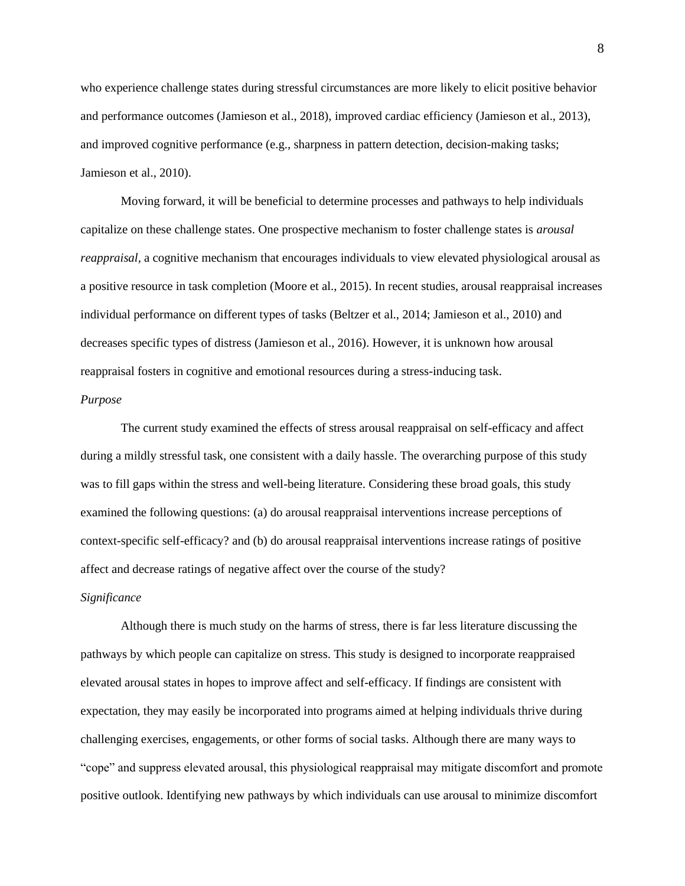who experience challenge states during stressful circumstances are more likely to elicit positive behavior and performance outcomes (Jamieson et al., 2018), improved cardiac efficiency (Jamieson et al., 2013), and improved cognitive performance (e.g., sharpness in pattern detection, decision-making tasks; Jamieson et al., 2010).

Moving forward, it will be beneficial to determine processes and pathways to help individuals capitalize on these challenge states. One prospective mechanism to foster challenge states is *arousal reappraisal*, a cognitive mechanism that encourages individuals to view elevated physiological arousal as a positive resource in task completion (Moore et al., 2015). In recent studies, arousal reappraisal increases individual performance on different types of tasks (Beltzer et al., 2014; Jamieson et al., 2010) and decreases specific types of distress (Jamieson et al., 2016). However, it is unknown how arousal reappraisal fosters in cognitive and emotional resources during a stress-inducing task.

### *Purpose*

The current study examined the effects of stress arousal reappraisal on self-efficacy and affect during a mildly stressful task, one consistent with a daily hassle. The overarching purpose of this study was to fill gaps within the stress and well-being literature. Considering these broad goals, this study examined the following questions: (a) do arousal reappraisal interventions increase perceptions of context-specific self-efficacy? and (b) do arousal reappraisal interventions increase ratings of positive affect and decrease ratings of negative affect over the course of the study?

### *Significance*

Although there is much study on the harms of stress, there is far less literature discussing the pathways by which people can capitalize on stress. This study is designed to incorporate reappraised elevated arousal states in hopes to improve affect and self-efficacy. If findings are consistent with expectation, they may easily be incorporated into programs aimed at helping individuals thrive during challenging exercises, engagements, or other forms of social tasks. Although there are many ways to "cope" and suppress elevated arousal, this physiological reappraisal may mitigate discomfort and promote positive outlook. Identifying new pathways by which individuals can use arousal to minimize discomfort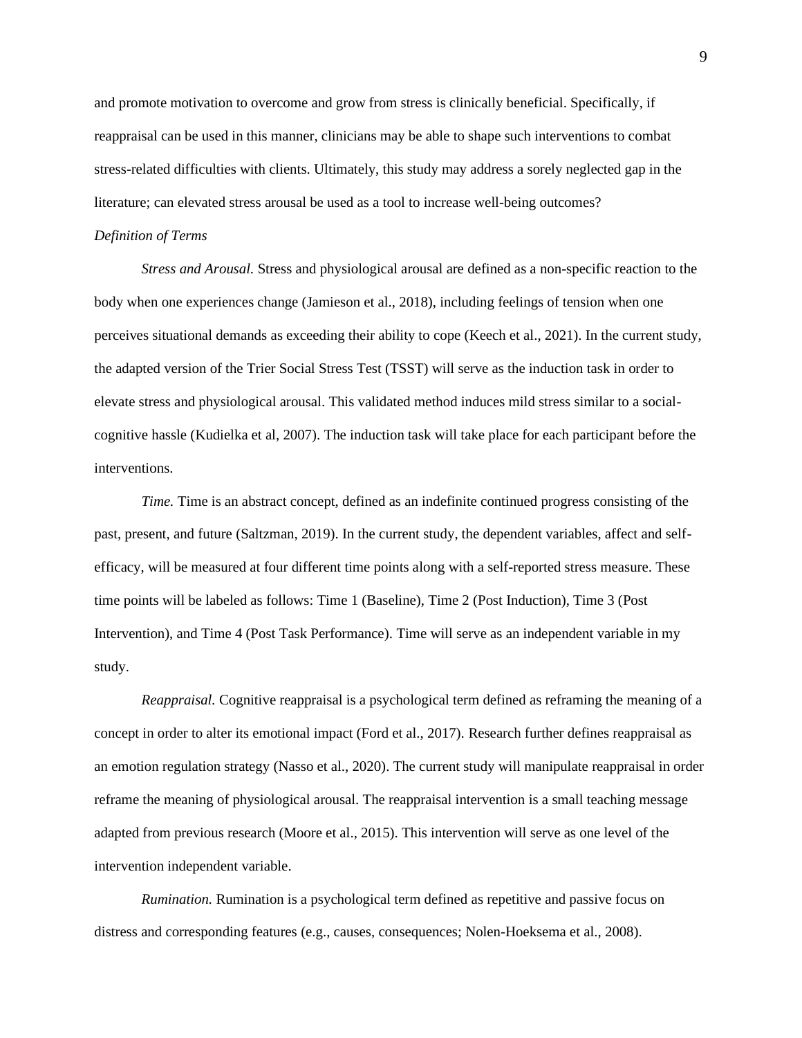and promote motivation to overcome and grow from stress is clinically beneficial. Specifically, if reappraisal can be used in this manner, clinicians may be able to shape such interventions to combat stress-related difficulties with clients. Ultimately, this study may address a sorely neglected gap in the literature; can elevated stress arousal be used as a tool to increase well-being outcomes?

### *Definition of Terms*

*Stress and Arousal.* Stress and physiological arousal are defined as a non-specific reaction to the body when one experiences change (Jamieson et al., 2018), including feelings of tension when one perceives situational demands as exceeding their ability to cope (Keech et al., 2021). In the current study, the adapted version of the Trier Social Stress Test (TSST) will serve as the induction task in order to elevate stress and physiological arousal. This validated method induces mild stress similar to a social-cognitive hassle (Kudielka et al, 2007). The induction task will take place for each participant before the interventions.

*Time.* Time is an abstract concept, defined as an indefinite continued progress consisting of the past, present, and future (Saltzman, 2019). In the current study, the dependent variables, affect and self-efficacy, will be measured at four different time points along with a self-reported stress measure. These time points will be labeled as follows: Time 1 (Baseline), Time 2 (Post Induction), Time 3 (Post Intervention), and Time 4 (Post Task Performance). Time will serve as an independent variable in my study.

*Reappraisal.* Cognitive reappraisal is a psychological term defined as reframing the meaning of a concept in order to alter its emotional impact (Ford et al., 2017). Research further defines reappraisal as an emotion regulation strategy (Nasso et al., 2020). The current study will manipulate reappraisal in order reframe the meaning of physiological arousal. The reappraisal intervention is a small teaching message adapted from previous research (Moore et al., 2015). This intervention will serve as one level of the intervention independent variable.

*Rumination.* Rumination is a psychological term defined as repetitive and passive focus on distress and corresponding features (e.g., causes, consequences; Nolen-Hoeksema et al., 2008).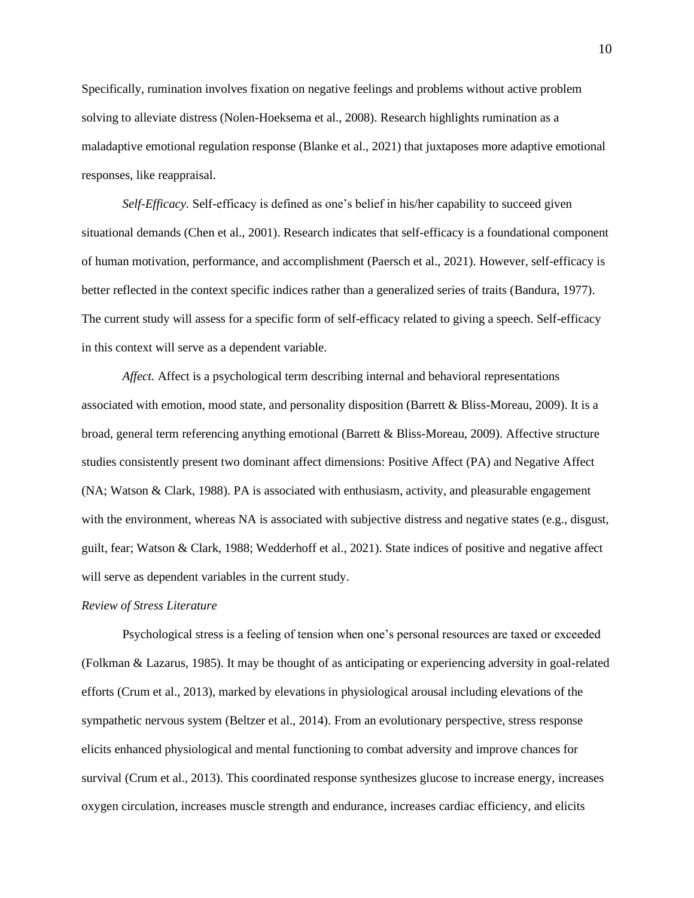Specifically, rumination involves fixation on negative feelings and problems without active problem solving to alleviate distress (Nolen-Hoeksema et al., 2008). Research highlights rumination as a maladaptive emotional regulation response (Blanke et al., 2021) that juxtaposes more adaptive emotional responses, like reappraisal.

*Self-Efficacy.* Self-efficacy is defined as one's belief in his/her capability to succeed given situational demands (Chen et al., 2001). Research indicates that self-efficacy is a foundational component of human motivation, performance, and accomplishment (Paersch et al., 2021). However, self-efficacy is better reflected in the context specific indices rather than a generalized series of traits (Bandura, 1977). The current study will assess for a specific form of self-efficacy related to giving a speech. Self-efficacy in this context will serve as a dependent variable.

*Affect.* Affect is a psychological term describing internal and behavioral representations associated with emotion, mood state, and personality disposition (Barrett & Bliss-Moreau, 2009). It is a broad, general term referencing anything emotional (Barrett & Bliss-Moreau, 2009). Affective structure studies consistently present two dominant affect dimensions: Positive Affect (PA) and Negative Affect (NA; Watson & Clark, 1988). PA is associated with enthusiasm, activity, and pleasurable engagement with the environment, whereas NA is associated with subjective distress and negative states (e.g., disgust, guilt, fear; Watson & Clark, 1988; Wedderhoff et al., 2021). State indices of positive and negative affect will serve as dependent variables in the current study.

*Review of Stress Literature*

Psychological stress is a feeling of tension when one's personal resources are taxed or exceeded (Folkman & Lazarus, 1985). It may be thought of as anticipating or experiencing adversity in goal-related efforts (Crum et al., 2013), marked by elevations in physiological arousal including elevations of the sympathetic nervous system (Beltzer et al., 2014). From an evolutionary perspective, stress response elicits enhanced physiological and mental functioning to combat adversity and improve chances for survival (Crum et al., 2013). This coordinated response synthesizes glucose to increase energy, increases oxygen circulation, increases muscle strength and endurance, increases cardiac efficiency, and elicits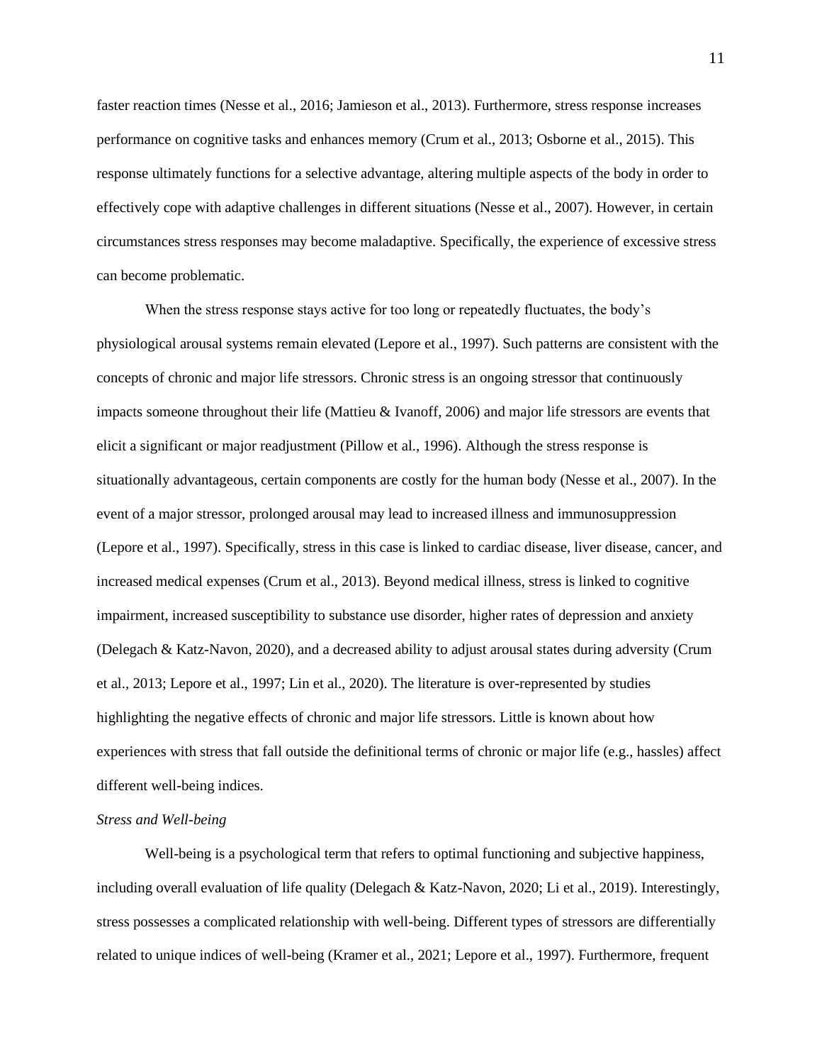faster reaction times (Nesse et al., 2016; Jamieson et al., 2013). Furthermore, stress response increases performance on cognitive tasks and enhances memory (Crum et al., 2013; Osborne et al., 2015). This response ultimately functions for a selective advantage, altering multiple aspects of the body in order to effectively cope with adaptive challenges in different situations (Nesse et al., 2007). However, in certain circumstances stress responses may become maladaptive. Specifically, the experience of excessive stress can become problematic.

When the stress response stays active for too long or repeatedly fluctuates, the body's physiological arousal systems remain elevated (Lepore et al., 1997). Such patterns are consistent with the concepts of chronic and major life stressors. Chronic stress is an ongoing stressor that continuously impacts someone throughout their life (Mattieu & Ivanoff, 2006) and major life stressors are events that elicit a significant or major readjustment (Pillow et al., 1996). Although the stress response is situationally advantageous, certain components are costly for the human body (Nesse et al., 2007). In the event of a major stressor, prolonged arousal may lead to increased illness and immunosuppression (Lepore et al., 1997). Specifically, stress in this case is linked to cardiac disease, liver disease, cancer, and increased medical expenses (Crum et al., 2013). Beyond medical illness, stress is linked to cognitive impairment, increased susceptibility to substance use disorder, higher rates of depression and anxiety (Delegach & Katz-Navon, 2020), and a decreased ability to adjust arousal states during adversity (Crum et al., 2013; Lepore et al., 1997; Lin et al., 2020). The literature is over-represented by studies highlighting the negative effects of chronic and major life stressors. Little is known about how experiences with stress that fall outside the definitional terms of chronic or major life (e.g., hassles) affect different well-being indices.

*Stress and Well-being*

Well-being is a psychological term that refers to optimal functioning and subjective happiness, including overall evaluation of life quality (Delegach & Katz-Navon, 2020; Li et al., 2019). Interestingly, stress possesses a complicated relationship with well-being. Different types of stressors are differentially related to unique indices of well-being (Kramer et al., 2021; Lepore et al., 1997). Furthermore, frequent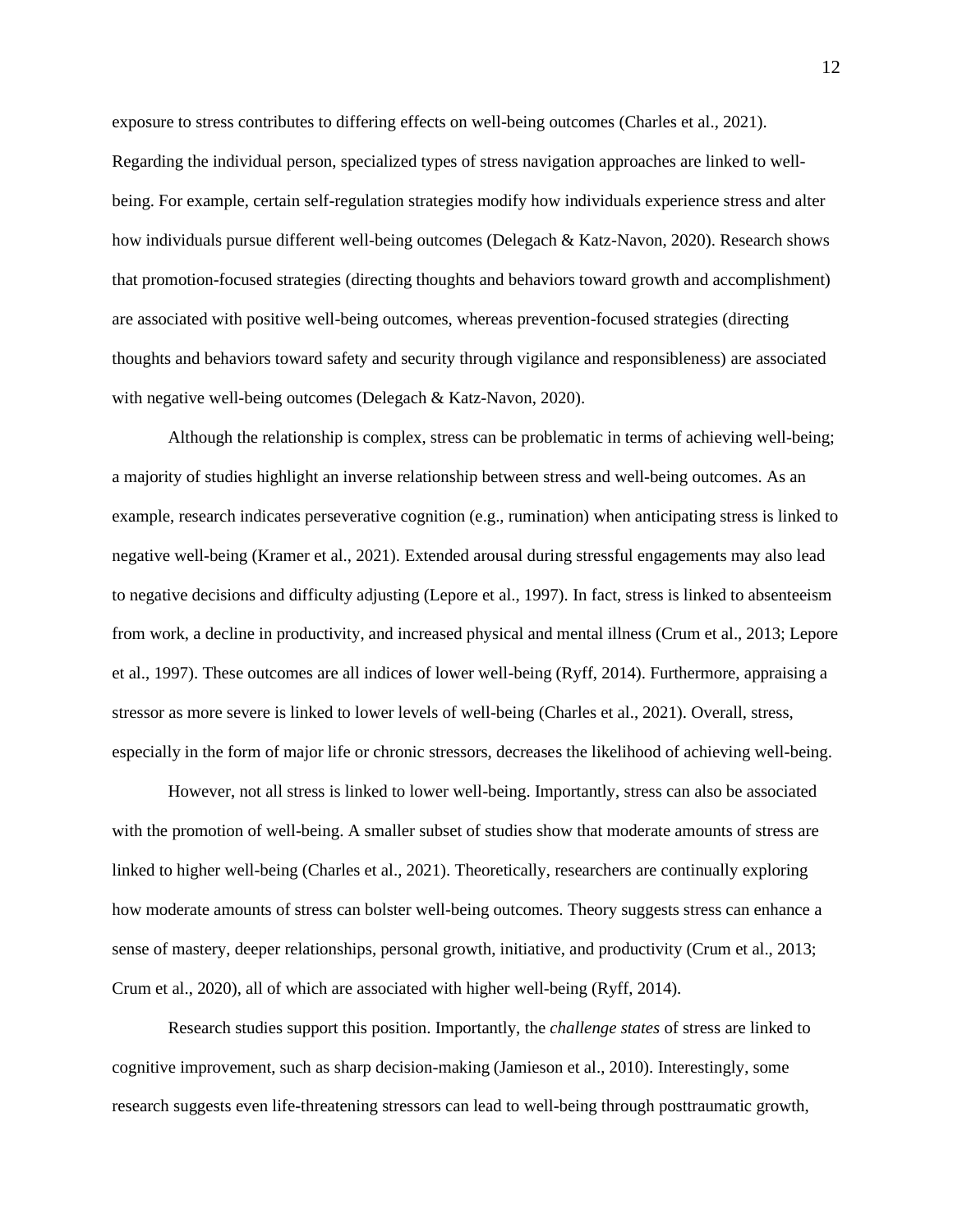exposure to stress contributes to differing effects on well-being outcomes (Charles et al., 2021). Regarding the individual person, specialized types of stress navigation approaches are linked to well-being. For example, certain self-regulation strategies modify how individuals experience stress and alter how individuals pursue different well-being outcomes (Delegach & Katz-Navon, 2020). Research shows that promotion-focused strategies (directing thoughts and behaviors toward growth and accomplishment) are associated with positive well-being outcomes, whereas prevention-focused strategies (directing thoughts and behaviors toward safety and security through vigilance and responsibleness) are associated with negative well-being outcomes (Delegach & Katz-Navon, 2020).

Although the relationship is complex, stress can be problematic in terms of achieving well-being; a majority of studies highlight an inverse relationship between stress and well-being outcomes. As an example, research indicates perseverative cognition (e.g., rumination) when anticipating stress is linked to negative well-being (Kramer et al., 2021). Extended arousal during stressful engagements may also lead to negative decisions and difficulty adjusting (Lepore et al., 1997). In fact, stress is linked to absenteeism from work, a decline in productivity, and increased physical and mental illness (Crum et al., 2013; Lepore et al., 1997). These outcomes are all indices of lower well-being (Ryff, 2014). Furthermore, appraising a stressor as more severe is linked to lower levels of well-being (Charles et al., 2021). Overall, stress, especially in the form of major life or chronic stressors, decreases the likelihood of achieving well-being.

However, not all stress is linked to lower well-being. Importantly, stress can also be associated with the promotion of well-being. A smaller subset of studies show that moderate amounts of stress are linked to higher well-being (Charles et al., 2021). Theoretically, researchers are continually exploring how moderate amounts of stress can bolster well-being outcomes. Theory suggests stress can enhance a sense of mastery, deeper relationships, personal growth, initiative, and productivity (Crum et al., 2013; Crum et al., 2020), all of which are associated with higher well-being (Ryff, 2014).

Research studies support this position. Importantly, the *challenge states* of stress are linked to cognitive improvement, such as sharp decision-making (Jamieson et al., 2010). Interestingly, some research suggests even life-threatening stressors can lead to well-being through posttraumatic growth,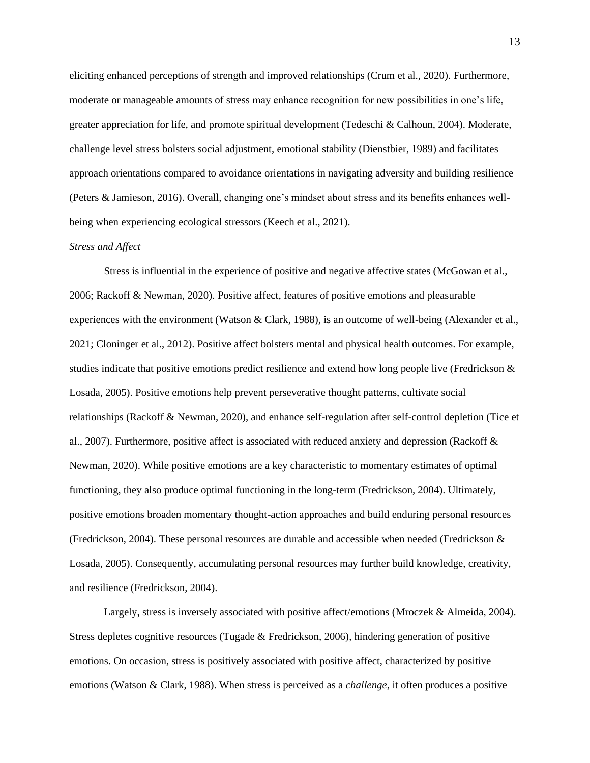eliciting enhanced perceptions of strength and improved relationships (Crum et al., 2020). Furthermore, moderate or manageable amounts of stress may enhance recognition for new possibilities in one's life, greater appreciation for life, and promote spiritual development (Tedeschi & Calhoun, 2004). Moderate, challenge level stress bolsters social adjustment, emotional stability (Dienstbier, 1989) and facilitates approach orientations compared to avoidance orientations in navigating adversity and building resilience (Peters & Jamieson, 2016). Overall, changing one's mindset about stress and its benefits enhances well-being when experiencing ecological stressors (Keech et al., 2021).

### *Stress and Affect*

Stress is influential in the experience of positive and negative affective states (McGowan et al., 2006; Rackoff & Newman, 2020). Positive affect, features of positive emotions and pleasurable experiences with the environment (Watson & Clark, 1988), is an outcome of well-being (Alexander et al., 2021; Cloninger et al., 2012). Positive affect bolsters mental and physical health outcomes. For example, studies indicate that positive emotions predict resilience and extend how long people live (Fredrickson & Losada, 2005). Positive emotions help prevent perseverative thought patterns, cultivate social relationships (Rackoff & Newman, 2020), and enhance self-regulation after self-control depletion (Tice et al., 2007). Furthermore, positive affect is associated with reduced anxiety and depression (Rackoff & Newman, 2020). While positive emotions are a key characteristic to momentary estimates of optimal functioning, they also produce optimal functioning in the long-term (Fredrickson, 2004). Ultimately, positive emotions broaden momentary thought-action approaches and build enduring personal resources (Fredrickson, 2004). These personal resources are durable and accessible when needed (Fredrickson & Losada, 2005). Consequently, accumulating personal resources may further build knowledge, creativity, and resilience (Fredrickson, 2004).

Largely, stress is inversely associated with positive affect/emotions (Mroczek & Almeida, 2004). Stress depletes cognitive resources (Tugade & Fredrickson, 2006), hindering generation of positive emotions. On occasion, stress is positively associated with positive affect, characterized by positive emotions (Watson & Clark, 1988). When stress is perceived as a *challenge*, it often produces a positive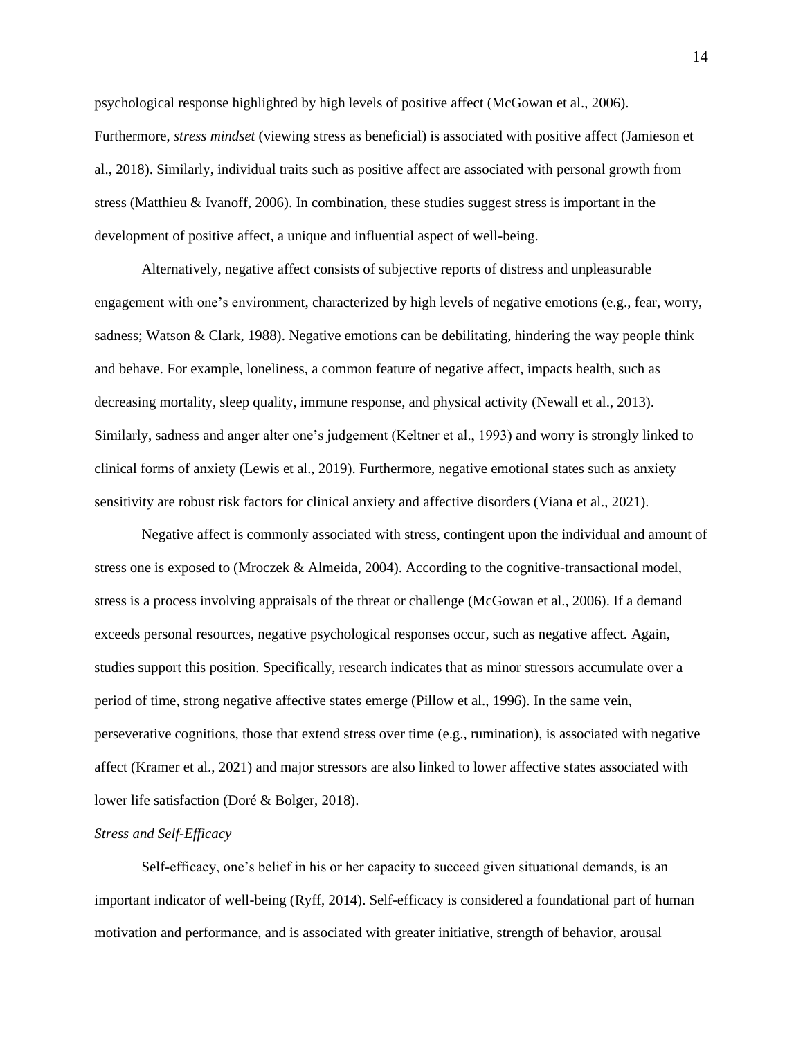psychological response highlighted by high levels of positive affect (McGowan et al., 2006). Furthermore, *stress mindset* (viewing stress as beneficial) is associated with positive affect (Jamieson et al., 2018). Similarly, individual traits such as positive affect are associated with personal growth from stress (Matthieu & Ivanoff, 2006). In combination, these studies suggest stress is important in the development of positive affect, a unique and influential aspect of well-being.

Alternatively, negative affect consists of subjective reports of distress and unpleasurable engagement with one's environment, characterized by high levels of negative emotions (e.g., fear, worry, sadness; Watson & Clark, 1988). Negative emotions can be debilitating, hindering the way people think and behave. For example, loneliness, a common feature of negative affect, impacts health, such as decreasing mortality, sleep quality, immune response, and physical activity (Newall et al., 2013). Similarly, sadness and anger alter one's judgement (Keltner et al., 1993) and worry is strongly linked to clinical forms of anxiety (Lewis et al., 2019). Furthermore, negative emotional states such as anxiety sensitivity are robust risk factors for clinical anxiety and affective disorders (Viana et al., 2021).

Negative affect is commonly associated with stress, contingent upon the individual and amount of stress one is exposed to (Mroczek & Almeida, 2004). According to the cognitive-transactional model, stress is a process involving appraisals of the threat or challenge (McGowan et al., 2006). If a demand exceeds personal resources, negative psychological responses occur, such as negative affect. Again, studies support this position. Specifically, research indicates that as minor stressors accumulate over a period of time, strong negative affective states emerge (Pillow et al., 1996). In the same vein, perseverative cognitions, those that extend stress over time (e.g., rumination), is associated with negative affect (Kramer et al., 2021) and major stressors are also linked to lower affective states associated with lower life satisfaction (Doré & Bolger, 2018).

### *Stress and Self-Efficacy*

Self-efficacy, one's belief in his or her capacity to succeed given situational demands, is an important indicator of well-being (Ryff, 2014). Self-efficacy is considered a foundational part of human motivation and performance, and is associated with greater initiative, strength of behavior, arousal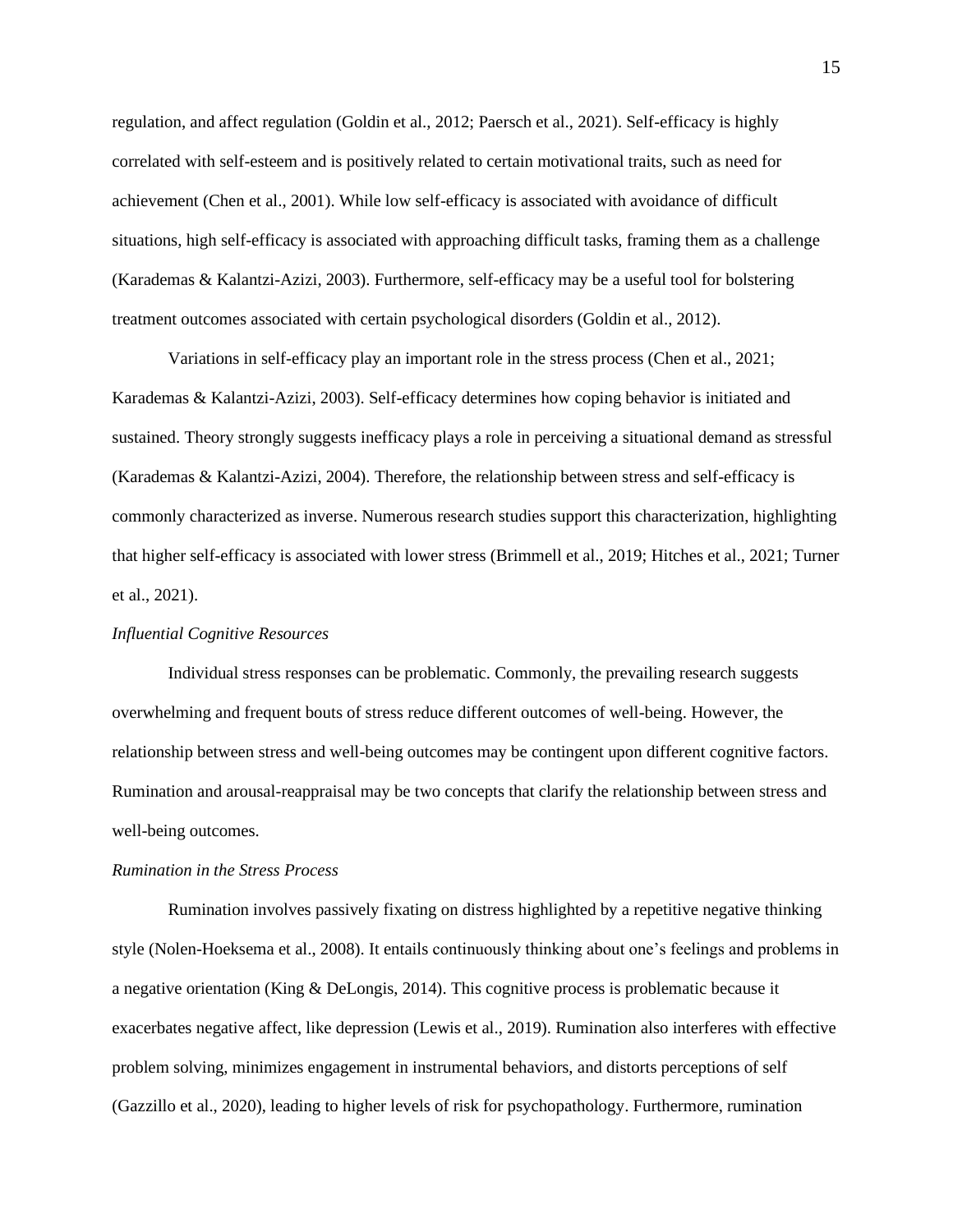regulation, and affect regulation (Goldin et al., 2012; Paersch et al., 2021). Self-efficacy is highly correlated with self-esteem and is positively related to certain motivational traits, such as need for achievement (Chen et al., 2001). While low self-efficacy is associated with avoidance of difficult situations, high self-efficacy is associated with approaching difficult tasks, framing them as a challenge (Karademas & Kalantzi-Azizi, 2003). Furthermore, self-efficacy may be a useful tool for bolstering treatment outcomes associated with certain psychological disorders (Goldin et al., 2012).

Variations in self-efficacy play an important role in the stress process (Chen et al., 2021; Karademas & Kalantzi-Azizi, 2003). Self-efficacy determines how coping behavior is initiated and sustained. Theory strongly suggests inefficacy plays a role in perceiving a situational demand as stressful (Karademas & Kalantzi-Azizi, 2004). Therefore, the relationship between stress and self-efficacy is commonly characterized as inverse. Numerous research studies support this characterization, highlighting that higher self-efficacy is associated with lower stress (Brimmell et al., 2019; Hitches et al., 2021; Turner et al., 2021).

### *Influential Cognitive Resources*

Individual stress responses can be problematic. Commonly, the prevailing research suggests overwhelming and frequent bouts of stress reduce different outcomes of well-being. However, the relationship between stress and well-being outcomes may be contingent upon different cognitive factors. Rumination and arousal-reappraisal may be two concepts that clarify the relationship between stress and well-being outcomes.

### *Rumination in the Stress Process*

Rumination involves passively fixating on distress highlighted by a repetitive negative thinking style (Nolen-Hoeksema et al., 2008). It entails continuously thinking about one's feelings and problems in a negative orientation (King & DeLongis, 2014). This cognitive process is problematic because it exacerbates negative affect, like depression (Lewis et al., 2019). Rumination also interferes with effective problem solving, minimizes engagement in instrumental behaviors, and distorts perceptions of self (Gazzillo et al., 2020), leading to higher levels of risk for psychopathology. Furthermore, rumination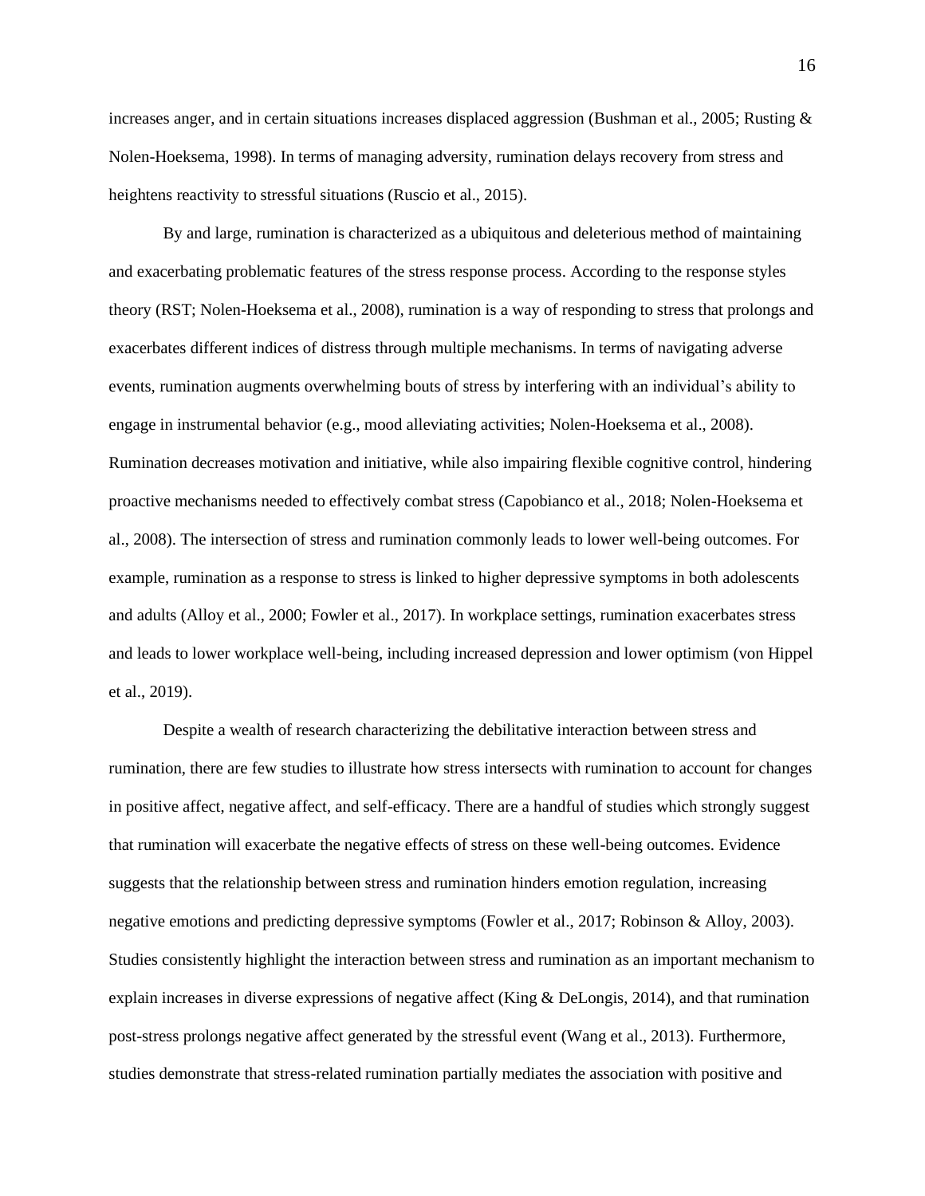increases anger, and in certain situations increases displaced aggression (Bushman et al., 2005; Rusting & Nolen-Hoeksema, 1998). In terms of managing adversity, rumination delays recovery from stress and heightens reactivity to stressful situations (Ruscio et al., 2015).

By and large, rumination is characterized as a ubiquitous and deleterious method of maintaining and exacerbating problematic features of the stress response process. According to the response styles theory (RST; Nolen-Hoeksema et al., 2008), rumination is a way of responding to stress that prolongs and exacerbates different indices of distress through multiple mechanisms. In terms of navigating adverse events, rumination augments overwhelming bouts of stress by interfering with an individual's ability to engage in instrumental behavior (e.g., mood alleviating activities; Nolen-Hoeksema et al., 2008). Rumination decreases motivation and initiative, while also impairing flexible cognitive control, hindering proactive mechanisms needed to effectively combat stress (Capobianco et al., 2018; Nolen-Hoeksema et al., 2008). The intersection of stress and rumination commonly leads to lower well-being outcomes. For example, rumination as a response to stress is linked to higher depressive symptoms in both adolescents and adults (Alloy et al., 2000; Fowler et al., 2017). In workplace settings, rumination exacerbates stress and leads to lower workplace well-being, including increased depression and lower optimism (von Hippel et al., 2019).

Despite a wealth of research characterizing the debilitative interaction between stress and rumination, there are few studies to illustrate how stress intersects with rumination to account for changes in positive affect, negative affect, and self-efficacy. There are a handful of studies which strongly suggest that rumination will exacerbate the negative effects of stress on these well-being outcomes. Evidence suggests that the relationship between stress and rumination hinders emotion regulation, increasing negative emotions and predicting depressive symptoms (Fowler et al., 2017; Robinson & Alloy, 2003). Studies consistently highlight the interaction between stress and rumination as an important mechanism to explain increases in diverse expressions of negative affect (King & DeLongis, 2014), and that rumination post-stress prolongs negative affect generated by the stressful event (Wang et al., 2013). Furthermore, studies demonstrate that stress-related rumination partially mediates the association with positive and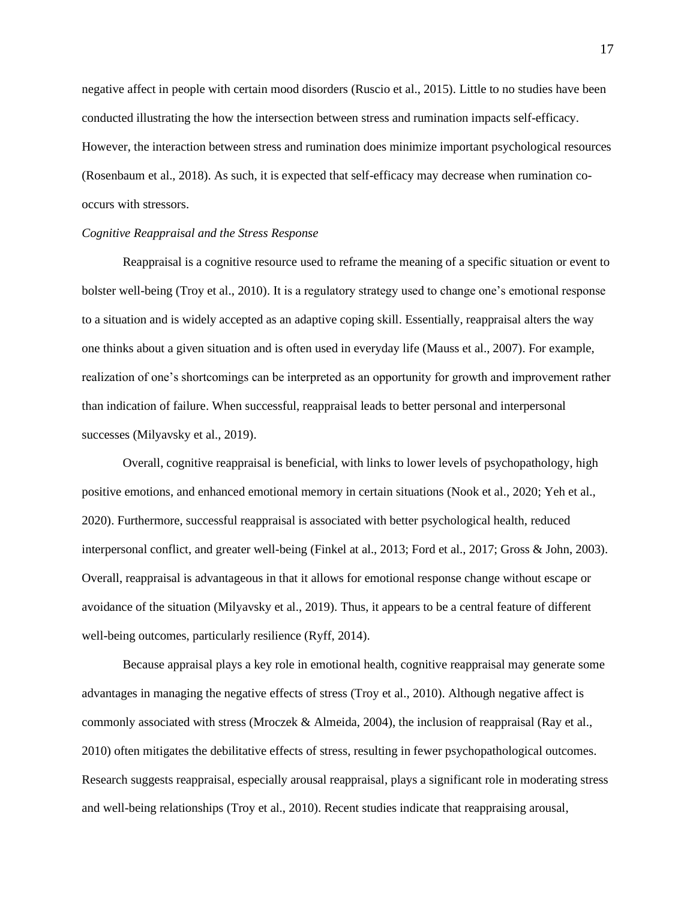negative affect in people with certain mood disorders (Ruscio et al., 2015). Little to no studies have been conducted illustrating the how the intersection between stress and rumination impacts self-efficacy. However, the interaction between stress and rumination does minimize important psychological resources (Rosenbaum et al., 2018). As such, it is expected that self-efficacy may decrease when rumination co-occurs with stressors.

*Cognitive Reappraisal and the Stress Response*

Reappraisal is a cognitive resource used to reframe the meaning of a specific situation or event to bolster well-being (Troy et al., 2010). It is a regulatory strategy used to change one's emotional response to a situation and is widely accepted as an adaptive coping skill. Essentially, reappraisal alters the way one thinks about a given situation and is often used in everyday life (Mauss et al., 2007). For example, realization of one's shortcomings can be interpreted as an opportunity for growth and improvement rather than indication of failure. When successful, reappraisal leads to better personal and interpersonal successes (Milyavsky et al., 2019).

Overall, cognitive reappraisal is beneficial, with links to lower levels of psychopathology, high positive emotions, and enhanced emotional memory in certain situations (Nook et al., 2020; Yeh et al., 2020). Furthermore, successful reappraisal is associated with better psychological health, reduced interpersonal conflict, and greater well-being (Finkel at al., 2013; Ford et al., 2017; Gross & John, 2003). Overall, reappraisal is advantageous in that it allows for emotional response change without escape or avoidance of the situation (Milyavsky et al., 2019). Thus, it appears to be a central feature of different well-being outcomes, particularly resilience (Ryff, 2014).

Because appraisal plays a key role in emotional health, cognitive reappraisal may generate some advantages in managing the negative effects of stress (Troy et al., 2010). Although negative affect is commonly associated with stress (Mroczek & Almeida, 2004), the inclusion of reappraisal (Ray et al., 2010) often mitigates the debilitative effects of stress, resulting in fewer psychopathological outcomes. Research suggests reappraisal, especially arousal reappraisal, plays a significant role in moderating stress and well-being relationships (Troy et al., 2010). Recent studies indicate that reappraising arousal,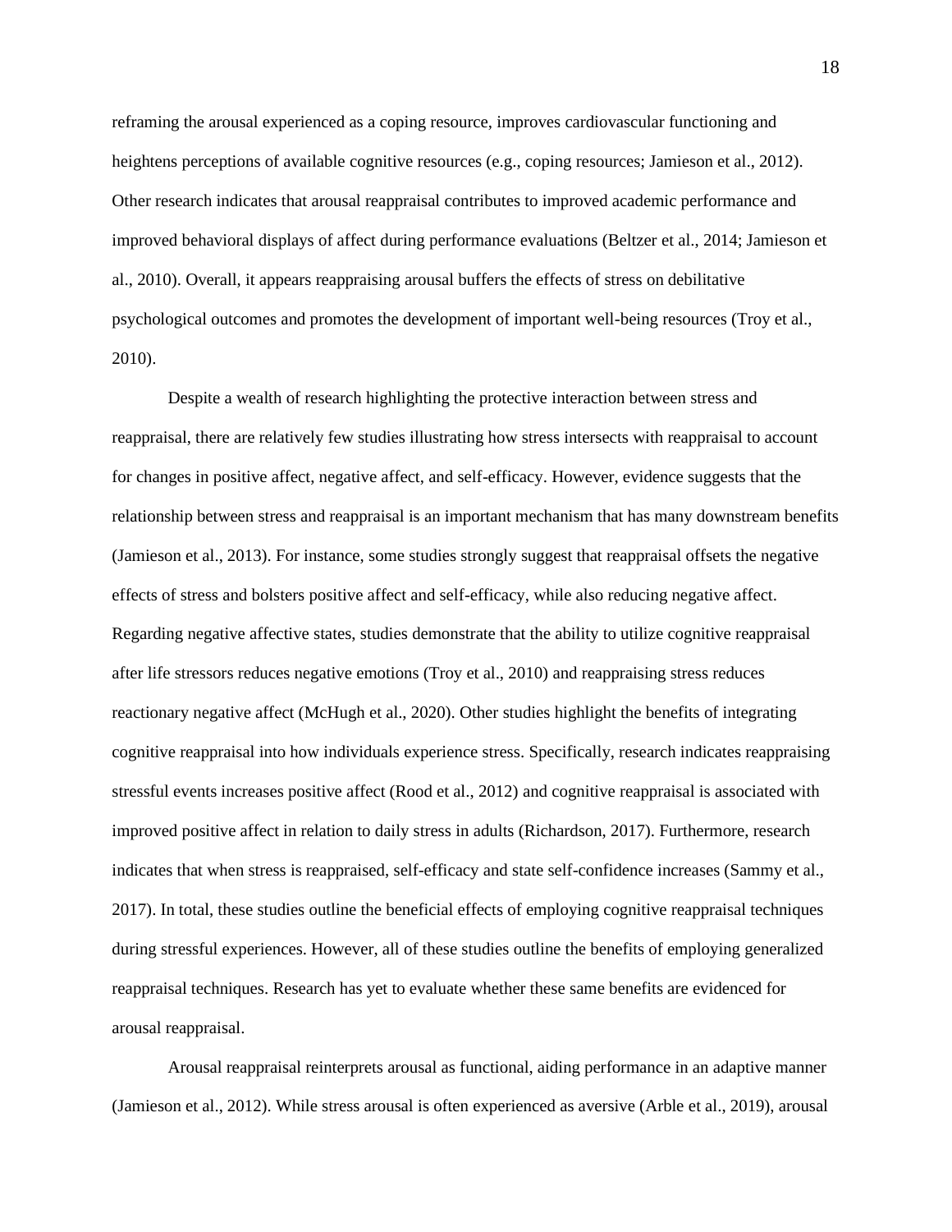reframing the arousal experienced as a coping resource, improves cardiovascular functioning and heightens perceptions of available cognitive resources (e.g., coping resources; Jamieson et al., 2012). Other research indicates that arousal reappraisal contributes to improved academic performance and improved behavioral displays of affect during performance evaluations (Beltzer et al., 2014; Jamieson et al., 2010). Overall, it appears reappraising arousal buffers the effects of stress on debilitative psychological outcomes and promotes the development of important well-being resources (Troy et al., 2010).

Despite a wealth of research highlighting the protective interaction between stress and reappraisal, there are relatively few studies illustrating how stress intersects with reappraisal to account for changes in positive affect, negative affect, and self-efficacy. However, evidence suggests that the relationship between stress and reappraisal is an important mechanism that has many downstream benefits (Jamieson et al., 2013). For instance, some studies strongly suggest that reappraisal offsets the negative effects of stress and bolsters positive affect and self-efficacy, while also reducing negative affect. Regarding negative affective states, studies demonstrate that the ability to utilize cognitive reappraisal after life stressors reduces negative emotions (Troy et al., 2010) and reappraising stress reduces reactionary negative affect (McHugh et al., 2020). Other studies highlight the benefits of integrating cognitive reappraisal into how individuals experience stress. Specifically, research indicates reappraising stressful events increases positive affect (Rood et al., 2012) and cognitive reappraisal is associated with improved positive affect in relation to daily stress in adults (Richardson, 2017). Furthermore, research indicates that when stress is reappraised, self-efficacy and state self-confidence increases (Sammy et al., 2017). In total, these studies outline the beneficial effects of employing cognitive reappraisal techniques during stressful experiences. However, all of these studies outline the benefits of employing generalized reappraisal techniques. Research has yet to evaluate whether these same benefits are evidenced for arousal reappraisal.

Arousal reappraisal reinterprets arousal as functional, aiding performance in an adaptive manner (Jamieson et al., 2012). While stress arousal is often experienced as aversive (Arble et al., 2019), arousal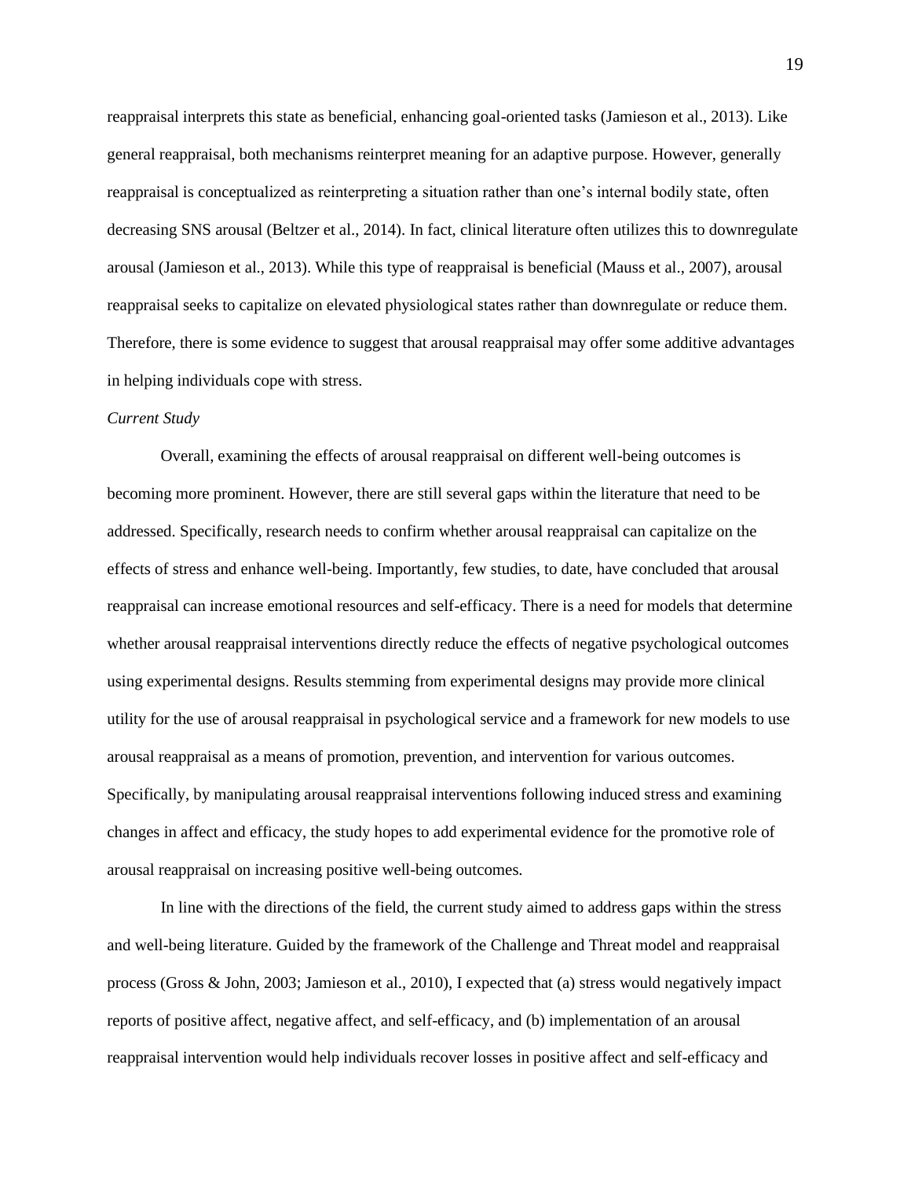reappraisal interprets this state as beneficial, enhancing goal-oriented tasks (Jamieson et al., 2013). Like general reappraisal, both mechanisms reinterpret meaning for an adaptive purpose. However, generally reappraisal is conceptualized as reinterpreting a situation rather than one's internal bodily state, often decreasing SNS arousal (Beltzer et al., 2014). In fact, clinical literature often utilizes this to downregulate arousal (Jamieson et al., 2013). While this type of reappraisal is beneficial (Mauss et al., 2007), arousal reappraisal seeks to capitalize on elevated physiological states rather than downregulate or reduce them. Therefore, there is some evidence to suggest that arousal reappraisal may offer some additive advantages in helping individuals cope with stress.

*Current Study*

Overall, examining the effects of arousal reappraisal on different well-being outcomes is becoming more prominent. However, there are still several gaps within the literature that need to be addressed. Specifically, research needs to confirm whether arousal reappraisal can capitalize on the effects of stress and enhance well-being. Importantly, few studies, to date, have concluded that arousal reappraisal can increase emotional resources and self-efficacy. There is a need for models that determine whether arousal reappraisal interventions directly reduce the effects of negative psychological outcomes using experimental designs. Results stemming from experimental designs may provide more clinical utility for the use of arousal reappraisal in psychological service and a framework for new models to use arousal reappraisal as a means of promotion, prevention, and intervention for various outcomes. Specifically, by manipulating arousal reappraisal interventions following induced stress and examining changes in affect and efficacy, the study hopes to add experimental evidence for the promotive role of arousal reappraisal on increasing positive well-being outcomes.

In line with the directions of the field, the current study aimed to address gaps within the stress and well-being literature. Guided by the framework of the Challenge and Threat model and reappraisal process (Gross & John, 2003; Jamieson et al., 2010), I expected that (a) stress would negatively impact reports of positive affect, negative affect, and self-efficacy, and (b) implementation of an arousal reappraisal intervention would help individuals recover losses in positive affect and self-efficacy and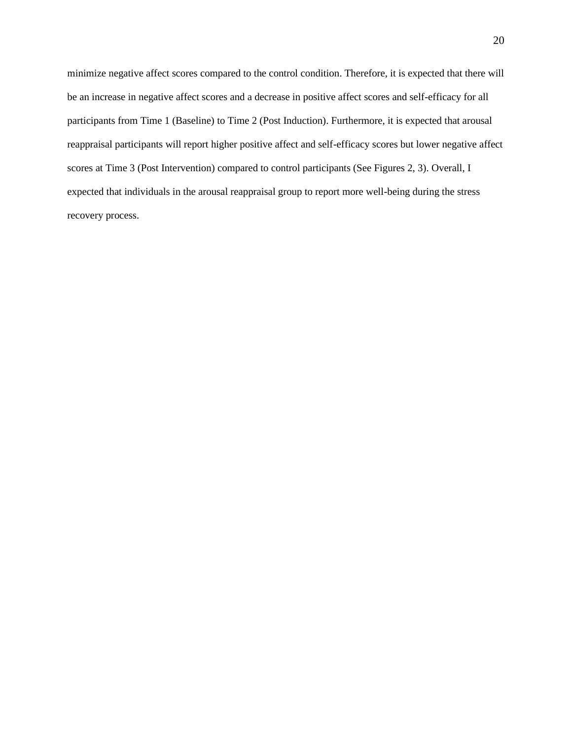minimize negative affect scores compared to the control condition. Therefore, it is expected that there will be an increase in negative affect scores and a decrease in positive affect scores and self-efficacy for all participants from Time 1 (Baseline) to Time 2 (Post Induction). Furthermore, it is expected that arousal reappraisal participants will report higher positive affect and self-efficacy scores but lower negative affect scores at Time 3 (Post Intervention) compared to control participants (See Figures 2, 3). Overall, I expected that individuals in the arousal reappraisal group to report more well-being during the stress recovery process.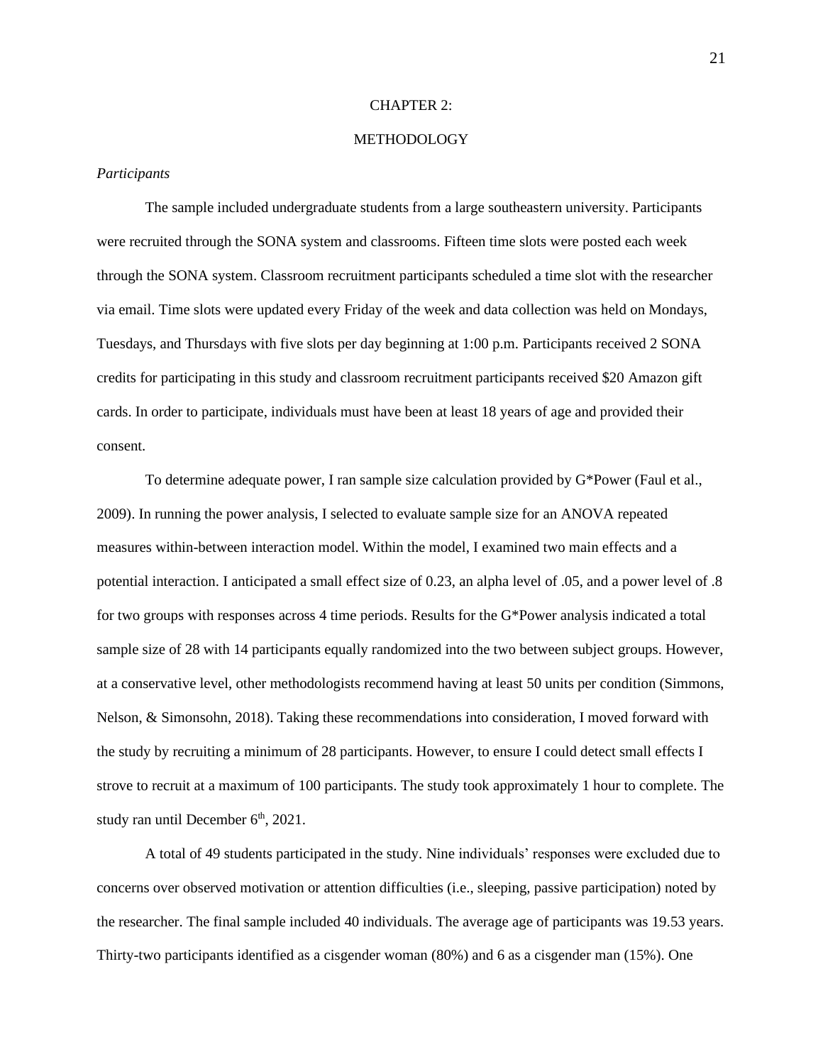# CHAPTER 2:

# METHODOLOGY

*Participants*

The sample included undergraduate students from a large southeastern university. Participants were recruited through the SONA system and classrooms. Fifteen time slots were posted each week through the SONA system. Classroom recruitment participants scheduled a time slot with the researcher via email. Time slots were updated every Friday of the week and data collection was held on Mondays, Tuesdays, and Thursdays with five slots per day beginning at 1:00 p.m. Participants received 2 SONA credits for participating in this study and classroom recruitment participants received $20 Amazon gift cards. In order to participate, individuals must have been at least 18 years of age and provided their consent.

To determine adequate power, I ran sample size calculation provided by G*Power (Faul et al., 2009). In running the power analysis, I selected to evaluate sample size for an ANOVA repeated measures within-between interaction model. Within the model, I examined two main effects and a potential interaction. I anticipated a small effect size of 0.23, an alpha level of .05, and a power level of .8 for two groups with responses across 4 time periods. Results for the G*Power analysis indicated a total sample size of 28 with 14 participants equally randomized into the two between subject groups. However, at a conservative level, other methodologists recommend having at least 50 units per condition (Simmons, Nelson, & Simonsohn, 2018). Taking these recommendations into consideration, I moved forward with the study by recruiting a minimum of 28 participants. However, to ensure I could detect small effects I strove to recruit at a maximum of 100 participants. The study took approximately 1 hour to complete. The study ran until December 6th, 2021.

A total of 49 students participated in the study. Nine individuals' responses were excluded due to concerns over observed motivation or attention difficulties (i.e., sleeping, passive participation) noted by the researcher. The final sample included 40 individuals. The average age of participants was 19.53 years. Thirty-two participants identified as a cisgender woman (80%) and 6 as a cisgender man (15%). One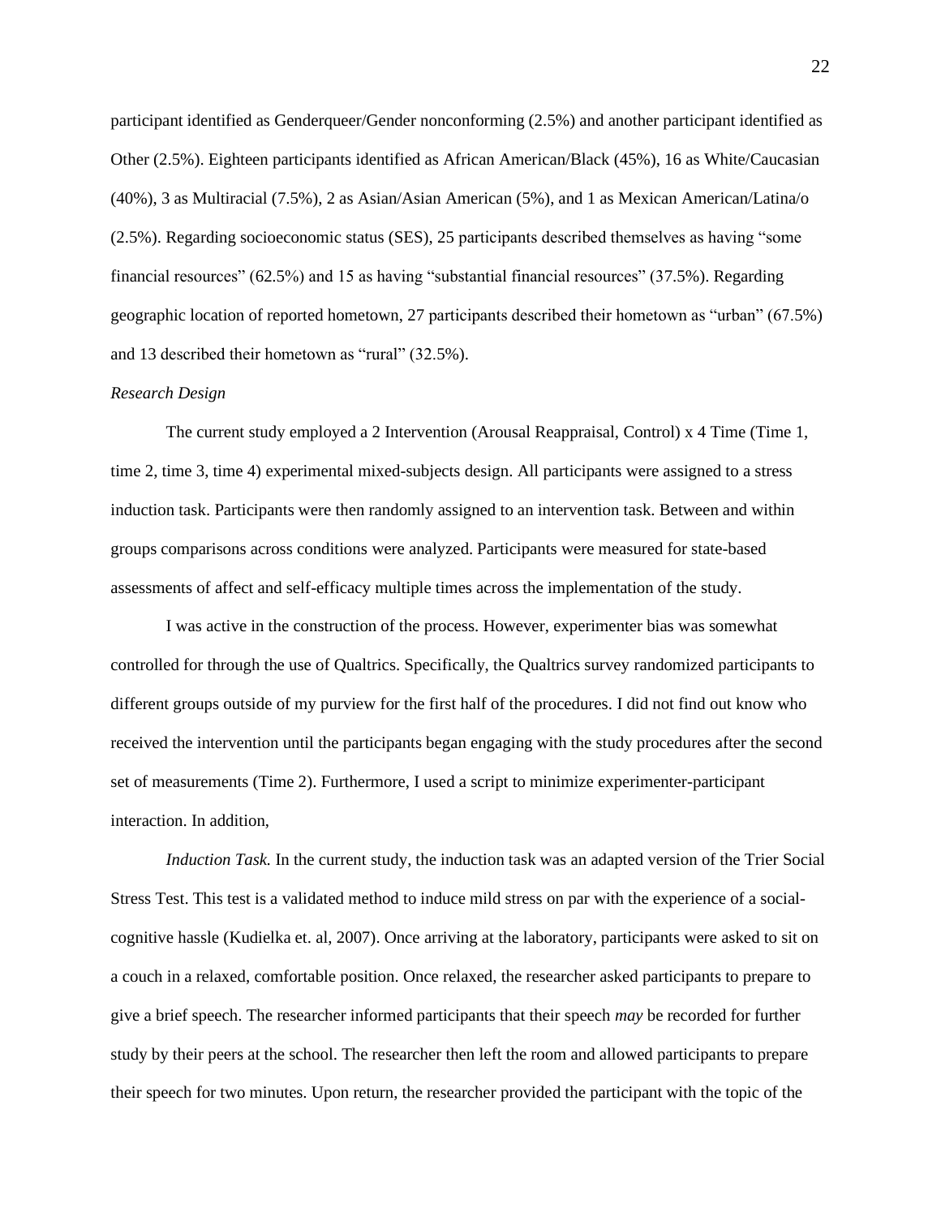participant identified as Genderqueer/Gender nonconforming (2.5%) and another participant identified as Other (2.5%). Eighteen participants identified as African American/Black (45%), 16 as White/Caucasian (40%), 3 as Multiracial (7.5%), 2 as Asian/Asian American (5%), and 1 as Mexican American/Latina/o (2.5%). Regarding socioeconomic status (SES), 25 participants described themselves as having "some financial resources" (62.5%) and 15 as having "substantial financial resources" (37.5%). Regarding geographic location of reported hometown, 27 participants described their hometown as "urban" (67.5%) and 13 described their hometown as "rural" (32.5%).

*Research Design*

The current study employed a 2 Intervention (Arousal Reappraisal, Control) x 4 Time (Time 1, time 2, time 3, time 4) experimental mixed-subjects design. All participants were assigned to a stress induction task. Participants were then randomly assigned to an intervention task. Between and within groups comparisons across conditions were analyzed. Participants were measured for state-based assessments of affect and self-efficacy multiple times across the implementation of the study.

I was active in the construction of the process. However, experimenter bias was somewhat controlled for through the use of Qualtrics. Specifically, the Qualtrics survey randomized participants to different groups outside of my purview for the first half of the procedures. I did not find out know who received the intervention until the participants began engaging with the study procedures after the second set of measurements (Time 2). Furthermore, I used a script to minimize experimenter-participant interaction. In addition,

*Induction Task.* In the current study, the induction task was an adapted version of the Trier Social Stress Test. This test is a validated method to induce mild stress on par with the experience of a social-cognitive hassle (Kudielka et. al, 2007). Once arriving at the laboratory, participants were asked to sit on a couch in a relaxed, comfortable position. Once relaxed, the researcher asked participants to prepare to give a brief speech. The researcher informed participants that their speech *may* be recorded for further study by their peers at the school. The researcher then left the room and allowed participants to prepare their speech for two minutes. Upon return, the researcher provided the participant with the topic of the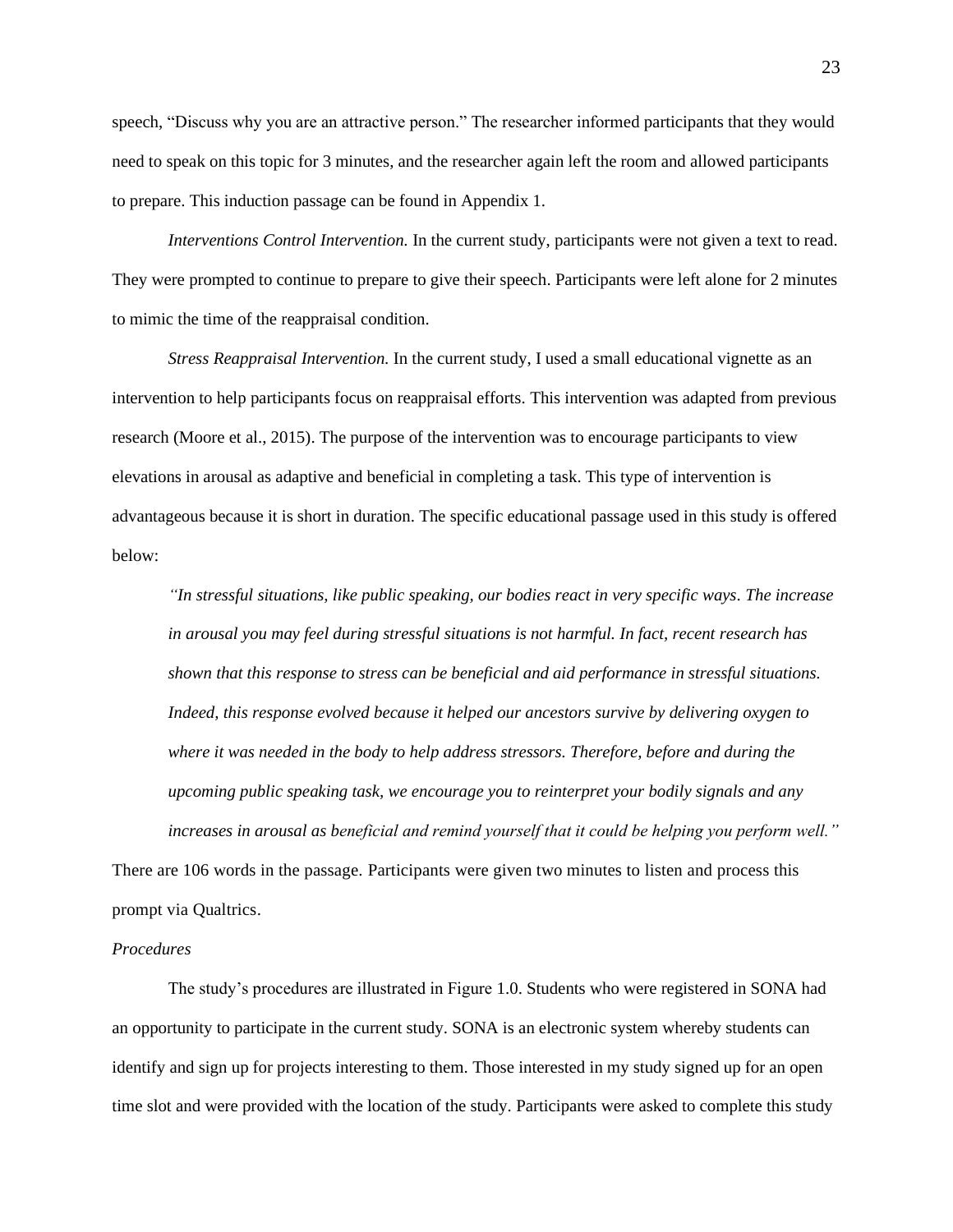speech, "Discuss why you are an attractive person." The researcher informed participants that they would need to speak on this topic for 3 minutes, and the researcher again left the room and allowed participants to prepare. This induction passage can be found in Appendix 1.

*Interventions Control Intervention.* In the current study, participants were not given a text to read. They were prompted to continue to prepare to give their speech. Participants were left alone for 2 minutes to mimic the time of the reappraisal condition.

*Stress Reappraisal Intervention.* In the current study, I used a small educational vignette as an intervention to help participants focus on reappraisal efforts. This intervention was adapted from previous research (Moore et al., 2015). The purpose of the intervention was to encourage participants to view elevations in arousal as adaptive and beneficial in completing a task. This type of intervention is advantageous because it is short in duration. The specific educational passage used in this study is offered below:

> *"In stressful situations, like public speaking, our bodies react in very specific ways. The increase in arousal you may feel during stressful situations is not harmful. In fact, recent research has shown that this response to stress can be beneficial and aid performance in stressful situations. Indeed, this response evolved because it helped our ancestors survive by delivering oxygen to where it was needed in the body to help address stressors. Therefore, before and during the upcoming public speaking task, we encourage you to reinterpret your bodily signals and any increases in arousal as beneficial and remind yourself that it could be helping you perform well."*

There are 106 words in the passage. Participants were given two minutes to listen and process this prompt via Qualtrics.

*Procedures*

The study's procedures are illustrated in Figure 1.0. Students who were registered in SONA had an opportunity to participate in the current study. SONA is an electronic system whereby students can identify and sign up for projects interesting to them. Those interested in my study signed up for an open time slot and were provided with the location of the study. Participants were asked to complete this study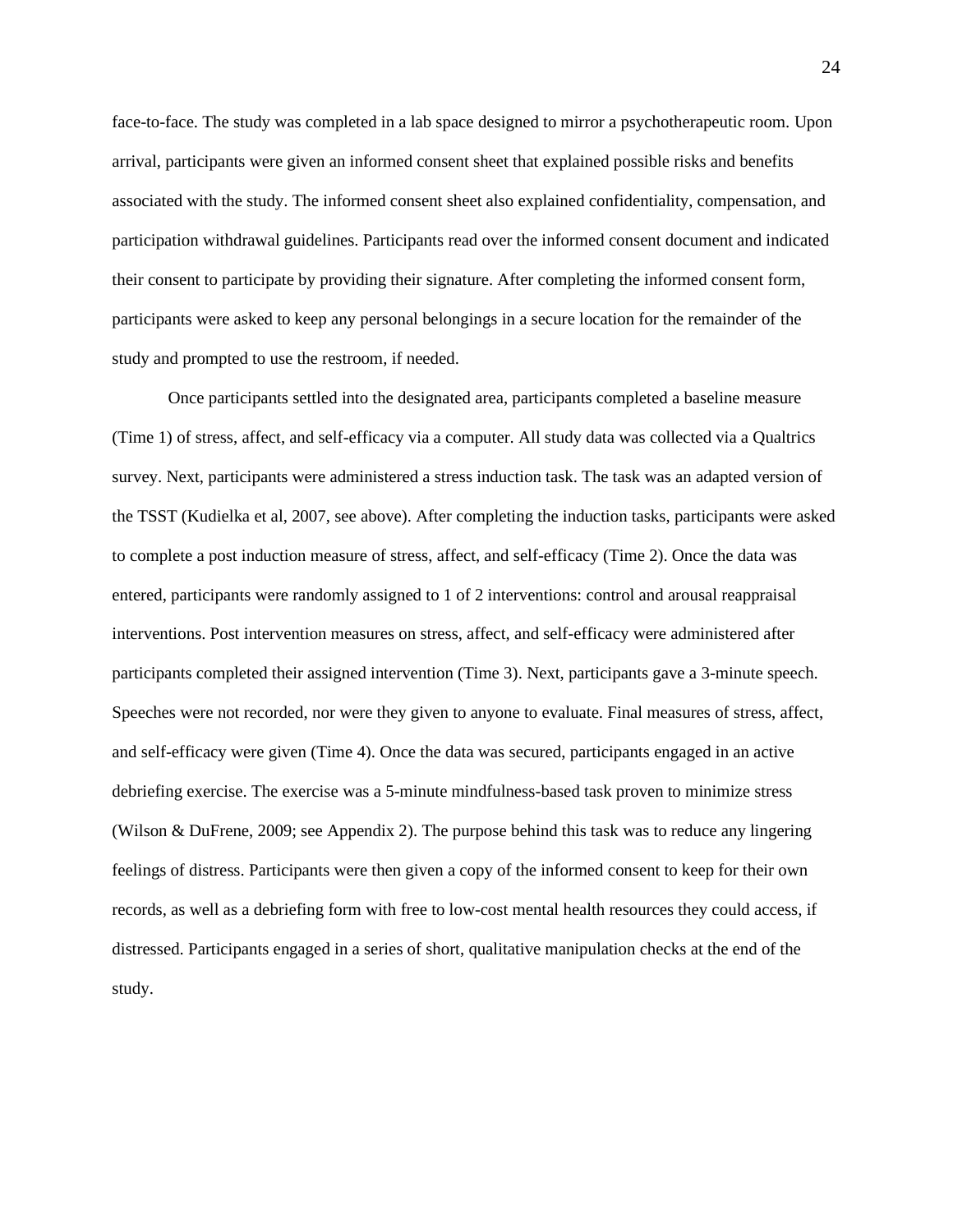face-to-face. The study was completed in a lab space designed to mirror a psychotherapeutic room. Upon arrival, participants were given an informed consent sheet that explained possible risks and benefits associated with the study. The informed consent sheet also explained confidentiality, compensation, and participation withdrawal guidelines. Participants read over the informed consent document and indicated their consent to participate by providing their signature. After completing the informed consent form, participants were asked to keep any personal belongings in a secure location for the remainder of the study and prompted to use the restroom, if needed.

Once participants settled into the designated area, participants completed a baseline measure (Time 1) of stress, affect, and self-efficacy via a computer. All study data was collected via a Qualtrics survey. Next, participants were administered a stress induction task. The task was an adapted version of the TSST (Kudielka et al, 2007, see above). After completing the induction tasks, participants were asked to complete a post induction measure of stress, affect, and self-efficacy (Time 2). Once the data was entered, participants were randomly assigned to 1 of 2 interventions: control and arousal reappraisal interventions. Post intervention measures on stress, affect, and self-efficacy were administered after participants completed their assigned intervention (Time 3). Next, participants gave a 3-minute speech. Speeches were not recorded, nor were they given to anyone to evaluate. Final measures of stress, affect, and self-efficacy were given (Time 4). Once the data was secured, participants engaged in an active debriefing exercise. The exercise was a 5-minute mindfulness-based task proven to minimize stress (Wilson & DuFrene, 2009; see Appendix 2). The purpose behind this task was to reduce any lingering feelings of distress. Participants were then given a copy of the informed consent to keep for their own records, as well as a debriefing form with free to low-cost mental health resources they could access, if distressed. Participants engaged in a series of short, qualitative manipulation checks at the end of the study.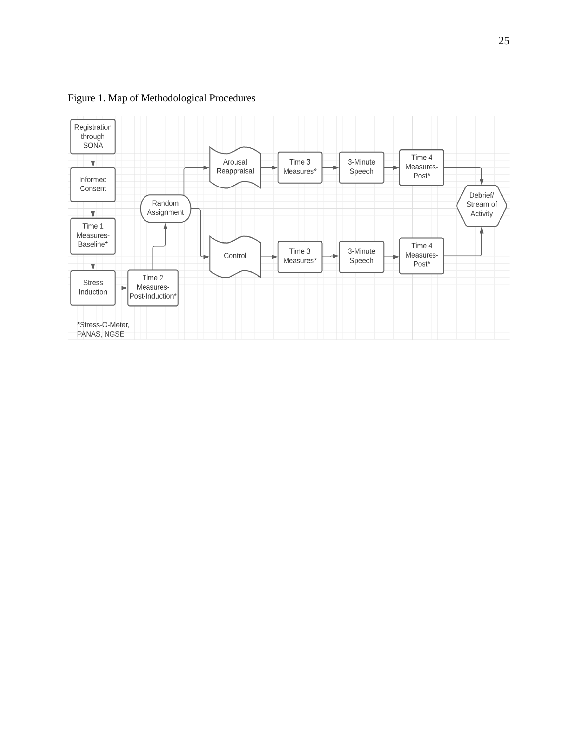Figure 1. Map of Methodological Procedures

Registration through SONA → Informed Consent → Time 1 Measures-Baseline* → Stress Induction → Time 2 Measures-Post-Induction* → Random Assignment

Random Assignment → Arousal Reappraisal → Time 3 Measures* → 3-Minute Speech → Time 4 Measures-Post* → Debrief/ Stream of Activity

Random Assignment → Control → Time 3 Measures* → 3-Minute Speech → Time 4 Measures-Post* → Debrief/ Stream of Activity

*Stress-O-Meter, PANAS, NGSE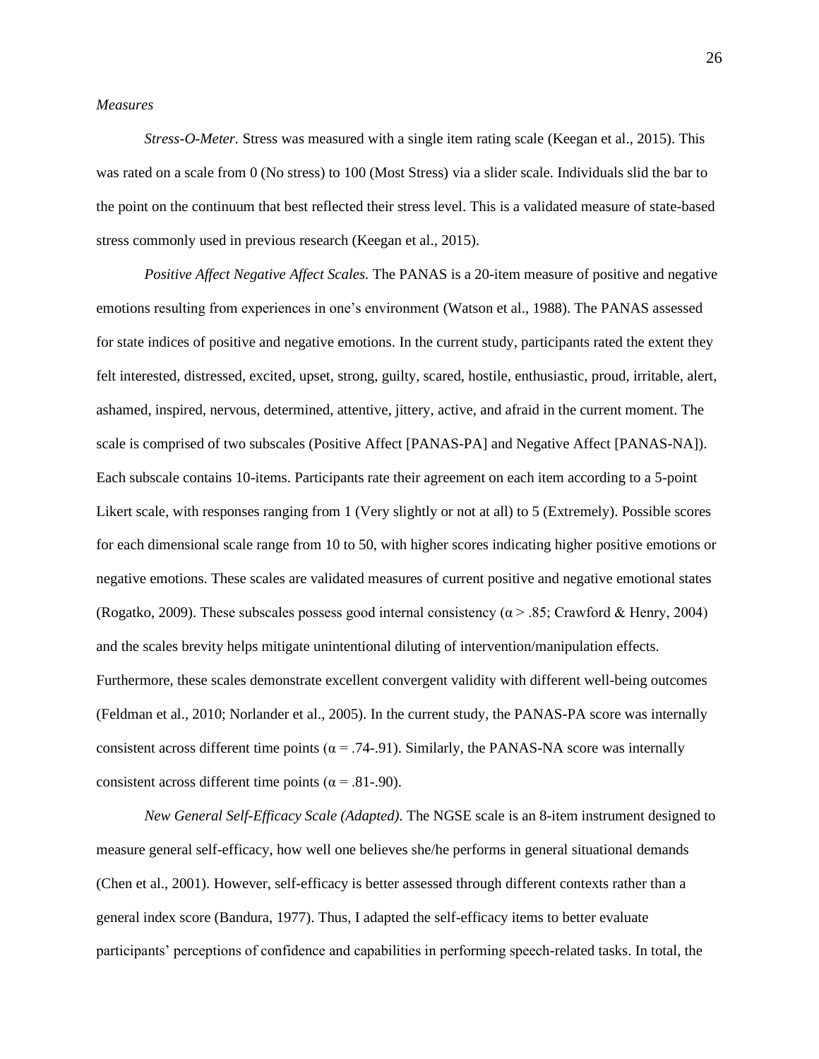*Measures*

*Stress-O-Meter.* Stress was measured with a single item rating scale (Keegan et al., 2015). This was rated on a scale from 0 (No stress) to 100 (Most Stress) via a slider scale. Individuals slid the bar to the point on the continuum that best reflected their stress level. This is a validated measure of state-based stress commonly used in previous research (Keegan et al., 2015).

*Positive Affect Negative Affect Scales.* The PANAS is a 20-item measure of positive and negative emotions resulting from experiences in one's environment (Watson et al., 1988). The PANAS assessed for state indices of positive and negative emotions. In the current study, participants rated the extent they felt interested, distressed, excited, upset, strong, guilty, scared, hostile, enthusiastic, proud, irritable, alert, ashamed, inspired, nervous, determined, attentive, jittery, active, and afraid in the current moment. The scale is comprised of two subscales (Positive Affect [PANAS-PA] and Negative Affect [PANAS-NA]). Each subscale contains 10-items. Participants rate their agreement on each item according to a 5-point Likert scale, with responses ranging from 1 (Very slightly or not at all) to 5 (Extremely). Possible scores for each dimensional scale range from 10 to 50, with higher scores indicating higher positive emotions or negative emotions. These scales are validated measures of current positive and negative emotional states (Rogatko, 2009). These subscales possess good internal consistency ($\alpha > .85$; Crawford & Henry, 2004) and the scales brevity helps mitigate unintentional diluting of intervention/manipulation effects. Furthermore, these scales demonstrate excellent convergent validity with different well-being outcomes (Feldman et al., 2010; Norlander et al., 2005). In the current study, the PANAS-PA score was internally consistent across different time points ($\alpha = .74$-$.91$). Similarly, the PANAS-NA score was internally consistent across different time points ($\alpha = .81$-$.90$).

*New General Self-Efficacy Scale (Adapted).* The NGSE scale is an 8-item instrument designed to measure general self-efficacy, how well one believes she/he performs in general situational demands (Chen et al., 2001). However, self-efficacy is better assessed through different contexts rather than a general index score (Bandura, 1977). Thus, I adapted the self-efficacy items to better evaluate participants' perceptions of confidence and capabilities in performing speech-related tasks. In total, the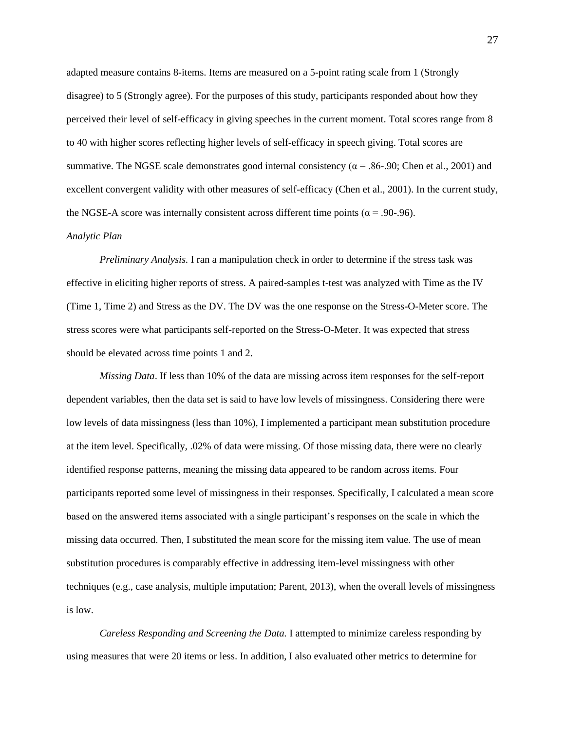adapted measure contains 8-items. Items are measured on a 5-point rating scale from 1 (Strongly disagree) to 5 (Strongly agree). For the purposes of this study, participants responded about how they perceived their level of self-efficacy in giving speeches in the current moment. Total scores range from 8 to 40 with higher scores reflecting higher levels of self-efficacy in speech giving. Total scores are summative. The NGSE scale demonstrates good internal consistency ($\alpha$ = .86-.90; Chen et al., 2001) and excellent convergent validity with other measures of self-efficacy (Chen et al., 2001). In the current study, the NGSE-A score was internally consistent across different time points ($\alpha$ = .90-.96).

*Analytic Plan*

*Preliminary Analysis.* I ran a manipulation check in order to determine if the stress task was effective in eliciting higher reports of stress. A paired-samples t-test was analyzed with Time as the IV (Time 1, Time 2) and Stress as the DV. The DV was the one response on the Stress-O-Meter score. The stress scores were what participants self-reported on the Stress-O-Meter. It was expected that stress should be elevated across time points 1 and 2.

*Missing Data*. If less than 10% of the data are missing across item responses for the self-report dependent variables, then the data set is said to have low levels of missingness. Considering there were low levels of data missingness (less than 10%), I implemented a participant mean substitution procedure at the item level. Specifically, .02% of data were missing. Of those missing data, there were no clearly identified response patterns, meaning the missing data appeared to be random across items. Four participants reported some level of missingness in their responses. Specifically, I calculated a mean score based on the answered items associated with a single participant's responses on the scale in which the missing data occurred. Then, I substituted the mean score for the missing item value. The use of mean substitution procedures is comparably effective in addressing item-level missingness with other techniques (e.g., case analysis, multiple imputation; Parent, 2013), when the overall levels of missingness is low.

*Careless Responding and Screening the Data.* I attempted to minimize careless responding by using measures that were 20 items or less. In addition, I also evaluated other metrics to determine for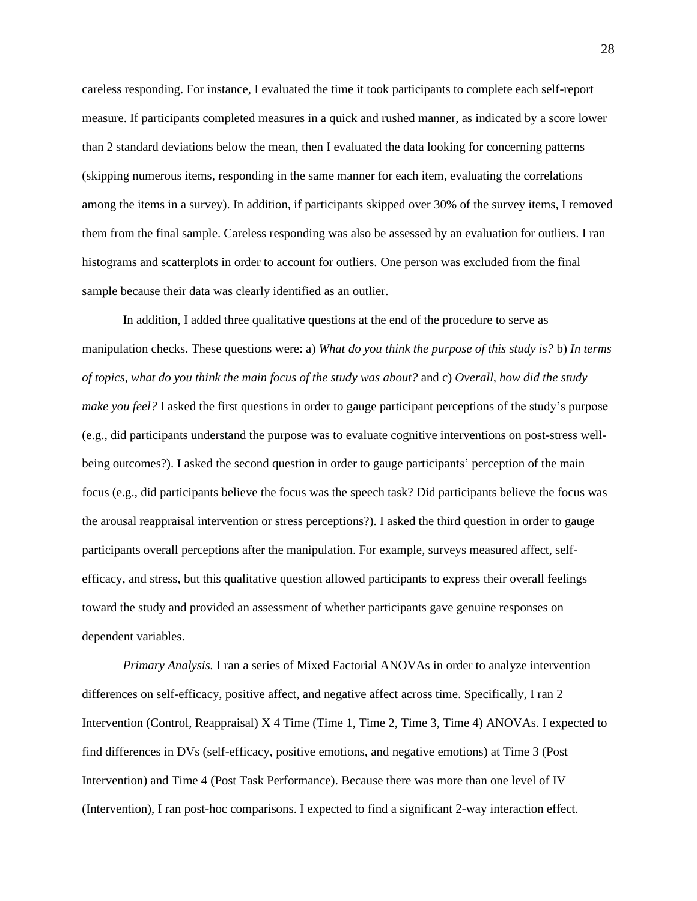careless responding. For instance, I evaluated the time it took participants to complete each self-report measure. If participants completed measures in a quick and rushed manner, as indicated by a score lower than 2 standard deviations below the mean, then I evaluated the data looking for concerning patterns (skipping numerous items, responding in the same manner for each item, evaluating the correlations among the items in a survey). In addition, if participants skipped over 30% of the survey items, I removed them from the final sample. Careless responding was also be assessed by an evaluation for outliers. I ran histograms and scatterplots in order to account for outliers. One person was excluded from the final sample because their data was clearly identified as an outlier.

In addition, I added three qualitative questions at the end of the procedure to serve as manipulation checks. These questions were: a) *What do you think the purpose of this study is?* b) *In terms of topics, what do you think the main focus of the study was about?* and c) *Overall, how did the study make you feel?* I asked the first questions in order to gauge participant perceptions of the study's purpose (e.g., did participants understand the purpose was to evaluate cognitive interventions on post-stress well-being outcomes?). I asked the second question in order to gauge participants' perception of the main focus (e.g., did participants believe the focus was the speech task? Did participants believe the focus was the arousal reappraisal intervention or stress perceptions?). I asked the third question in order to gauge participants overall perceptions after the manipulation. For example, surveys measured affect, self-efficacy, and stress, but this qualitative question allowed participants to express their overall feelings toward the study and provided an assessment of whether participants gave genuine responses on dependent variables.

*Primary Analysis.* I ran a series of Mixed Factorial ANOVAs in order to analyze intervention differences on self-efficacy, positive affect, and negative affect across time. Specifically, I ran 2 Intervention (Control, Reappraisal) X 4 Time (Time 1, Time 2, Time 3, Time 4) ANOVAs. I expected to find differences in DVs (self-efficacy, positive emotions, and negative emotions) at Time 3 (Post Intervention) and Time 4 (Post Task Performance). Because there was more than one level of IV (Intervention), I ran post-hoc comparisons. I expected to find a significant 2-way interaction effect.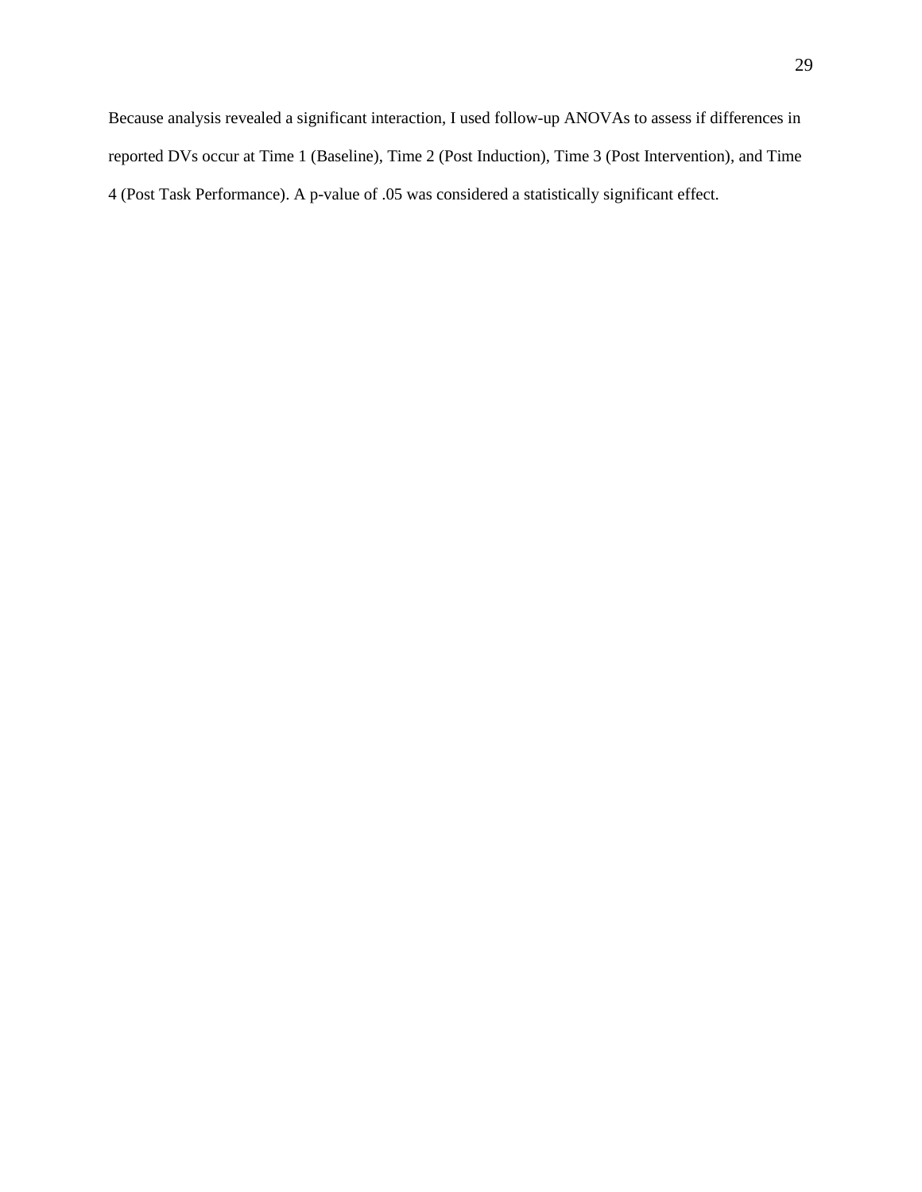Because analysis revealed a significant interaction, I used follow-up ANOVAs to assess if differences in reported DVs occur at Time 1 (Baseline), Time 2 (Post Induction), Time 3 (Post Intervention), and Time 4 (Post Task Performance). A p-value of .05 was considered a statistically significant effect.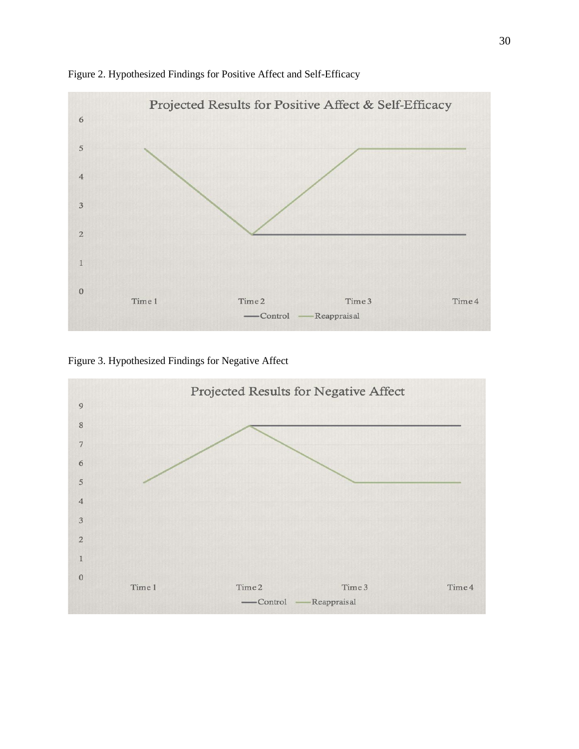Figure 2. Hypothesized Findings for Positive Affect and Self-Efficacy

Figure 3. Hypothesized Findings for Negative Affect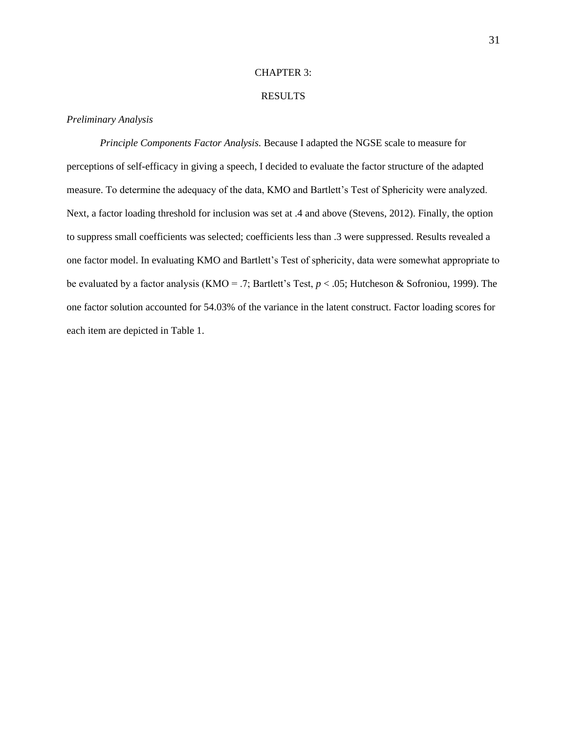# CHAPTER 3:

# RESULTS

*Preliminary Analysis*

*Principle Components Factor Analysis.* Because I adapted the NGSE scale to measure for perceptions of self-efficacy in giving a speech, I decided to evaluate the factor structure of the adapted measure. To determine the adequacy of the data, KMO and Bartlett's Test of Sphericity were analyzed. Next, a factor loading threshold for inclusion was set at .4 and above (Stevens, 2012). Finally, the option to suppress small coefficients was selected; coefficients less than .3 were suppressed. Results revealed a one factor model. In evaluating KMO and Bartlett's Test of sphericity, data were somewhat appropriate to be evaluated by a factor analysis (KMO = .7; Bartlett's Test, $p < .05$; Hutcheson & Sofroniou, 1999). The one factor solution accounted for 54.03% of the variance in the latent construct. Factor loading scores for each item are depicted in Table 1.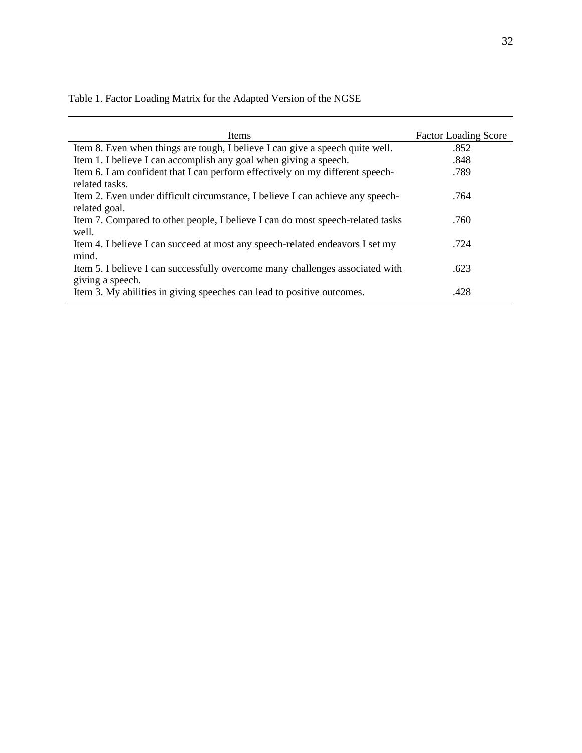Table 1. Factor Loading Matrix for the Adapted Version of the NGSE

| Items | Factor Loading Score |
| --- | --- |
| Item 8. Even when things are tough, I believe I can give a speech quite well. | .852 |
| Item 1. I believe I can accomplish any goal when giving a speech. | .848 |
| Item 6. I am confident that I can perform effectively on my different speech-related tasks. | .789 |
| Item 2. Even under difficult circumstance, I believe I can achieve any speech-related goal. | .764 |
| Item 7. Compared to other people, I believe I can do most speech-related tasks well. | .760 |
| Item 4. I believe I can succeed at most any speech-related endeavors I set my mind. | .724 |
| Item 5. I believe I can successfully overcome many challenges associated with giving a speech. | .623 |
| Item 3. My abilities in giving speeches can lead to positive outcomes. | .428 |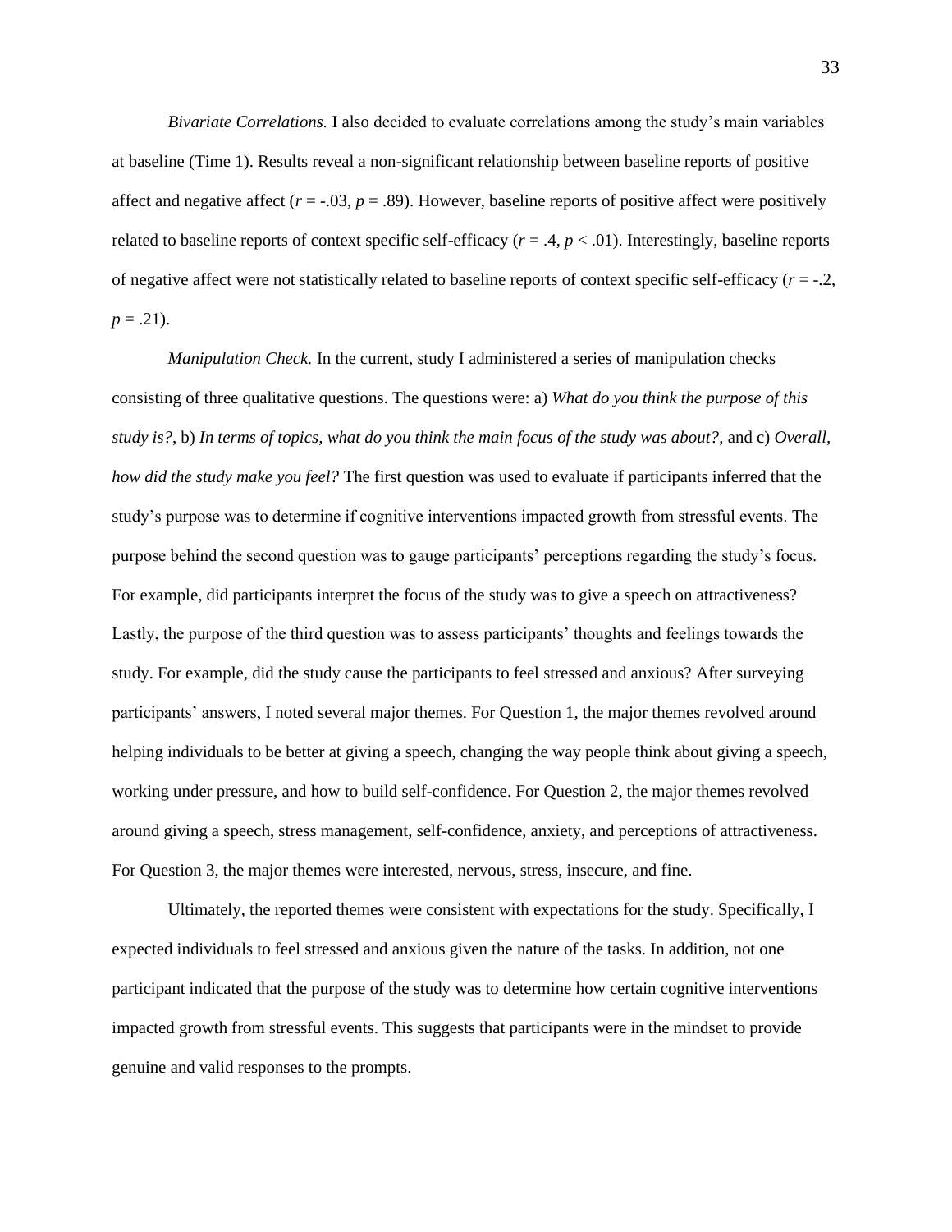*Bivariate Correlations.* I also decided to evaluate correlations among the study's main variables at baseline (Time 1). Results reveal a non-significant relationship between baseline reports of positive affect and negative affect ($r = -.03$, $p = .89$). However, baseline reports of positive affect were positively related to baseline reports of context specific self-efficacy ($r = .4$, $p < .01$). Interestingly, baseline reports of negative affect were not statistically related to baseline reports of context specific self-efficacy ($r = -.2$, $p = .21$).

*Manipulation Check.* In the current, study I administered a series of manipulation checks consisting of three qualitative questions. The questions were: a) *What do you think the purpose of this study is?*, b) *In terms of topics, what do you think the main focus of the study was about?*, and c) *Overall, how did the study make you feel?* The first question was used to evaluate if participants inferred that the study's purpose was to determine if cognitive interventions impacted growth from stressful events. The purpose behind the second question was to gauge participants' perceptions regarding the study's focus. For example, did participants interpret the focus of the study was to give a speech on attractiveness? Lastly, the purpose of the third question was to assess participants' thoughts and feelings towards the study. For example, did the study cause the participants to feel stressed and anxious? After surveying participants' answers, I noted several major themes. For Question 1, the major themes revolved around helping individuals to be better at giving a speech, changing the way people think about giving a speech, working under pressure, and how to build self-confidence. For Question 2, the major themes revolved around giving a speech, stress management, self-confidence, anxiety, and perceptions of attractiveness. For Question 3, the major themes were interested, nervous, stress, insecure, and fine.

Ultimately, the reported themes were consistent with expectations for the study. Specifically, I expected individuals to feel stressed and anxious given the nature of the tasks. In addition, not one participant indicated that the purpose of the study was to determine how certain cognitive interventions impacted growth from stressful events. This suggests that participants were in the mindset to provide genuine and valid responses to the prompts.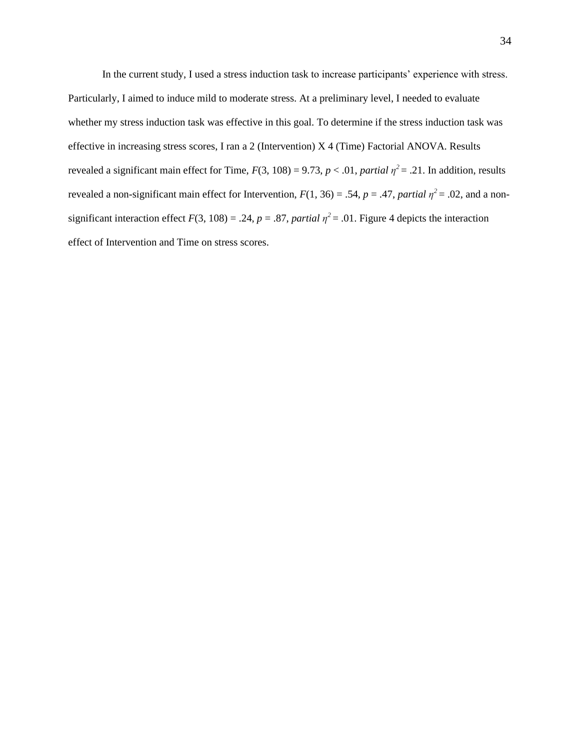In the current study, I used a stress induction task to increase participants' experience with stress. Particularly, I aimed to induce mild to moderate stress. At a preliminary level, I needed to evaluate whether my stress induction task was effective in this goal. To determine if the stress induction task was effective in increasing stress scores, I ran a 2 (Intervention) X 4 (Time) Factorial ANOVA. Results revealed a significant main effect for Time, $F(3, 108) = 9.73$, $p < .01$, *partial* $\eta^2 = .21$. In addition, results revealed a non-significant main effect for Intervention, $F(1, 36) = .54$, $p = .47$, *partial* $\eta^2 = .02$, and a non-significant interaction effect $F(3, 108) = .24$, $p = .87$, *partial* $\eta^2 = .01$. Figure 4 depicts the interaction effect of Intervention and Time on stress scores.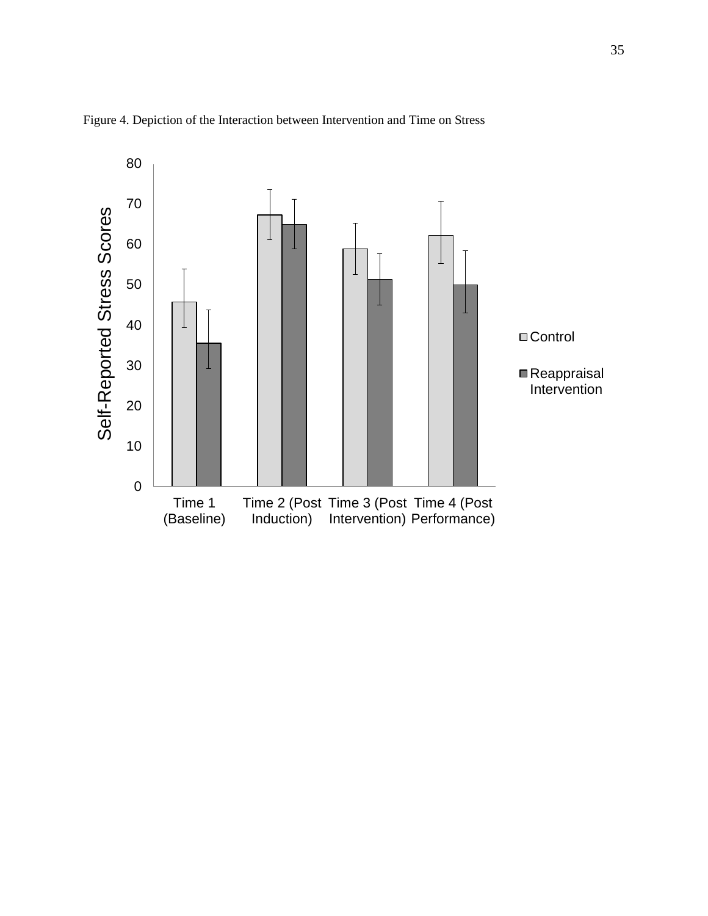Figure 4. Depiction of the Interaction between Intervention and Time on Stress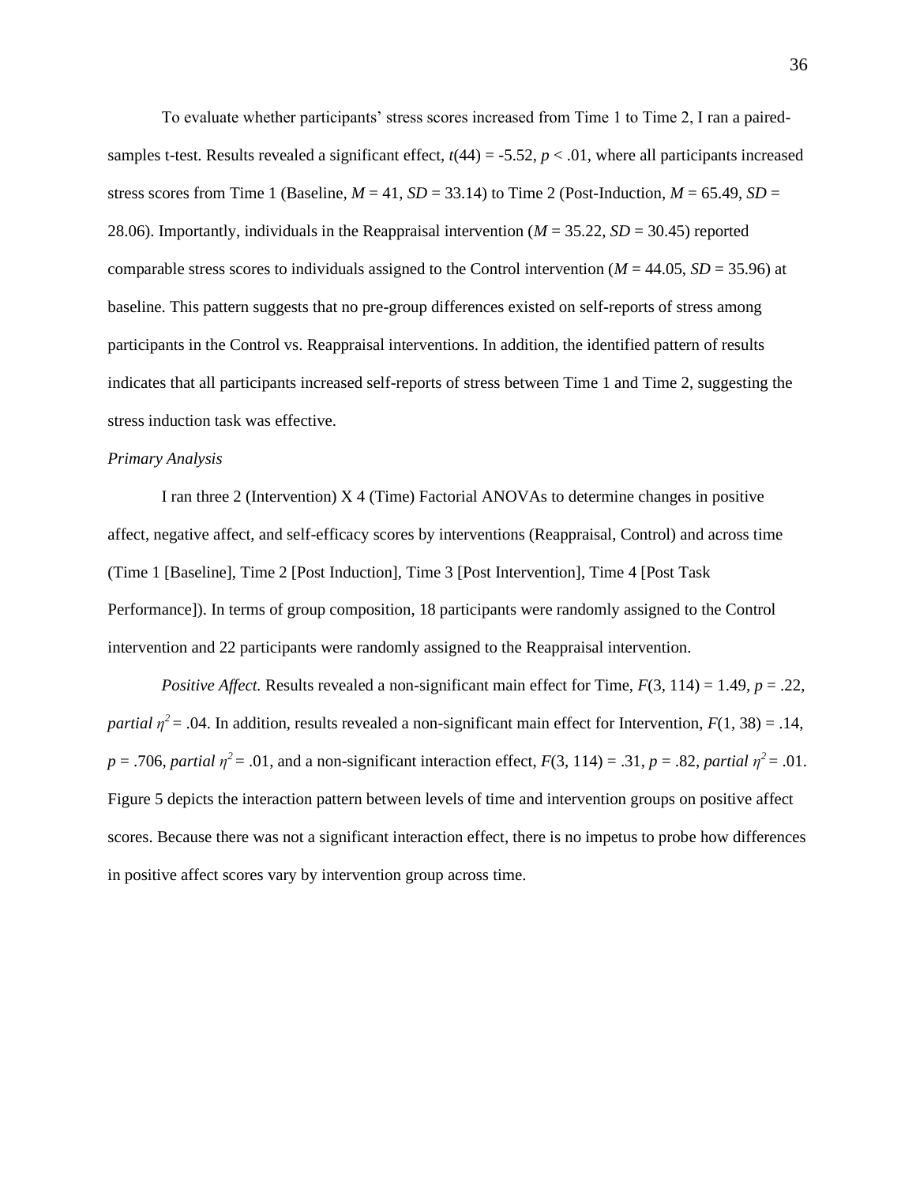To evaluate whether participants' stress scores increased from Time 1 to Time 2, I ran a paired-samples t-test. Results revealed a significant effect, $t(44) = -5.52$, $p < .01$, where all participants increased stress scores from Time 1 (Baseline, $M = 41$, $SD = 33.14$) to Time 2 (Post-Induction, $M = 65.49$, $SD = 28.06$). Importantly, individuals in the Reappraisal intervention ($M = 35.22$, $SD = 30.45$) reported comparable stress scores to individuals assigned to the Control intervention ($M = 44.05$, $SD = 35.96$) at baseline. This pattern suggests that no pre-group differences existed on self-reports of stress among participants in the Control vs. Reappraisal interventions. In addition, the identified pattern of results indicates that all participants increased self-reports of stress between Time 1 and Time 2, suggesting the stress induction task was effective.

*Primary Analysis*

I ran three 2 (Intervention) X 4 (Time) Factorial ANOVAs to determine changes in positive affect, negative affect, and self-efficacy scores by interventions (Reappraisal, Control) and across time (Time 1 [Baseline], Time 2 [Post Induction], Time 3 [Post Intervention], Time 4 [Post Task Performance]). In terms of group composition, 18 participants were randomly assigned to the Control intervention and 22 participants were randomly assigned to the Reappraisal intervention.

*Positive Affect.* Results revealed a non-significant main effect for Time, $F(3, 114) = 1.49$, $p = .22$, *partial* $\eta^2 = .04$. In addition, results revealed a non-significant main effect for Intervention, $F(1, 38) = .14$, $p = .706$, *partial* $\eta^2 = .01$, and a non-significant interaction effect, $F(3, 114) = .31$, $p = .82$, *partial* $\eta^2 = .01$. Figure 5 depicts the interaction pattern between levels of time and intervention groups on positive affect scores. Because there was not a significant interaction effect, there is no impetus to probe how differences in positive affect scores vary by intervention group across time.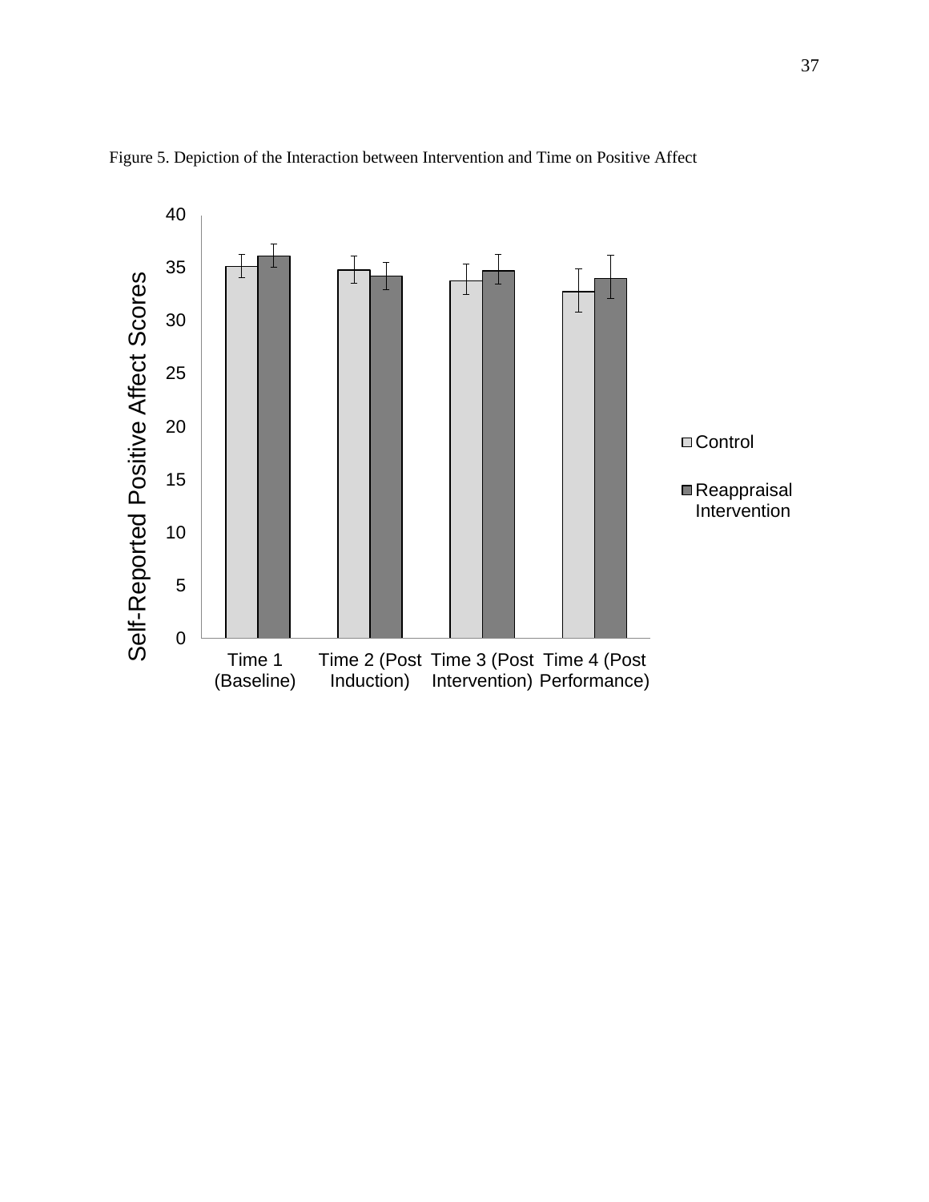Figure 5. Depiction of the Interaction between Intervention and Time on Positive Affect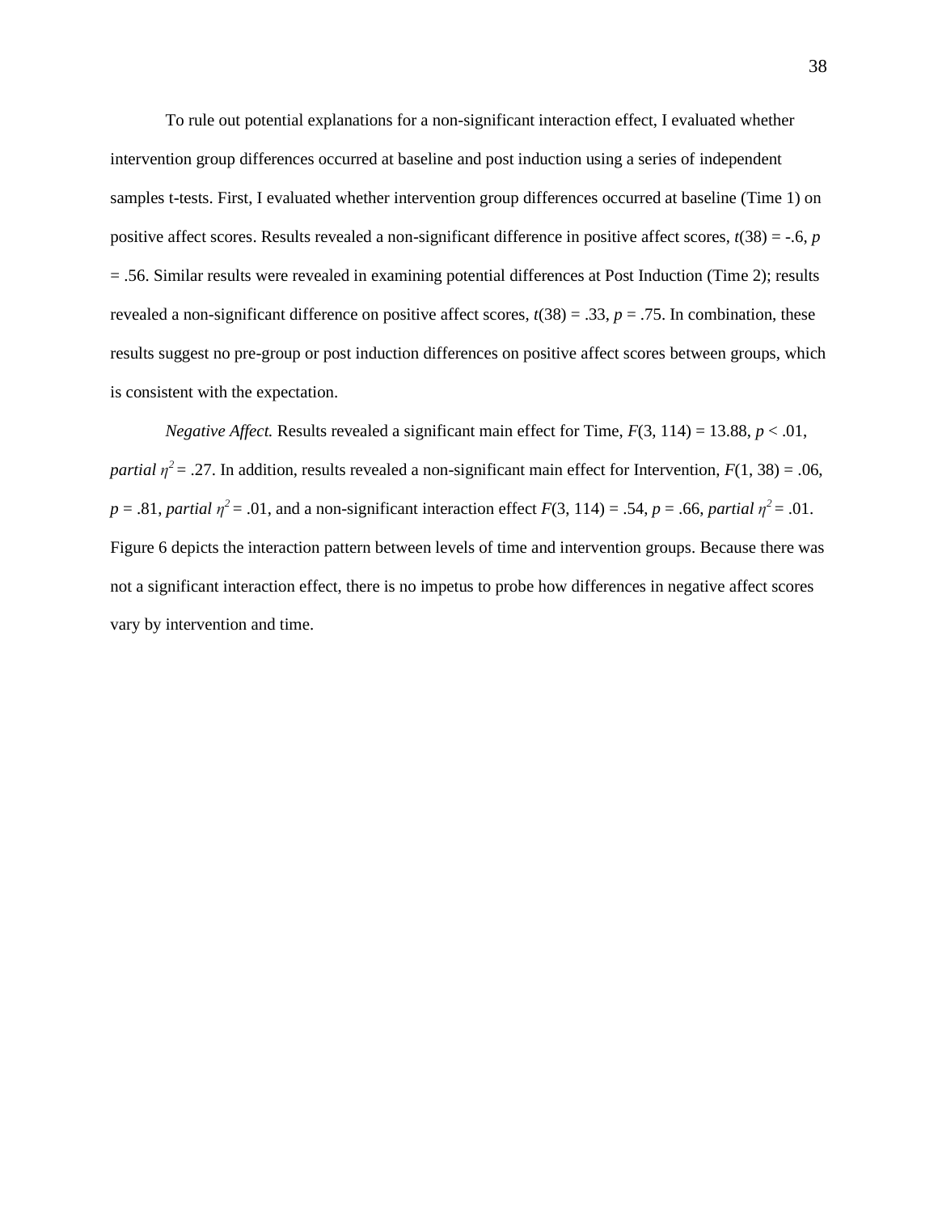To rule out potential explanations for a non-significant interaction effect, I evaluated whether intervention group differences occurred at baseline and post induction using a series of independent samples t-tests. First, I evaluated whether intervention group differences occurred at baseline (Time 1) on positive affect scores. Results revealed a non-significant difference in positive affect scores, $t(38) = -.6$, $p = .56$. Similar results were revealed in examining potential differences at Post Induction (Time 2); results revealed a non-significant difference on positive affect scores, $t(38) = .33$, $p = .75$. In combination, these results suggest no pre-group or post induction differences on positive affect scores between groups, which is consistent with the expectation.

*Negative Affect.* Results revealed a significant main effect for Time, $F(3, 114) = 13.88$, $p < .01$, *partial* $\eta^2 = .27$. In addition, results revealed a non-significant main effect for Intervention, $F(1, 38) = .06$, $p = .81$, *partial* $\eta^2 = .01$, and a non-significant interaction effect $F(3, 114) = .54$, $p = .66$, *partial* $\eta^2 = .01$. Figure 6 depicts the interaction pattern between levels of time and intervention groups. Because there was not a significant interaction effect, there is no impetus to probe how differences in negative affect scores vary by intervention and time.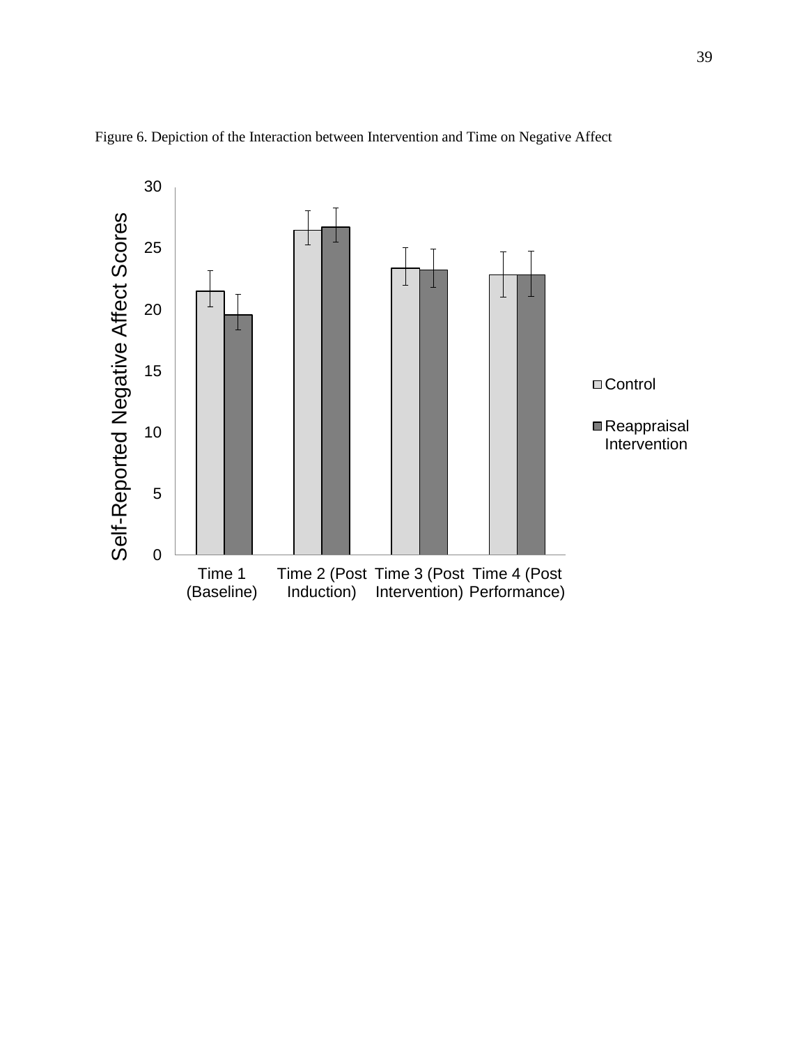Figure 6. Depiction of the Interaction between Intervention and Time on Negative Affect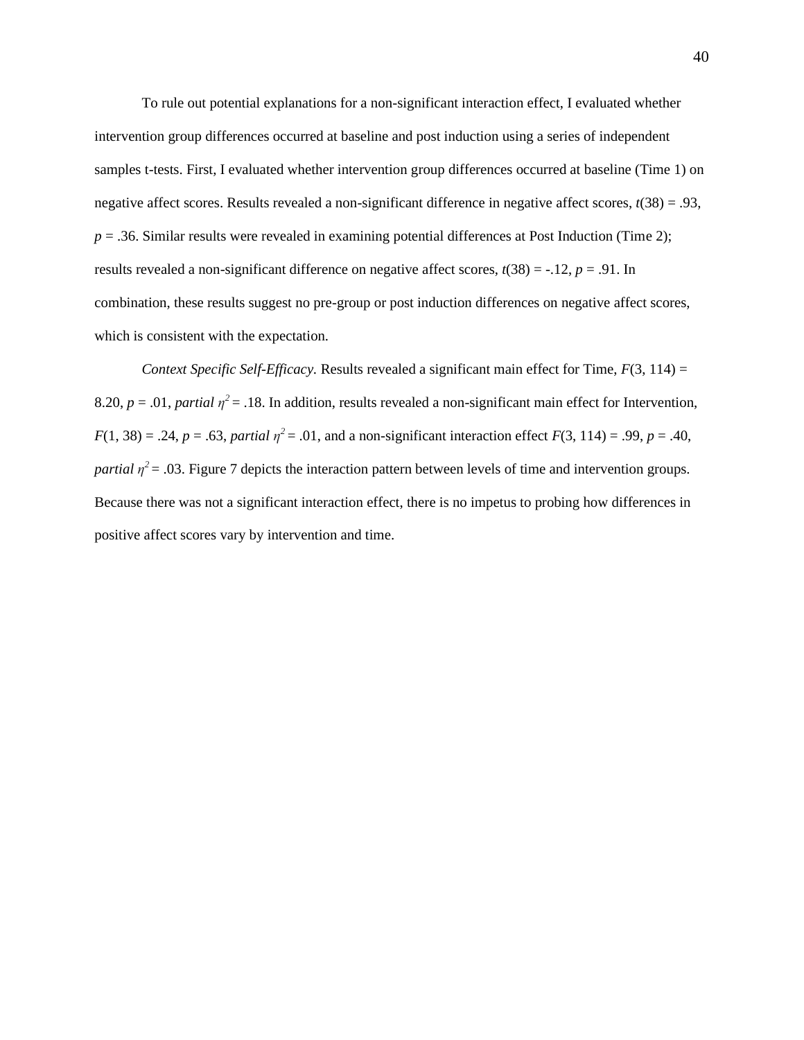To rule out potential explanations for a non-significant interaction effect, I evaluated whether intervention group differences occurred at baseline and post induction using a series of independent samples t-tests. First, I evaluated whether intervention group differences occurred at baseline (Time 1) on negative affect scores. Results revealed a non-significant difference in negative affect scores, $t(38) = .93$, $p = .36$. Similar results were revealed in examining potential differences at Post Induction (Time 2); results revealed a non-significant difference on negative affect scores, $t(38) = -.12$, $p = .91$. In combination, these results suggest no pre-group or post induction differences on negative affect scores, which is consistent with the expectation.

*Context Specific Self-Efficacy.* Results revealed a significant main effect for Time, $F(3, 114) = 8.20$, $p = .01$, *partial* $\eta^2 = .18$. In addition, results revealed a non-significant main effect for Intervention, $F(1, 38) = .24$, $p = .63$, *partial* $\eta^2 = .01$, and a non-significant interaction effect $F(3, 114) = .99$, $p = .40$, *partial* $\eta^2 = .03$. Figure 7 depicts the interaction pattern between levels of time and intervention groups. Because there was not a significant interaction effect, there is no impetus to probing how differences in positive affect scores vary by intervention and time.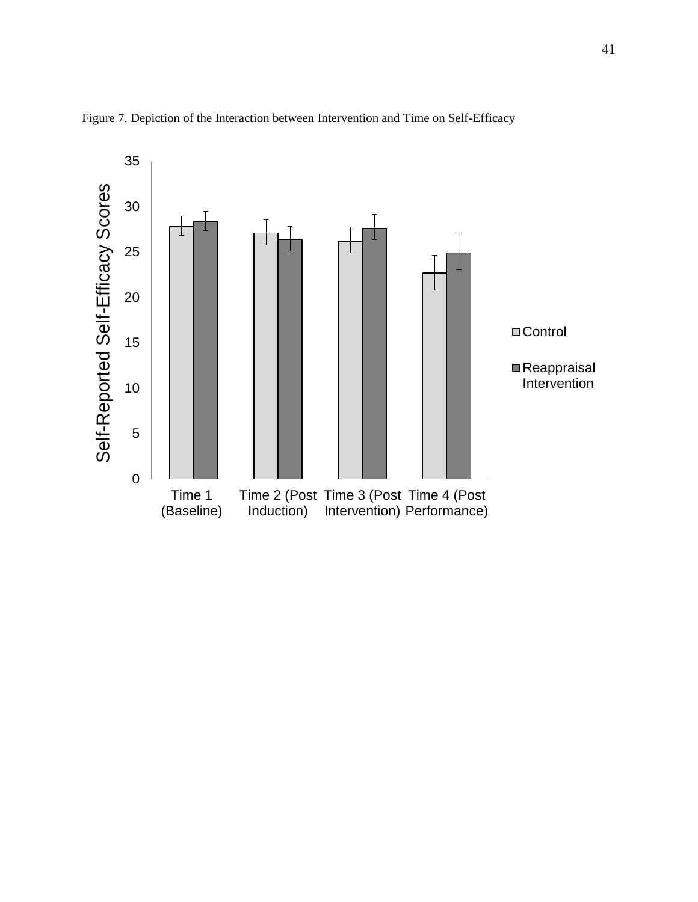Figure 7. Depiction of the Interaction between Intervention and Time on Self-Efficacy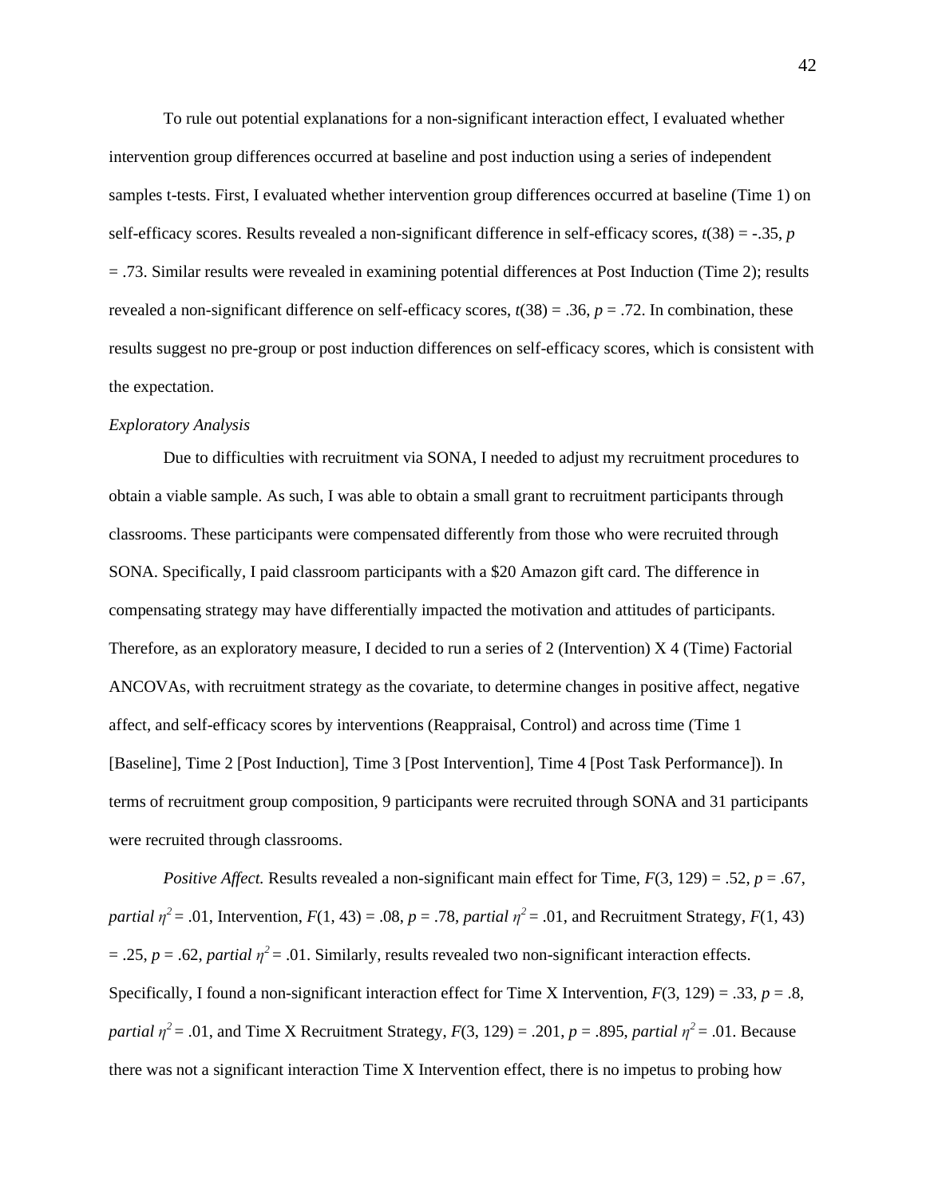To rule out potential explanations for a non-significant interaction effect, I evaluated whether intervention group differences occurred at baseline and post induction using a series of independent samples t-tests. First, I evaluated whether intervention group differences occurred at baseline (Time 1) on self-efficacy scores. Results revealed a non-significant difference in self-efficacy scores, $t(38) = -.35$, $p = .73$. Similar results were revealed in examining potential differences at Post Induction (Time 2); results revealed a non-significant difference on self-efficacy scores, $t(38) = .36$, $p = .72$. In combination, these results suggest no pre-group or post induction differences on self-efficacy scores, which is consistent with the expectation.

*Exploratory Analysis*

Due to difficulties with recruitment via SONA, I needed to adjust my recruitment procedures to obtain a viable sample. As such, I was able to obtain a small grant to recruitment participants through classrooms. These participants were compensated differently from those who were recruited through SONA. Specifically, I paid classroom participants with a $20 Amazon gift card. The difference in compensating strategy may have differentially impacted the motivation and attitudes of participants. Therefore, as an exploratory measure, I decided to run a series of 2 (Intervention) X 4 (Time) Factorial ANCOVAs, with recruitment strategy as the covariate, to determine changes in positive affect, negative affect, and self-efficacy scores by interventions (Reappraisal, Control) and across time (Time 1 [Baseline], Time 2 [Post Induction], Time 3 [Post Intervention], Time 4 [Post Task Performance]). In terms of recruitment group composition, 9 participants were recruited through SONA and 31 participants were recruited through classrooms.

*Positive Affect.* Results revealed a non-significant main effect for Time, $F(3, 129) = .52$, $p = .67$, *partial* $\eta^2 = .01$, Intervention, $F(1, 43) = .08$, $p = .78$, *partial* $\eta^2 = .01$, and Recruitment Strategy, $F(1, 43) = .25$, $p = .62$, *partial* $\eta^2 = .01$. Similarly, results revealed two non-significant interaction effects. Specifically, I found a non-significant interaction effect for Time X Intervention, $F(3, 129) = .33$, $p = .8$, *partial* $\eta^2 = .01$, and Time X Recruitment Strategy, $F(3, 129) = .201$, $p = .895$, *partial* $\eta^2 = .01$. Because there was not a significant interaction Time X Intervention effect, there is no impetus to probing how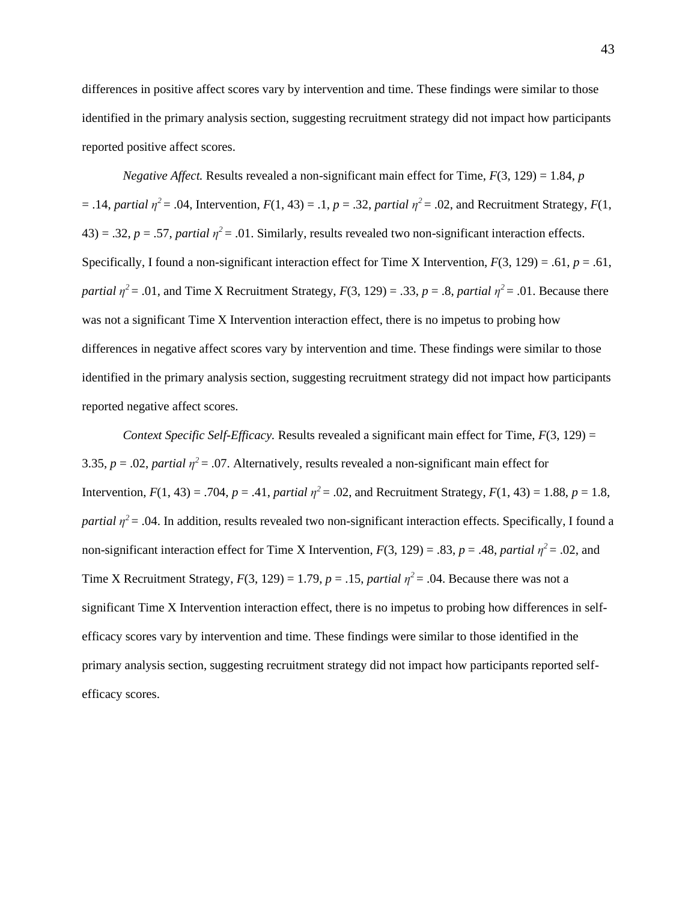differences in positive affect scores vary by intervention and time. These findings were similar to those identified in the primary analysis section, suggesting recruitment strategy did not impact how participants reported positive affect scores.

*Negative Affect.* Results revealed a non-significant main effect for Time, $F(3, 129) = 1.84$, $p = .14$, *partial* $\eta^2 = .04$, Intervention, $F(1, 43) = .1$, $p = .32$, *partial* $\eta^2 = .02$, and Recruitment Strategy, $F(1, 43) = .32$, $p = .57$, *partial* $\eta^2 = .01$. Similarly, results revealed two non-significant interaction effects. Specifically, I found a non-significant interaction effect for Time X Intervention, $F(3, 129) = .61$, $p = .61$, *partial* $\eta^2 = .01$, and Time X Recruitment Strategy, $F(3, 129) = .33$, $p = .8$, *partial* $\eta^2 = .01$. Because there was not a significant Time X Intervention interaction effect, there is no impetus to probing how differences in negative affect scores vary by intervention and time. These findings were similar to those identified in the primary analysis section, suggesting recruitment strategy did not impact how participants reported negative affect scores.

*Context Specific Self-Efficacy.* Results revealed a significant main effect for Time, $F(3, 129) = 3.35$, $p = .02$, *partial* $\eta^2 = .07$. Alternatively, results revealed a non-significant main effect for Intervention, $F(1, 43) = .704$, $p = .41$, *partial* $\eta^2 = .02$, and Recruitment Strategy, $F(1, 43) = 1.88$, $p = 1.8$, *partial* $\eta^2 = .04$. In addition, results revealed two non-significant interaction effects. Specifically, I found a non-significant interaction effect for Time X Intervention, $F(3, 129) = .83$, $p = .48$, *partial* $\eta^2 = .02$, and Time X Recruitment Strategy, $F(3, 129) = 1.79$, $p = .15$, *partial* $\eta^2 = .04$. Because there was not a significant Time X Intervention interaction effect, there is no impetus to probing how differences in self-efficacy scores vary by intervention and time. These findings were similar to those identified in the primary analysis section, suggesting recruitment strategy did not impact how participants reported self-efficacy scores.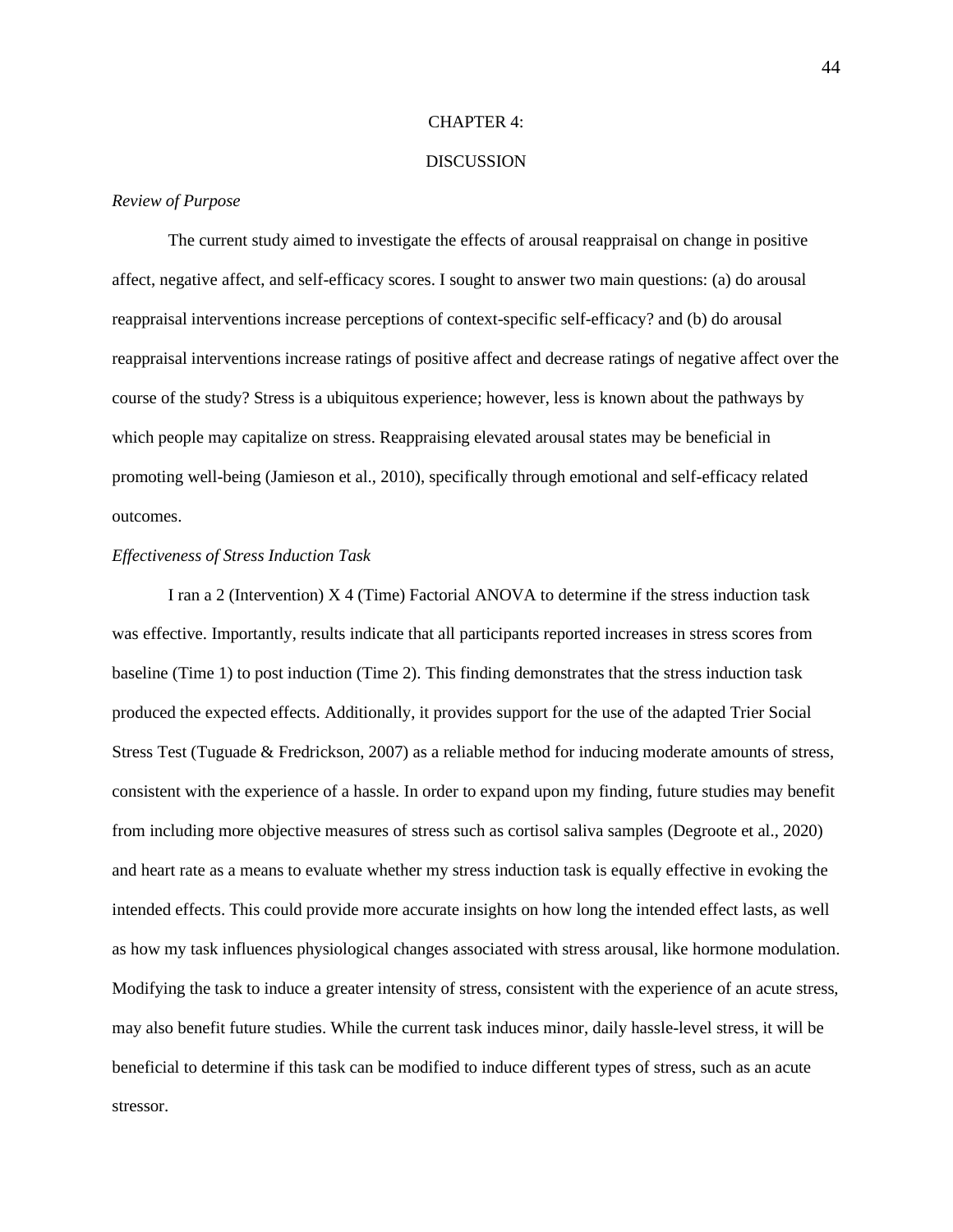# CHAPTER 4:

# DISCUSSION

*Review of Purpose*

The current study aimed to investigate the effects of arousal reappraisal on change in positive affect, negative affect, and self-efficacy scores. I sought to answer two main questions: (a) do arousal reappraisal interventions increase perceptions of context-specific self-efficacy? and (b) do arousal reappraisal interventions increase ratings of positive affect and decrease ratings of negative affect over the course of the study? Stress is a ubiquitous experience; however, less is known about the pathways by which people may capitalize on stress. Reappraising elevated arousal states may be beneficial in promoting well-being (Jamieson et al., 2010), specifically through emotional and self-efficacy related outcomes.

*Effectiveness of Stress Induction Task*

I ran a 2 (Intervention) X 4 (Time) Factorial ANOVA to determine if the stress induction task was effective. Importantly, results indicate that all participants reported increases in stress scores from baseline (Time 1) to post induction (Time 2). This finding demonstrates that the stress induction task produced the expected effects. Additionally, it provides support for the use of the adapted Trier Social Stress Test (Tuguade & Fredrickson, 2007) as a reliable method for inducing moderate amounts of stress, consistent with the experience of a hassle. In order to expand upon my finding, future studies may benefit from including more objective measures of stress such as cortisol saliva samples (Degroote et al., 2020) and heart rate as a means to evaluate whether my stress induction task is equally effective in evoking the intended effects. This could provide more accurate insights on how long the intended effect lasts, as well as how my task influences physiological changes associated with stress arousal, like hormone modulation. Modifying the task to induce a greater intensity of stress, consistent with the experience of an acute stress, may also benefit future studies. While the current task induces minor, daily hassle-level stress, it will be beneficial to determine if this task can be modified to induce different types of stress, such as an acute stressor.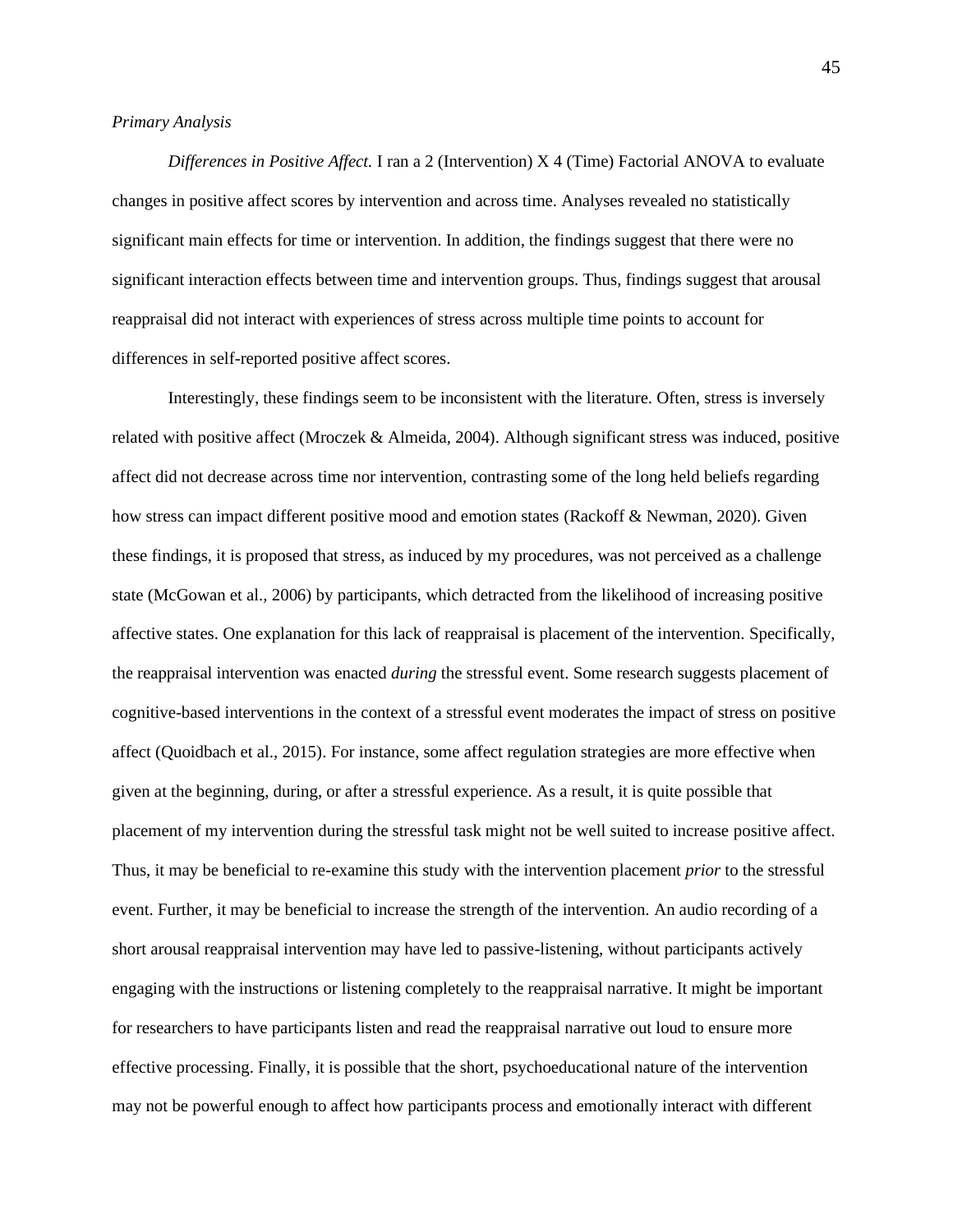*Primary Analysis*

*Differences in Positive Affect.* I ran a 2 (Intervention) X 4 (Time) Factorial ANOVA to evaluate changes in positive affect scores by intervention and across time. Analyses revealed no statistically significant main effects for time or intervention. In addition, the findings suggest that there were no significant interaction effects between time and intervention groups. Thus, findings suggest that arousal reappraisal did not interact with experiences of stress across multiple time points to account for differences in self-reported positive affect scores.

Interestingly, these findings seem to be inconsistent with the literature. Often, stress is inversely related with positive affect (Mroczek & Almeida, 2004). Although significant stress was induced, positive affect did not decrease across time nor intervention, contrasting some of the long held beliefs regarding how stress can impact different positive mood and emotion states (Rackoff & Newman, 2020). Given these findings, it is proposed that stress, as induced by my procedures, was not perceived as a challenge state (McGowan et al., 2006) by participants, which detracted from the likelihood of increasing positive affective states. One explanation for this lack of reappraisal is placement of the intervention. Specifically, the reappraisal intervention was enacted *during* the stressful event. Some research suggests placement of cognitive-based interventions in the context of a stressful event moderates the impact of stress on positive affect (Quoidbach et al., 2015). For instance, some affect regulation strategies are more effective when given at the beginning, during, or after a stressful experience. As a result, it is quite possible that placement of my intervention during the stressful task might not be well suited to increase positive affect. Thus, it may be beneficial to re-examine this study with the intervention placement *prior* to the stressful event. Further, it may be beneficial to increase the strength of the intervention. An audio recording of a short arousal reappraisal intervention may have led to passive-listening, without participants actively engaging with the instructions or listening completely to the reappraisal narrative. It might be important for researchers to have participants listen and read the reappraisal narrative out loud to ensure more effective processing. Finally, it is possible that the short, psychoeducational nature of the intervention may not be powerful enough to affect how participants process and emotionally interact with different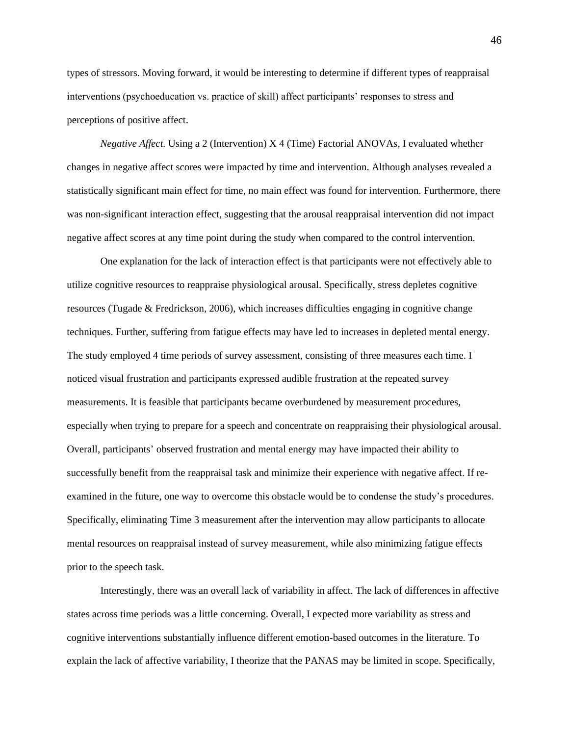types of stressors. Moving forward, it would be interesting to determine if different types of reappraisal interventions (psychoeducation vs. practice of skill) affect participants' responses to stress and perceptions of positive affect.

*Negative Affect.* Using a 2 (Intervention) X 4 (Time) Factorial ANOVAs, I evaluated whether changes in negative affect scores were impacted by time and intervention. Although analyses revealed a statistically significant main effect for time, no main effect was found for intervention. Furthermore, there was non-significant interaction effect, suggesting that the arousal reappraisal intervention did not impact negative affect scores at any time point during the study when compared to the control intervention.

One explanation for the lack of interaction effect is that participants were not effectively able to utilize cognitive resources to reappraise physiological arousal. Specifically, stress depletes cognitive resources (Tugade & Fredrickson, 2006), which increases difficulties engaging in cognitive change techniques. Further, suffering from fatigue effects may have led to increases in depleted mental energy. The study employed 4 time periods of survey assessment, consisting of three measures each time. I noticed visual frustration and participants expressed audible frustration at the repeated survey measurements. It is feasible that participants became overburdened by measurement procedures, especially when trying to prepare for a speech and concentrate on reappraising their physiological arousal. Overall, participants' observed frustration and mental energy may have impacted their ability to successfully benefit from the reappraisal task and minimize their experience with negative affect. If re-examined in the future, one way to overcome this obstacle would be to condense the study's procedures. Specifically, eliminating Time 3 measurement after the intervention may allow participants to allocate mental resources on reappraisal instead of survey measurement, while also minimizing fatigue effects prior to the speech task.

Interestingly, there was an overall lack of variability in affect. The lack of differences in affective states across time periods was a little concerning. Overall, I expected more variability as stress and cognitive interventions substantially influence different emotion-based outcomes in the literature. To explain the lack of affective variability, I theorize that the PANAS may be limited in scope. Specifically,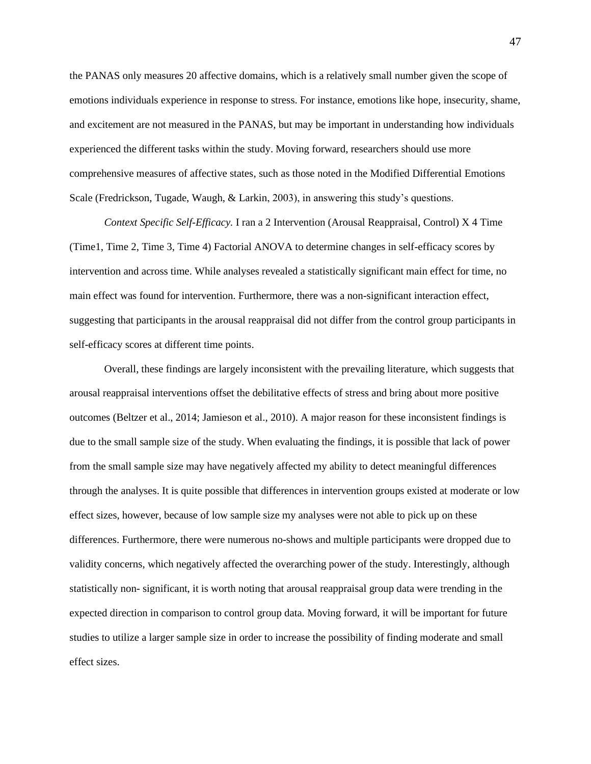the PANAS only measures 20 affective domains, which is a relatively small number given the scope of emotions individuals experience in response to stress. For instance, emotions like hope, insecurity, shame, and excitement are not measured in the PANAS, but may be important in understanding how individuals experienced the different tasks within the study. Moving forward, researchers should use more comprehensive measures of affective states, such as those noted in the Modified Differential Emotions Scale (Fredrickson, Tugade, Waugh, & Larkin, 2003), in answering this study's questions.

*Context Specific Self-Efficacy.* I ran a 2 Intervention (Arousal Reappraisal, Control) X 4 Time (Time1, Time 2, Time 3, Time 4) Factorial ANOVA to determine changes in self-efficacy scores by intervention and across time. While analyses revealed a statistically significant main effect for time, no main effect was found for intervention. Furthermore, there was a non-significant interaction effect, suggesting that participants in the arousal reappraisal did not differ from the control group participants in self-efficacy scores at different time points.

Overall, these findings are largely inconsistent with the prevailing literature, which suggests that arousal reappraisal interventions offset the debilitative effects of stress and bring about more positive outcomes (Beltzer et al., 2014; Jamieson et al., 2010). A major reason for these inconsistent findings is due to the small sample size of the study. When evaluating the findings, it is possible that lack of power from the small sample size may have negatively affected my ability to detect meaningful differences through the analyses. It is quite possible that differences in intervention groups existed at moderate or low effect sizes, however, because of low sample size my analyses were not able to pick up on these differences. Furthermore, there were numerous no-shows and multiple participants were dropped due to validity concerns, which negatively affected the overarching power of the study. Interestingly, although statistically non- significant, it is worth noting that arousal reappraisal group data were trending in the expected direction in comparison to control group data. Moving forward, it will be important for future studies to utilize a larger sample size in order to increase the possibility of finding moderate and small effect sizes.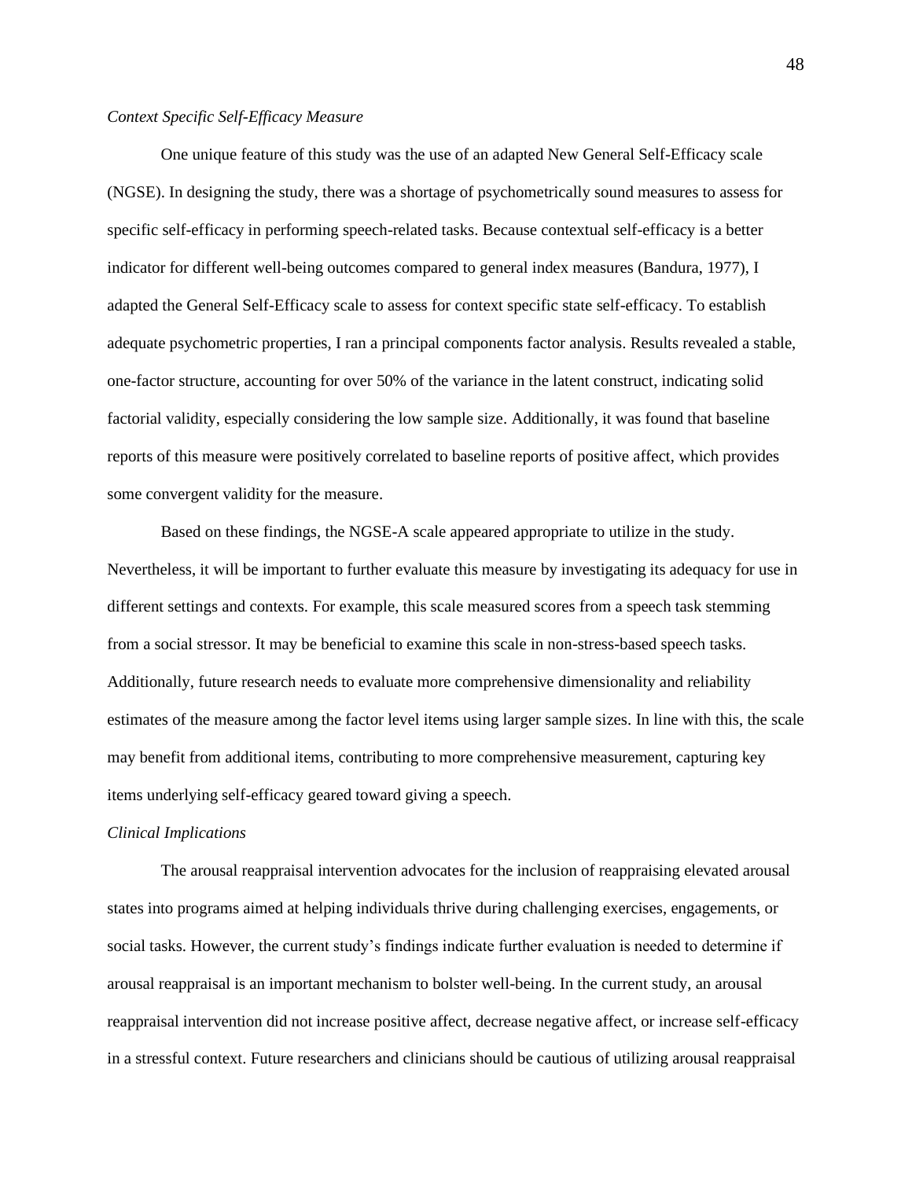*Context Specific Self-Efficacy Measure*

One unique feature of this study was the use of an adapted New General Self-Efficacy scale (NGSE). In designing the study, there was a shortage of psychometrically sound measures to assess for specific self-efficacy in performing speech-related tasks. Because contextual self-efficacy is a better indicator for different well-being outcomes compared to general index measures (Bandura, 1977), I adapted the General Self-Efficacy scale to assess for context specific state self-efficacy. To establish adequate psychometric properties, I ran a principal components factor analysis. Results revealed a stable, one-factor structure, accounting for over 50% of the variance in the latent construct, indicating solid factorial validity, especially considering the low sample size. Additionally, it was found that baseline reports of this measure were positively correlated to baseline reports of positive affect, which provides some convergent validity for the measure.

Based on these findings, the NGSE-A scale appeared appropriate to utilize in the study. Nevertheless, it will be important to further evaluate this measure by investigating its adequacy for use in different settings and contexts. For example, this scale measured scores from a speech task stemming from a social stressor. It may be beneficial to examine this scale in non-stress-based speech tasks. Additionally, future research needs to evaluate more comprehensive dimensionality and reliability estimates of the measure among the factor level items using larger sample sizes. In line with this, the scale may benefit from additional items, contributing to more comprehensive measurement, capturing key items underlying self-efficacy geared toward giving a speech.

*Clinical Implications*

The arousal reappraisal intervention advocates for the inclusion of reappraising elevated arousal states into programs aimed at helping individuals thrive during challenging exercises, engagements, or social tasks. However, the current study's findings indicate further evaluation is needed to determine if arousal reappraisal is an important mechanism to bolster well-being. In the current study, an arousal reappraisal intervention did not increase positive affect, decrease negative affect, or increase self-efficacy in a stressful context. Future researchers and clinicians should be cautious of utilizing arousal reappraisal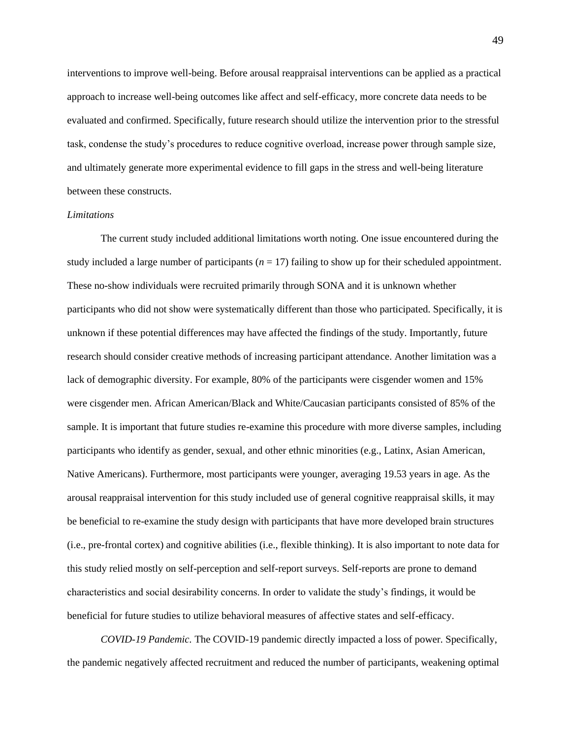interventions to improve well-being. Before arousal reappraisal interventions can be applied as a practical approach to increase well-being outcomes like affect and self-efficacy, more concrete data needs to be evaluated and confirmed. Specifically, future research should utilize the intervention prior to the stressful task, condense the study's procedures to reduce cognitive overload, increase power through sample size, and ultimately generate more experimental evidence to fill gaps in the stress and well-being literature between these constructs.

### *Limitations*

The current study included additional limitations worth noting. One issue encountered during the study included a large number of participants ($n$ = 17) failing to show up for their scheduled appointment. These no-show individuals were recruited primarily through SONA and it is unknown whether participants who did not show were systematically different than those who participated. Specifically, it is unknown if these potential differences may have affected the findings of the study. Importantly, future research should consider creative methods of increasing participant attendance. Another limitation was a lack of demographic diversity. For example, 80% of the participants were cisgender women and 15% were cisgender men. African American/Black and White/Caucasian participants consisted of 85% of the sample. It is important that future studies re-examine this procedure with more diverse samples, including participants who identify as gender, sexual, and other ethnic minorities (e.g., Latinx, Asian American, Native Americans). Furthermore, most participants were younger, averaging 19.53 years in age. As the arousal reappraisal intervention for this study included use of general cognitive reappraisal skills, it may be beneficial to re-examine the study design with participants that have more developed brain structures (i.e., pre-frontal cortex) and cognitive abilities (i.e., flexible thinking). It is also important to note data for this study relied mostly on self-perception and self-report surveys. Self-reports are prone to demand characteristics and social desirability concerns. In order to validate the study's findings, it would be beneficial for future studies to utilize behavioral measures of affective states and self-efficacy.

*COVID-19 Pandemic*. The COVID-19 pandemic directly impacted a loss of power. Specifically, the pandemic negatively affected recruitment and reduced the number of participants, weakening optimal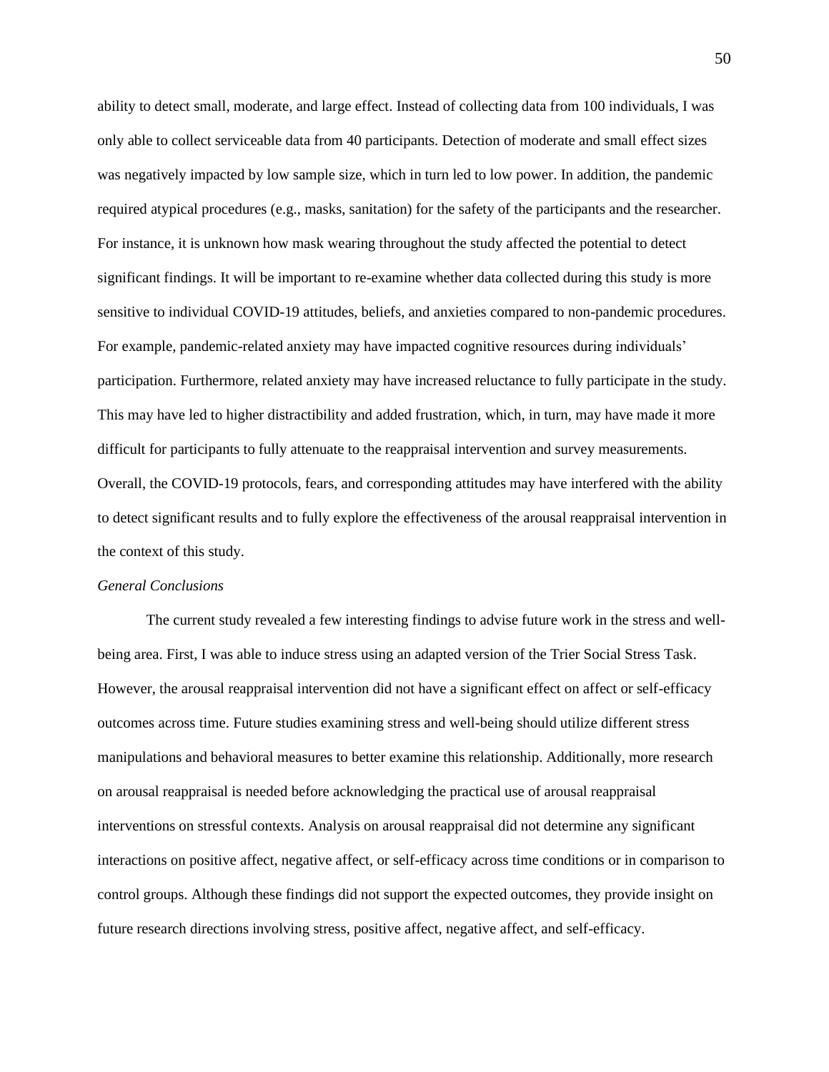ability to detect small, moderate, and large effect. Instead of collecting data from 100 individuals, I was only able to collect serviceable data from 40 participants. Detection of moderate and small effect sizes was negatively impacted by low sample size, which in turn led to low power. In addition, the pandemic required atypical procedures (e.g., masks, sanitation) for the safety of the participants and the researcher. For instance, it is unknown how mask wearing throughout the study affected the potential to detect significant findings. It will be important to re-examine whether data collected during this study is more sensitive to individual COVID-19 attitudes, beliefs, and anxieties compared to non-pandemic procedures. For example, pandemic-related anxiety may have impacted cognitive resources during individuals' participation. Furthermore, related anxiety may have increased reluctance to fully participate in the study. This may have led to higher distractibility and added frustration, which, in turn, may have made it more difficult for participants to fully attenuate to the reappraisal intervention and survey measurements. Overall, the COVID-19 protocols, fears, and corresponding attitudes may have interfered with the ability to detect significant results and to fully explore the effectiveness of the arousal reappraisal intervention in the context of this study.

*General Conclusions*

The current study revealed a few interesting findings to advise future work in the stress and well-being area. First, I was able to induce stress using an adapted version of the Trier Social Stress Task. However, the arousal reappraisal intervention did not have a significant effect on affect or self-efficacy outcomes across time. Future studies examining stress and well-being should utilize different stress manipulations and behavioral measures to better examine this relationship. Additionally, more research on arousal reappraisal is needed before acknowledging the practical use of arousal reappraisal interventions on stressful contexts. Analysis on arousal reappraisal did not determine any significant interactions on positive affect, negative affect, or self-efficacy across time conditions or in comparison to control groups. Although these findings did not support the expected outcomes, they provide insight on future research directions involving stress, positive affect, negative affect, and self-efficacy.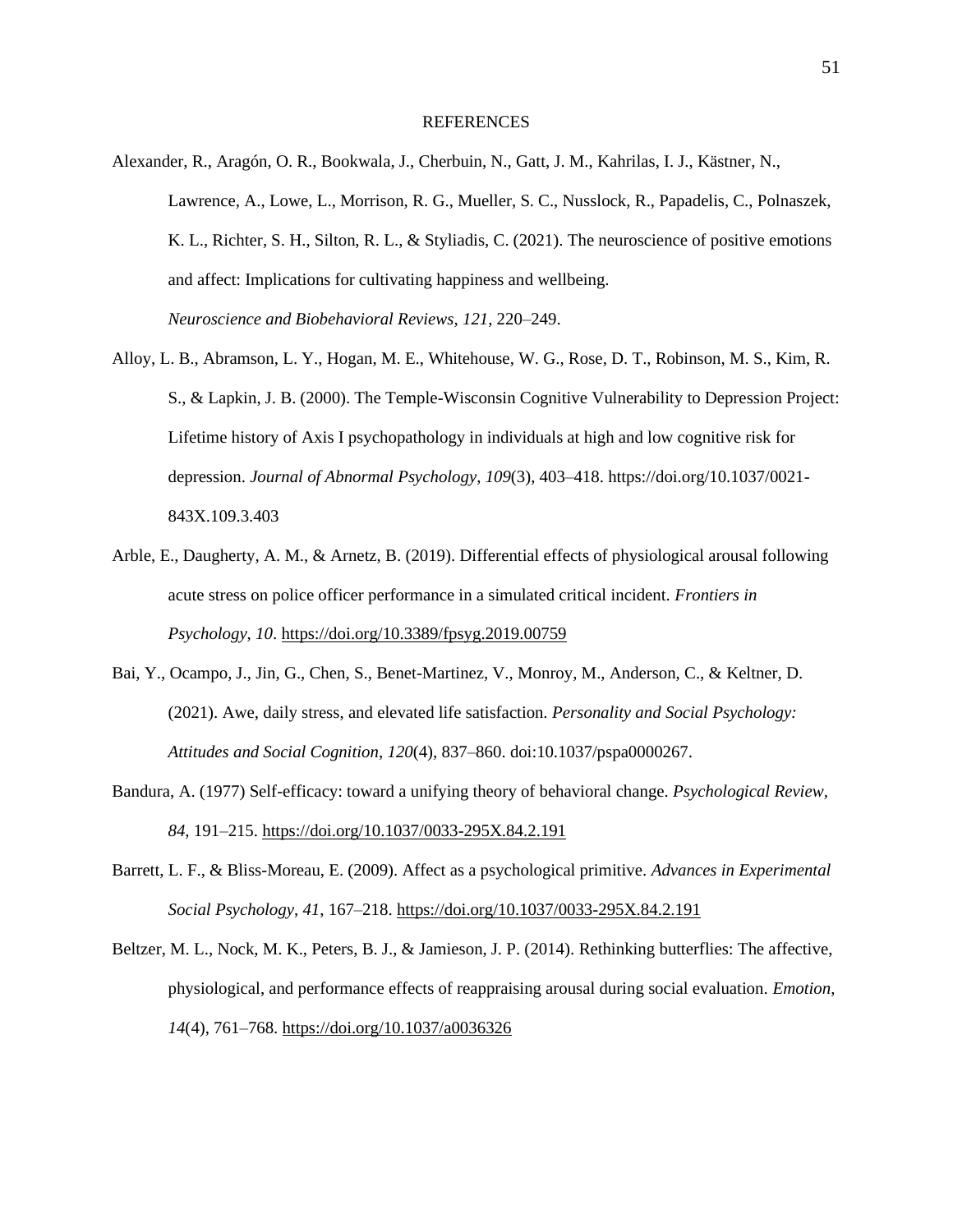# REFERENCES

Alexander, R., Aragón, O. R., Bookwala, J., Cherbuin, N., Gatt, J. M., Kahrilas, I. J., Kästner, N., Lawrence, A., Lowe, L., Morrison, R. G., Mueller, S. C., Nusslock, R., Papadelis, C., Polnaszek, K. L., Richter, S. H., Silton, R. L., & Styliadis, C. (2021). The neuroscience of positive emotions and affect: Implications for cultivating happiness and wellbeing. *Neuroscience and Biobehavioral Reviews*, *121*, 220–249.

Alloy, L. B., Abramson, L. Y., Hogan, M. E., Whitehouse, W. G., Rose, D. T., Robinson, M. S., Kim, R. S., & Lapkin, J. B. (2000). The Temple-Wisconsin Cognitive Vulnerability to Depression Project: Lifetime history of Axis I psychopathology in individuals at high and low cognitive risk for depression. *Journal of Abnormal Psychology*, *109*(3), 403–418. https://doi.org/10.1037/0021-843X.109.3.403

Arble, E., Daugherty, A. M., & Arnetz, B. (2019). Differential effects of physiological arousal following acute stress on police officer performance in a simulated critical incident. *Frontiers in Psychology*, *10*. https://doi.org/10.3389/fpsyg.2019.00759

Bai, Y., Ocampo, J., Jin, G., Chen, S., Benet-Martinez, V., Monroy, M., Anderson, C., & Keltner, D. (2021). Awe, daily stress, and elevated life satisfaction. *Personality and Social Psychology: Attitudes and Social Cognition*, *120*(4), 837–860. doi:10.1037/pspa0000267.

Bandura, A. (1977) Self-efficacy: toward a unifying theory of behavioral change. *Psychological Review, 84,* 191–215. https://doi.org/10.1037/0033-295X.84.2.191

Barrett, L. F., & Bliss-Moreau, E. (2009). Affect as a psychological primitive. *Advances in Experimental Social Psychology*, *41*, 167–218. https://doi.org/10.1037/0033-295X.84.2.191

Beltzer, M. L., Nock, M. K., Peters, B. J., & Jamieson, J. P. (2014). Rethinking butterflies: The affective, physiological, and performance effects of reappraising arousal during social evaluation. *Emotion*, *14*(4), 761–768. https://doi.org/10.1037/a0036326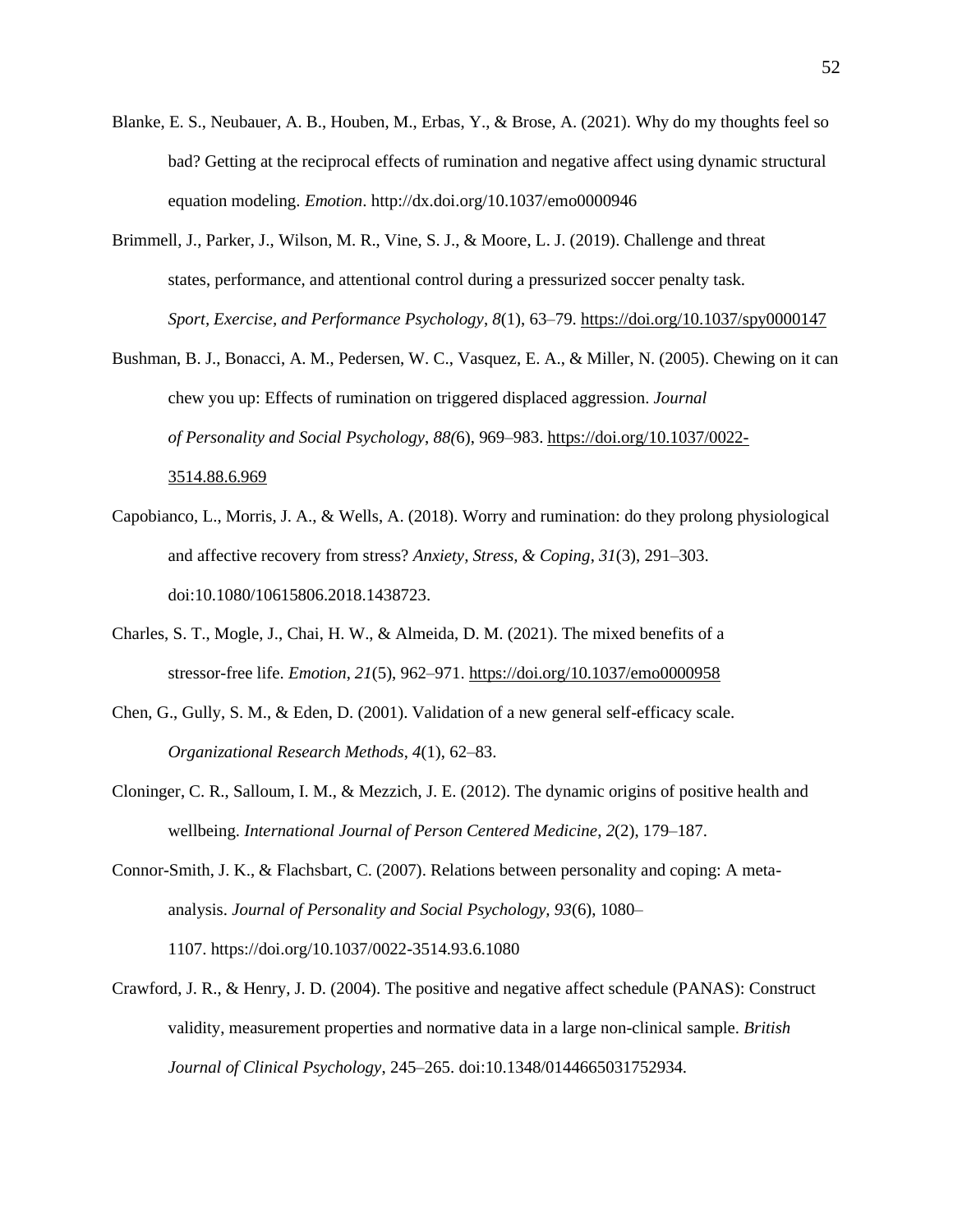Blanke, E. S., Neubauer, A. B., Houben, M., Erbas, Y., & Brose, A. (2021). Why do my thoughts feel so bad? Getting at the reciprocal effects of rumination and negative affect using dynamic structural equation modeling. *Emotion*. http://dx.doi.org/10.1037/emo0000946

Brimmell, J., Parker, J., Wilson, M. R., Vine, S. J., & Moore, L. J. (2019). Challenge and threat states, performance, and attentional control during a pressurized soccer penalty task. *Sport, Exercise, and Performance Psychology*, *8*(1), 63–79. https://doi.org/10.1037/spy0000147

Bushman, B. J., Bonacci, A. M., Pedersen, W. C., Vasquez, E. A., & Miller, N. (2005). Chewing on it can chew you up: Effects of rumination on triggered displaced aggression. *Journal of Personality and Social Psychology*, *88(*6), 969–983. https://doi.org/10.1037/0022-3514.88.6.969

Capobianco, L., Morris, J. A., & Wells, A. (2018). Worry and rumination: do they prolong physiological and affective recovery from stress? *Anxiety, Stress, & Coping*, *31*(3), 291–303. doi:10.1080/10615806.2018.1438723.

Charles, S. T., Mogle, J., Chai, H. W., & Almeida, D. M. (2021). The mixed benefits of a stressor-free life. *Emotion*, *21*(5), 962–971. https://doi.org/10.1037/emo0000958

Chen, G., Gully, S. M., & Eden, D. (2001). Validation of a new general self-efficacy scale. *Organizational Research Methods*, *4*(1), 62–83.

Cloninger, C. R., Salloum, I. M., & Mezzich, J. E. (2012). The dynamic origins of positive health and wellbeing. *International Journal of Person Centered Medicine*, *2*(2), 179–187.

Connor-Smith, J. K., & Flachsbart, C. (2007). Relations between personality and coping: A meta-analysis. *Journal of Personality and Social Psychology, 93*(6), 1080–1107. https://doi.org/10.1037/0022-3514.93.6.1080

Crawford, J. R., & Henry, J. D. (2004). The positive and negative affect schedule (PANAS): Construct validity, measurement properties and normative data in a large non-clinical sample. *British Journal of Clinical Psychology*, 245–265. doi:10.1348/0144665031752934.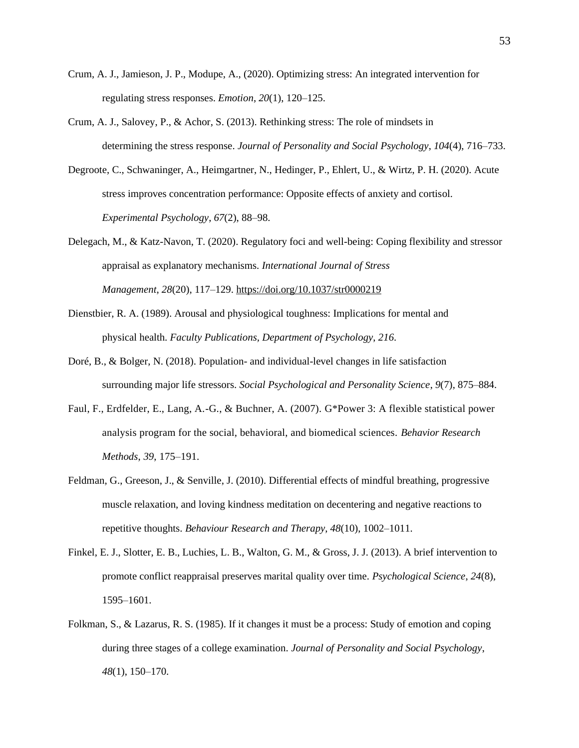Crum, A. J., Jamieson, J. P., Modupe, A., (2020). Optimizing stress: An integrated intervention for regulating stress responses. *Emotion*, *20*(1), 120–125.

Crum, A. J., Salovey, P., & Achor, S. (2013). Rethinking stress: The role of mindsets in determining the stress response. *Journal of Personality and Social Psychology*, *104*(4), 716–733.

Degroote, C., Schwaninger, A., Heimgartner, N., Hedinger, P., Ehlert, U., & Wirtz, P. H. (2020). Acute stress improves concentration performance: Opposite effects of anxiety and cortisol. *Experimental Psychology*, *67*(2), 88–98.

Delegach, M., & Katz-Navon, T. (2020). Regulatory foci and well-being: Coping flexibility and stressor appraisal as explanatory mechanisms. *International Journal of Stress Management*, *28*(20), 117–129. https://doi.org/10.1037/str0000219

Dienstbier, R. A. (1989). Arousal and physiological toughness: Implications for mental and physical health. *Faculty Publications, Department of Psychology*, *216*.

Doré, B., & Bolger, N. (2018). Population- and individual-level changes in life satisfaction surrounding major life stressors. *Social Psychological and Personality Science*, *9*(7), 875–884.

Faul, F., Erdfelder, E., Lang, A.-G., & Buchner, A. (2007). G*Power 3: A flexible statistical power analysis program for the social, behavioral, and biomedical sciences. *Behavior Research Methods*, *39*, 175–191.

Feldman, G., Greeson, J., & Senville, J. (2010). Differential effects of mindful breathing, progressive muscle relaxation, and loving kindness meditation on decentering and negative reactions to repetitive thoughts. *Behaviour Research and Therapy*, *48*(10), 1002–1011.

Finkel, E. J., Slotter, E. B., Luchies, L. B., Walton, G. M., & Gross, J. J. (2013). A brief intervention to promote conflict reappraisal preserves marital quality over time. *Psychological Science*, *24*(8), 1595–1601.

Folkman, S., & Lazarus, R. S. (1985). If it changes it must be a process: Study of emotion and coping during three stages of a college examination. *Journal of Personality and Social Psychology*, *48*(1), 150–170.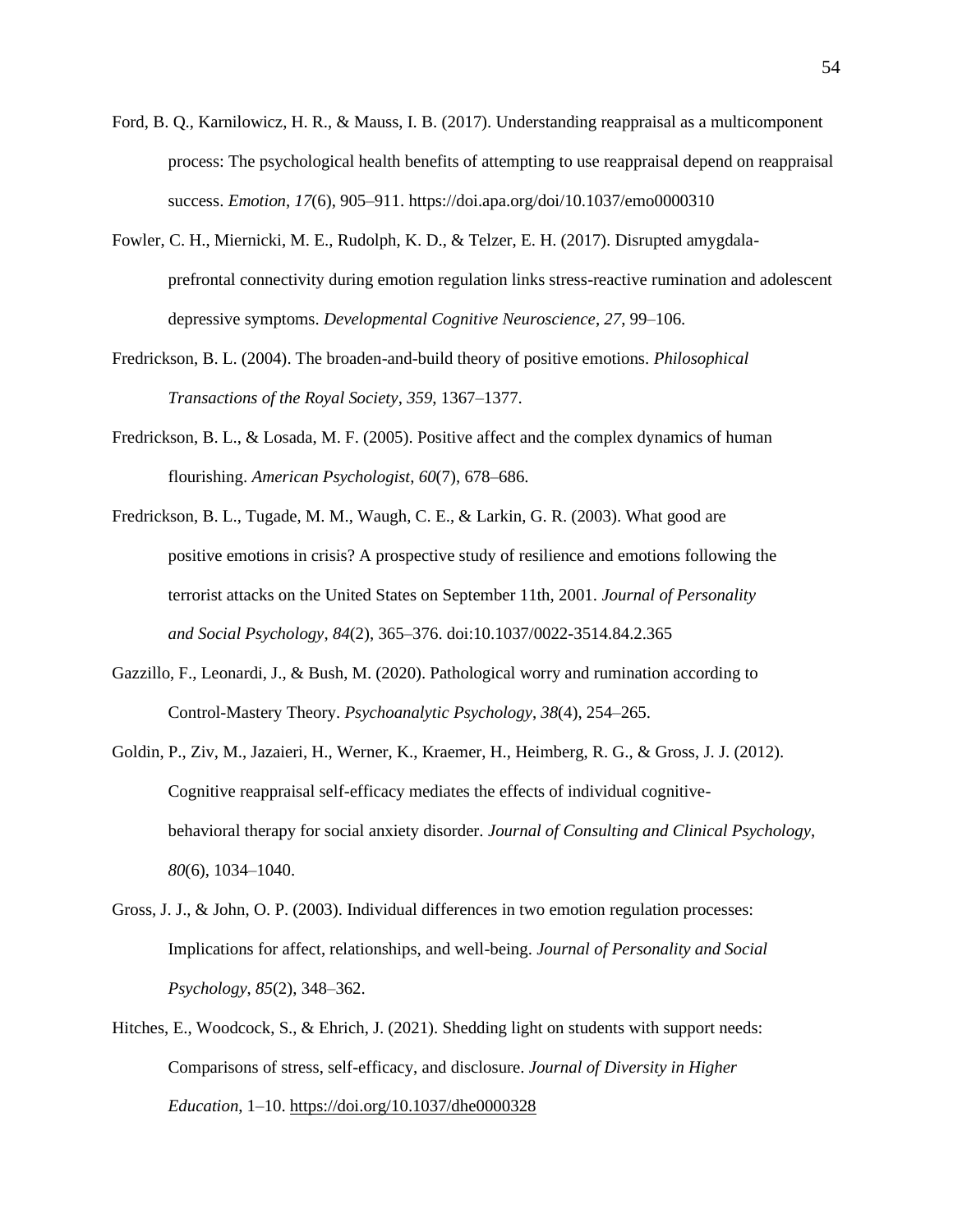Ford, B. Q., Karnilowicz, H. R., & Mauss, I. B. (2017). Understanding reappraisal as a multicomponent process: The psychological health benefits of attempting to use reappraisal depend on reappraisal success. *Emotion*, *17*(6), 905–911. https://doi.apa.org/doi/10.1037/emo0000310

Fowler, C. H., Miernicki, M. E., Rudolph, K. D., & Telzer, E. H. (2017). Disrupted amygdala-prefrontal connectivity during emotion regulation links stress-reactive rumination and adolescent depressive symptoms. *Developmental Cognitive Neuroscience*, *27*, 99–106.

Fredrickson, B. L. (2004). The broaden-and-build theory of positive emotions. *Philosophical Transactions of the Royal Society*, *359*, 1367–1377.

Fredrickson, B. L., & Losada, M. F. (2005). Positive affect and the complex dynamics of human flourishing. *American Psychologist*, *60*(7), 678–686.

Fredrickson, B. L., Tugade, M. M., Waugh, C. E., & Larkin, G. R. (2003). What good are positive emotions in crisis? A prospective study of resilience and emotions following the terrorist attacks on the United States on September 11th, 2001. *Journal of Personality and Social Psychology*, *84*(2), 365–376. doi:10.1037/0022-3514.84.2.365

Gazzillo, F., Leonardi, J., & Bush, M. (2020). Pathological worry and rumination according to Control-Mastery Theory. *Psychoanalytic Psychology*, *38*(4), 254–265.

Goldin, P., Ziv, M., Jazaieri, H., Werner, K., Kraemer, H., Heimberg, R. G., & Gross, J. J. (2012). Cognitive reappraisal self-efficacy mediates the effects of individual cognitive-behavioral therapy for social anxiety disorder. *Journal of Consulting and Clinical Psychology*, *80*(6), 1034–1040.

Gross, J. J., & John, O. P. (2003). Individual differences in two emotion regulation processes: Implications for affect, relationships, and well-being. *Journal of Personality and Social Psychology*, *85*(2), 348–362.

Hitches, E., Woodcock, S., & Ehrich, J. (2021). Shedding light on students with support needs: Comparisons of stress, self-efficacy, and disclosure. *Journal of Diversity in Higher Education*, 1–10. https://doi.org/10.1037/dhe0000328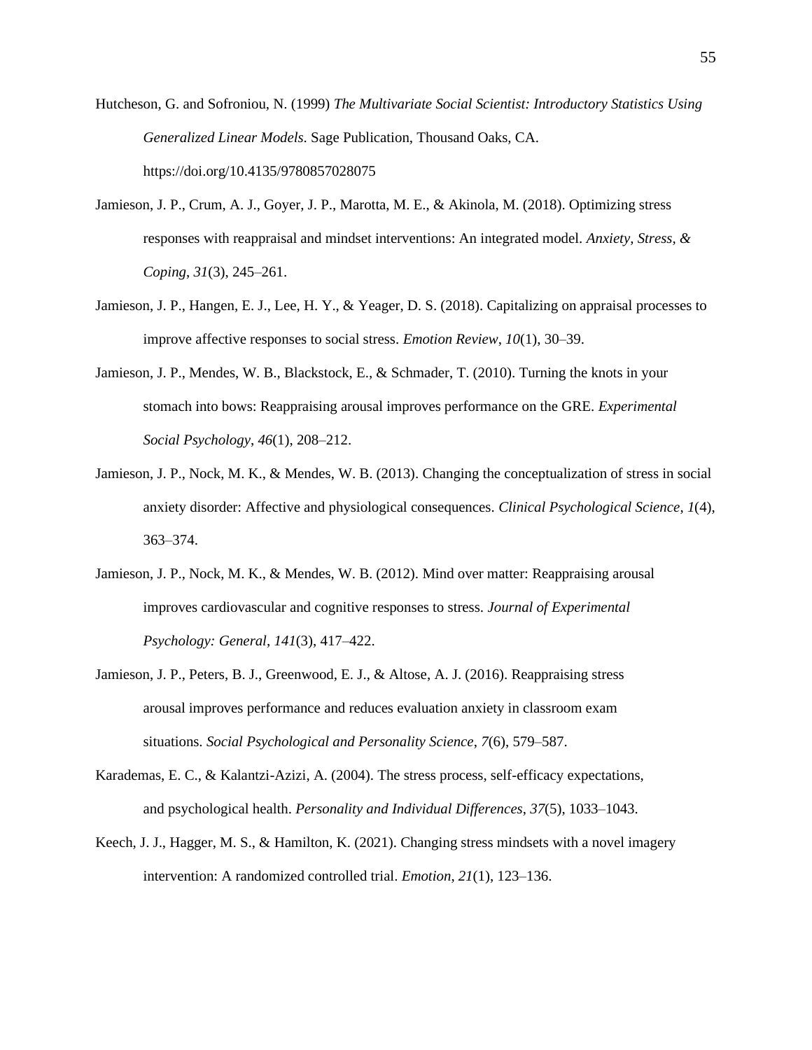Hutcheson, G. and Sofroniou, N. (1999) *The Multivariate Social Scientist: Introductory Statistics Using Generalized Linear Models*. Sage Publication, Thousand Oaks, CA. https://doi.org/10.4135/9780857028075

Jamieson, J. P., Crum, A. J., Goyer, J. P., Marotta, M. E., & Akinola, M. (2018). Optimizing stress responses with reappraisal and mindset interventions: An integrated model. *Anxiety, Stress, & Coping*, *31*(3), 245–261.

Jamieson, J. P., Hangen, E. J., Lee, H. Y., & Yeager, D. S. (2018). Capitalizing on appraisal processes to improve affective responses to social stress. *Emotion Review*, *10*(1), 30–39.

Jamieson, J. P., Mendes, W. B., Blackstock, E., & Schmader, T. (2010). Turning the knots in your stomach into bows: Reappraising arousal improves performance on the GRE. *Experimental Social Psychology*, *46*(1), 208–212.

Jamieson, J. P., Nock, M. K., & Mendes, W. B. (2013). Changing the conceptualization of stress in social anxiety disorder: Affective and physiological consequences. *Clinical Psychological Science*, *1*(4), 363–374.

Jamieson, J. P., Nock, M. K., & Mendes, W. B. (2012). Mind over matter: Reappraising arousal improves cardiovascular and cognitive responses to stress. *Journal of Experimental Psychology: General*, *141*(3), 417–422.

Jamieson, J. P., Peters, B. J., Greenwood, E. J., & Altose, A. J. (2016). Reappraising stress arousal improves performance and reduces evaluation anxiety in classroom exam situations. *Social Psychological and Personality Science*, *7*(6), 579–587.

Karademas, E. C., & Kalantzi-Azizi, A. (2004). The stress process, self-efficacy expectations, and psychological health. *Personality and Individual Differences*, *37*(5), 1033–1043.

Keech, J. J., Hagger, M. S., & Hamilton, K. (2021). Changing stress mindsets with a novel imagery intervention: A randomized controlled trial. *Emotion*, *21*(1), 123–136.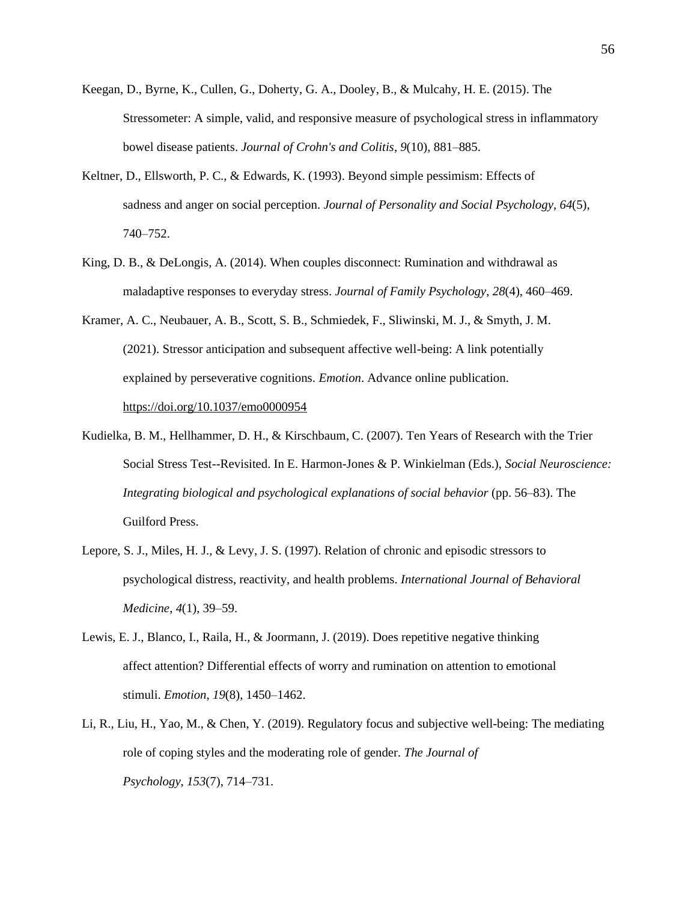Keegan, D., Byrne, K., Cullen, G., Doherty, G. A., Dooley, B., & Mulcahy, H. E. (2015). The Stressometer: A simple, valid, and responsive measure of psychological stress in inflammatory bowel disease patients. *Journal of Crohn's and Colitis*, *9*(10), 881–885.

Keltner, D., Ellsworth, P. C., & Edwards, K. (1993). Beyond simple pessimism: Effects of sadness and anger on social perception. *Journal of Personality and Social Psychology*, *64*(5), 740–752.

King, D. B., & DeLongis, A. (2014). When couples disconnect: Rumination and withdrawal as maladaptive responses to everyday stress. *Journal of Family Psychology*, *28*(4), 460–469.

Kramer, A. C., Neubauer, A. B., Scott, S. B., Schmiedek, F., Sliwinski, M. J., & Smyth, J. M. (2021). Stressor anticipation and subsequent affective well-being: A link potentially explained by perseverative cognitions. *Emotion*. Advance online publication. https://doi.org/10.1037/emo0000954

Kudielka, B. M., Hellhammer, D. H., & Kirschbaum, C. (2007). Ten Years of Research with the Trier Social Stress Test--Revisited. In E. Harmon-Jones & P. Winkielman (Eds.), *Social Neuroscience: Integrating biological and psychological explanations of social behavior* (pp. 56–83). The Guilford Press.

Lepore, S. J., Miles, H. J., & Levy, J. S. (1997). Relation of chronic and episodic stressors to psychological distress, reactivity, and health problems. *International Journal of Behavioral Medicine*, *4*(1), 39–59.

Lewis, E. J., Blanco, I., Raila, H., & Joormann, J. (2019). Does repetitive negative thinking affect attention? Differential effects of worry and rumination on attention to emotional stimuli. *Emotion*, *19*(8), 1450–1462.

Li, R., Liu, H., Yao, M., & Chen, Y. (2019). Regulatory focus and subjective well-being: The mediating role of coping styles and the moderating role of gender. *The Journal of Psychology*, *153*(7), 714–731.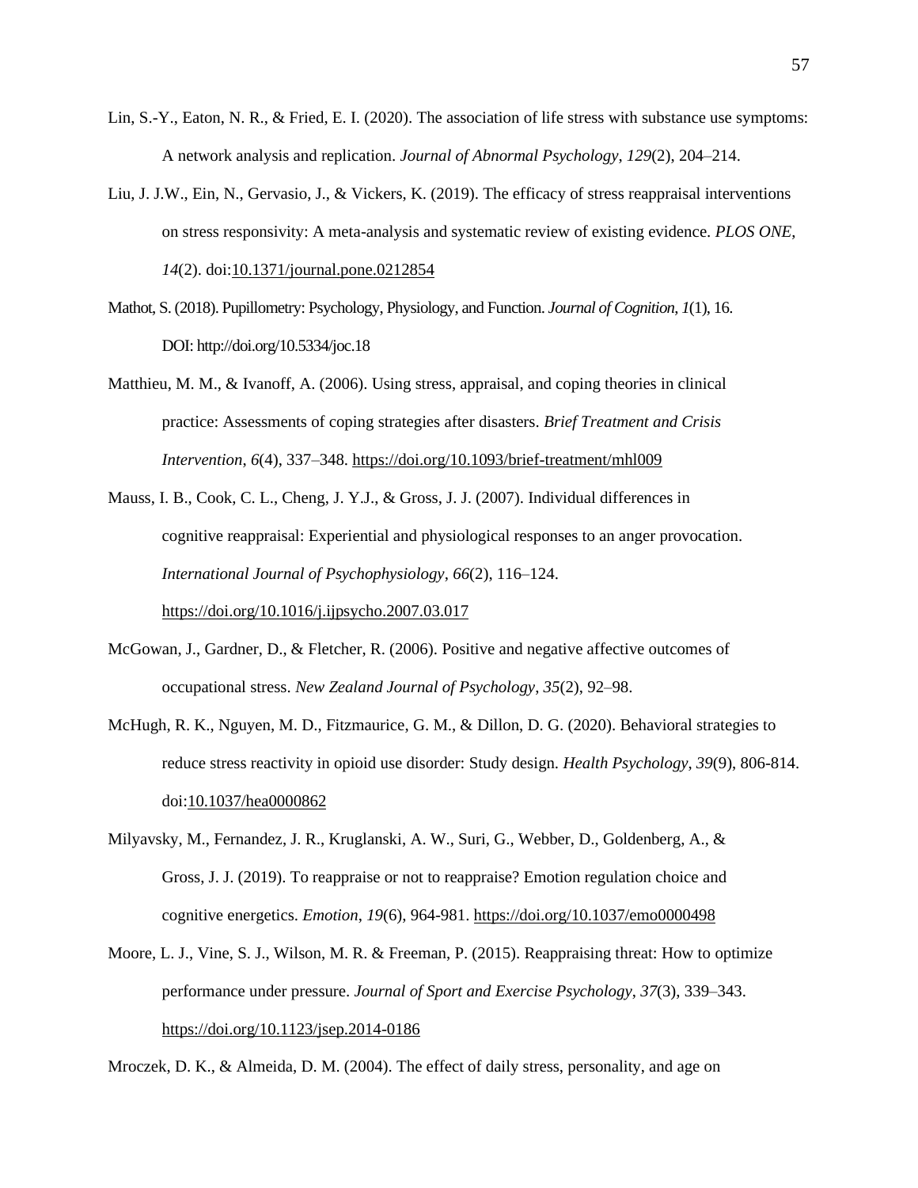Lin, S.-Y., Eaton, N. R., & Fried, E. I. (2020). The association of life stress with substance use symptoms: A network analysis and replication. *Journal of Abnormal Psychology, 129*(2), 204–214.

Liu, J. J.W., Ein, N., Gervasio, J., & Vickers, K. (2019). The efficacy of stress reappraisal interventions on stress responsivity: A meta-analysis and systematic review of existing evidence. *PLOS ONE, 14*(2). doi:10.1371/journal.pone.0212854

Mathot, S. (2018). Pupillometry: Psychology, Physiology, and Function. *Journal of Cognition, 1*(1), 16. DOI: http://doi.org/10.5334/joc.18

Matthieu, M. M., & Ivanoff, A. (2006). Using stress, appraisal, and coping theories in clinical practice: Assessments of coping strategies after disasters. *Brief Treatment and Crisis Intervention, 6*(4), 337–348. https://doi.org/10.1093/brief-treatment/mhl009

Mauss, I. B., Cook, C. L., Cheng, J. Y.J., & Gross, J. J. (2007). Individual differences in cognitive reappraisal: Experiential and physiological responses to an anger provocation. *International Journal of Psychophysiology, 66*(2), 116–124. https://doi.org/10.1016/j.ijpsycho.2007.03.017

McGowan, J., Gardner, D., & Fletcher, R. (2006). Positive and negative affective outcomes of occupational stress. *New Zealand Journal of Psychology, 35*(2), 92–98.

McHugh, R. K., Nguyen, M. D., Fitzmaurice, G. M., & Dillon, D. G. (2020). Behavioral strategies to reduce stress reactivity in opioid use disorder: Study design. *Health Psychology, 39*(9), 806-814. doi:10.1037/hea0000862

Milyavsky, M., Fernandez, J. R., Kruglanski, A. W., Suri, G., Webber, D., Goldenberg, A., & Gross, J. J. (2019). To reappraise or not to reappraise? Emotion regulation choice and cognitive energetics. *Emotion, 19*(6), 964-981. https://doi.org/10.1037/emo0000498

Moore, L. J., Vine, S. J., Wilson, M. R. & Freeman, P. (2015). Reappraising threat: How to optimize performance under pressure. *Journal of Sport and Exercise Psychology, 37*(3), 339–343. https://doi.org/10.1123/jsep.2014-0186

Mroczek, D. K., & Almeida, D. M. (2004). The effect of daily stress, personality, and age on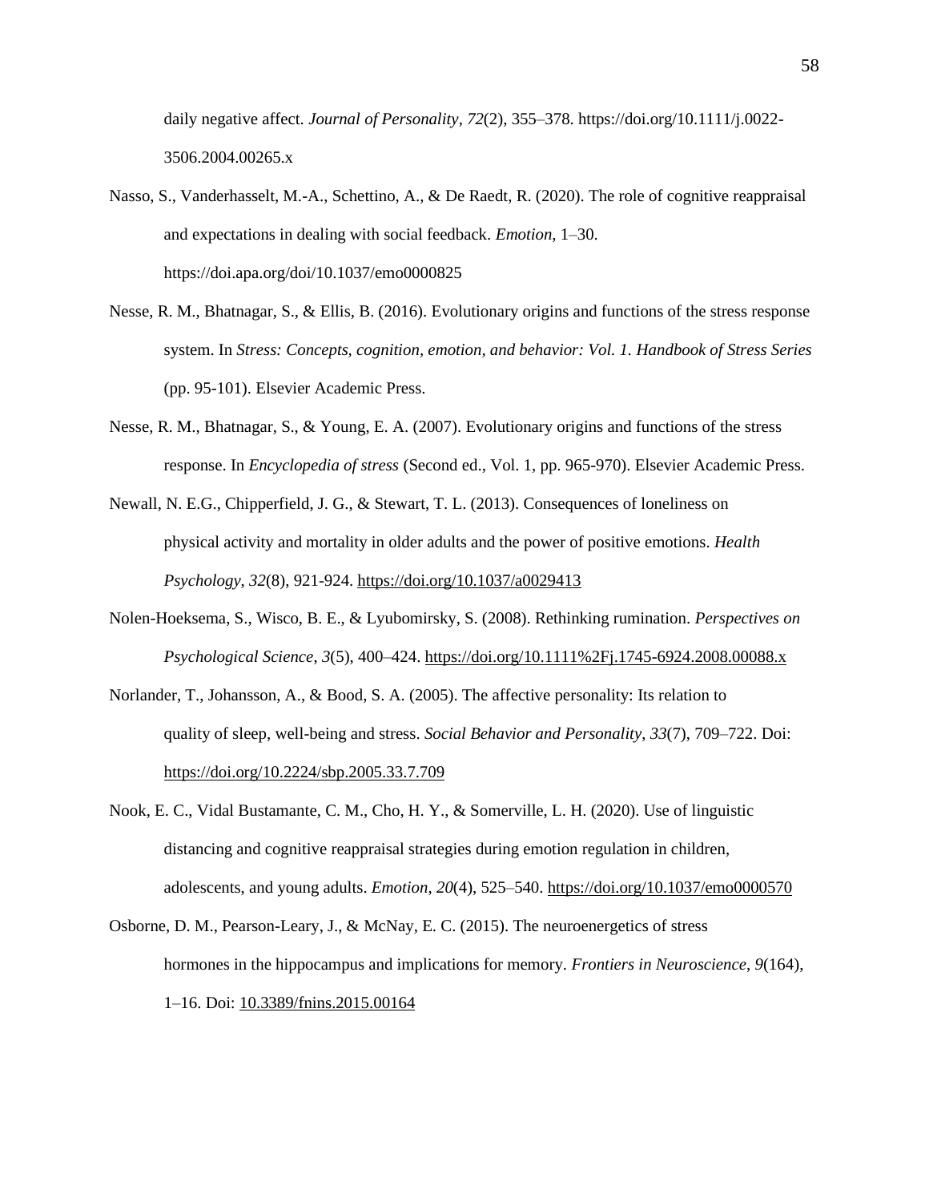daily negative affect. *Journal of Personality*, *72*(2), 355–378. https://doi.org/10.1111/j.0022-3506.2004.00265.x

Nasso, S., Vanderhasselt, M.-A., Schettino, A., & De Raedt, R. (2020). The role of cognitive reappraisal and expectations in dealing with social feedback. *Emotion*, 1–30. https://doi.apa.org/doi/10.1037/emo0000825

Nesse, R. M., Bhatnagar, S., & Ellis, B. (2016). Evolutionary origins and functions of the stress response system. In *Stress: Concepts, cognition, emotion, and behavior: Vol. 1. Handbook of Stress Series* (pp. 95-101). Elsevier Academic Press.

Nesse, R. M., Bhatnagar, S., & Young, E. A. (2007). Evolutionary origins and functions of the stress response. In *Encyclopedia of stress* (Second ed., Vol. 1, pp. 965-970). Elsevier Academic Press.

Newall, N. E.G., Chipperfield, J. G., & Stewart, T. L. (2013). Consequences of loneliness on physical activity and mortality in older adults and the power of positive emotions. *Health Psychology*, *32*(8), 921-924. https://doi.org/10.1037/a0029413

Nolen-Hoeksema, S., Wisco, B. E., & Lyubomirsky, S. (2008). Rethinking rumination. *Perspectives on Psychological Science*, *3*(5), 400–424. https://doi.org/10.1111%2Fj.1745-6924.2008.00088.x

Norlander, T., Johansson, A., & Bood, S. A. (2005). The affective personality: Its relation to quality of sleep, well-being and stress. *Social Behavior and Personality*, *33*(7), 709–722. Doi: https://doi.org/10.2224/sbp.2005.33.7.709

Nook, E. C., Vidal Bustamante, C. M., Cho, H. Y., & Somerville, L. H. (2020). Use of linguistic distancing and cognitive reappraisal strategies during emotion regulation in children, adolescents, and young adults. *Emotion*, *20*(4), 525–540. https://doi.org/10.1037/emo0000570

Osborne, D. M., Pearson-Leary, J., & McNay, E. C. (2015). The neuroenergetics of stress hormones in the hippocampus and implications for memory. *Frontiers in Neuroscience*, *9*(164), 1–16. Doi: 10.3389/fnins.2015.00164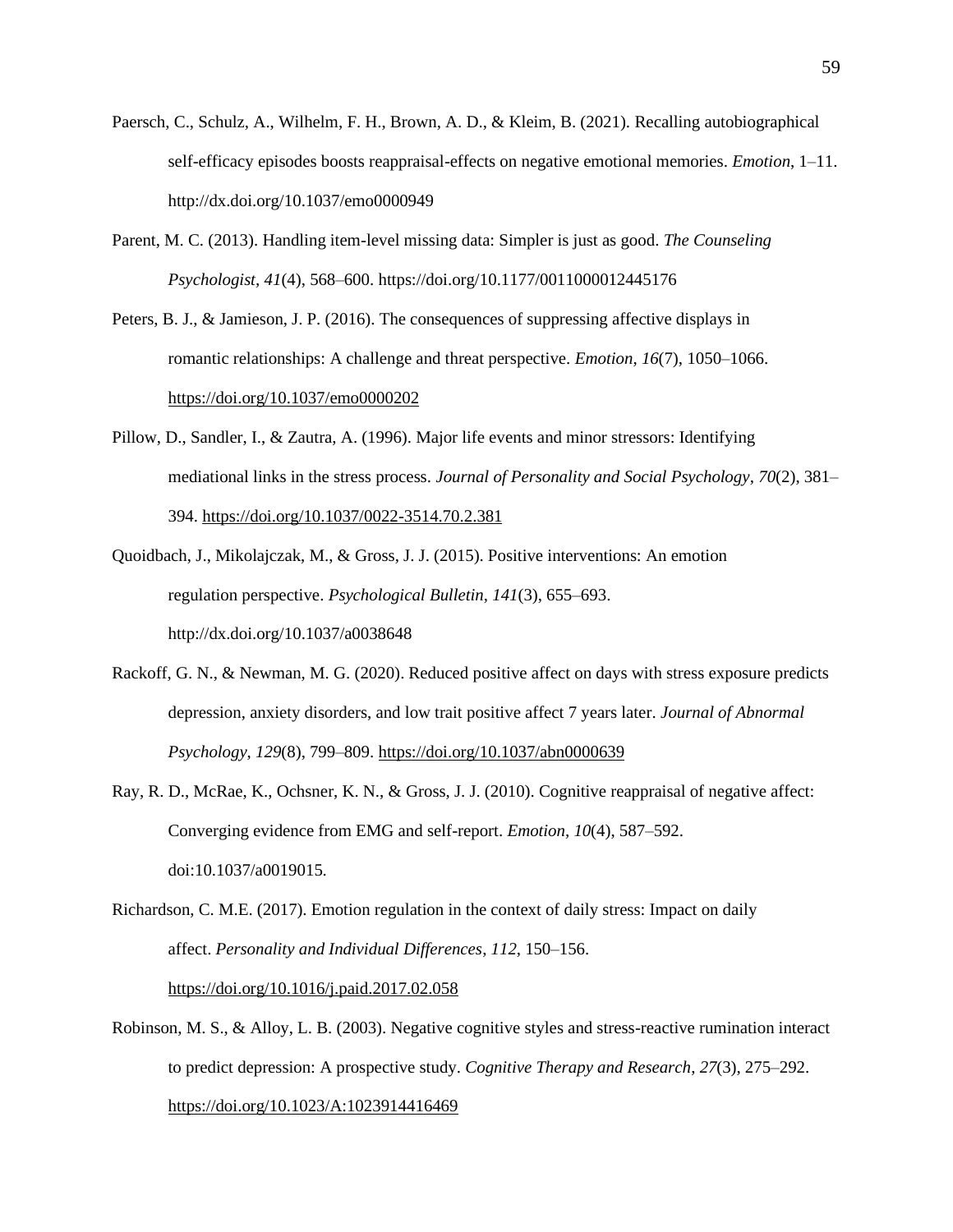Paersch, C., Schulz, A., Wilhelm, F. H., Brown, A. D., & Kleim, B. (2021). Recalling autobiographical self-efficacy episodes boosts reappraisal-effects on negative emotional memories. *Emotion*, 1–11. http://dx.doi.org/10.1037/emo0000949

Parent, M. C. (2013). Handling item-level missing data: Simpler is just as good. *The Counseling Psychologist*, *41*(4), 568–600. https://doi.org/10.1177/0011000012445176

Peters, B. J., & Jamieson, J. P. (2016). The consequences of suppressing affective displays in romantic relationships: A challenge and threat perspective. *Emotion*, *16*(7), 1050–1066. https://doi.org/10.1037/emo0000202

Pillow, D., Sandler, I., & Zautra, A. (1996). Major life events and minor stressors: Identifying mediational links in the stress process. *Journal of Personality and Social Psychology*, *70*(2), 381–394. https://doi.org/10.1037/0022-3514.70.2.381

Quoidbach, J., Mikolajczak, M., & Gross, J. J. (2015). Positive interventions: An emotion regulation perspective. *Psychological Bulletin*, *141*(3), 655–693. http://dx.doi.org/10.1037/a0038648

Rackoff, G. N., & Newman, M. G. (2020). Reduced positive affect on days with stress exposure predicts depression, anxiety disorders, and low trait positive affect 7 years later. *Journal of Abnormal Psychology*, *129*(8), 799–809. https://doi.org/10.1037/abn0000639

Ray, R. D., McRae, K., Ochsner, K. N., & Gross, J. J. (2010). Cognitive reappraisal of negative affect: Converging evidence from EMG and self-report. *Emotion*, *10*(4), 587–592. doi:10.1037/a0019015.

Richardson, C. M.E. (2017). Emotion regulation in the context of daily stress: Impact on daily affect. *Personality and Individual Differences*, *112*, 150–156. https://doi.org/10.1016/j.paid.2017.02.058

Robinson, M. S., & Alloy, L. B. (2003). Negative cognitive styles and stress-reactive rumination interact to predict depression: A prospective study. *Cognitive Therapy and Research*, *27*(3), 275–292. https://doi.org/10.1023/A:1023914416469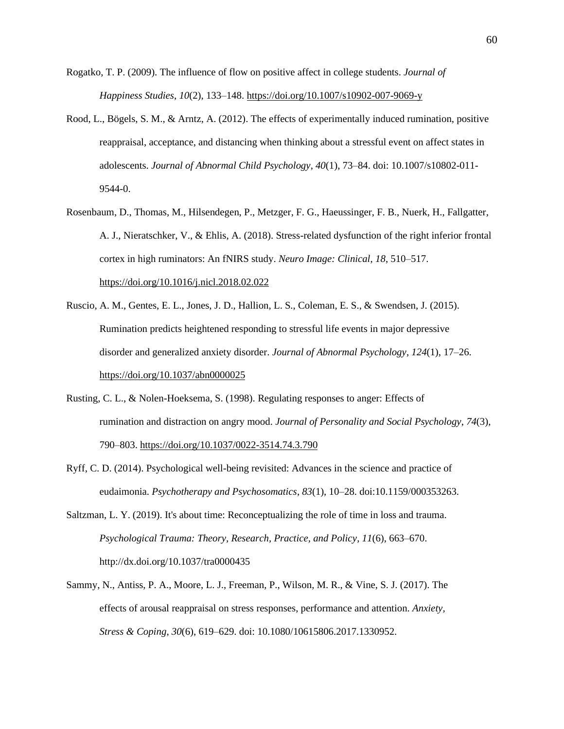Rogatko, T. P. (2009). The influence of flow on positive affect in college students. *Journal of Happiness Studies*, *10*(2), 133–148. https://doi.org/10.1007/s10902-007-9069-y

Rood, L., Bögels, S. M., & Arntz, A. (2012). The effects of experimentally induced rumination, positive reappraisal, acceptance, and distancing when thinking about a stressful event on affect states in adolescents. *Journal of Abnormal Child Psychology*, *40*(1), 73–84. doi: 10.1007/s10802-011-9544-0.

Rosenbaum, D., Thomas, M., Hilsendegen, P., Metzger, F. G., Haeussinger, F. B., Nuerk, H., Fallgatter, A. J., Nieratschker, V., & Ehlis, A. (2018). Stress-related dysfunction of the right inferior frontal cortex in high ruminators: An fNIRS study. *Neuro Image: Clinical*, *18*, 510–517. https://doi.org/10.1016/j.nicl.2018.02.022

Ruscio, A. M., Gentes, E. L., Jones, J. D., Hallion, L. S., Coleman, E. S., & Swendsen, J. (2015). Rumination predicts heightened responding to stressful life events in major depressive disorder and generalized anxiety disorder. *Journal of Abnormal Psychology*, *124*(1), 17–26. https://doi.org/10.1037/abn0000025

Rusting, C. L., & Nolen-Hoeksema, S. (1998). Regulating responses to anger: Effects of rumination and distraction on angry mood. *Journal of Personality and Social Psychology*, *74*(3), 790–803. https://doi.org/10.1037/0022-3514.74.3.790

Ryff, C. D. (2014). Psychological well-being revisited: Advances in the science and practice of eudaimonia. *Psychotherapy and Psychosomatics*, *83*(1), 10–28. doi:10.1159/000353263.

Saltzman, L. Y. (2019). It's about time: Reconceptualizing the role of time in loss and trauma. *Psychological Trauma: Theory, Research, Practice, and Policy*, *11*(6), 663–670. http://dx.doi.org/10.1037/tra0000435

Sammy, N., Antiss, P. A., Moore, L. J., Freeman, P., Wilson, M. R., & Vine, S. J. (2017). The effects of arousal reappraisal on stress responses, performance and attention. *Anxiety, Stress & Coping*, *30*(6), 619–629. doi: 10.1080/10615806.2017.1330952.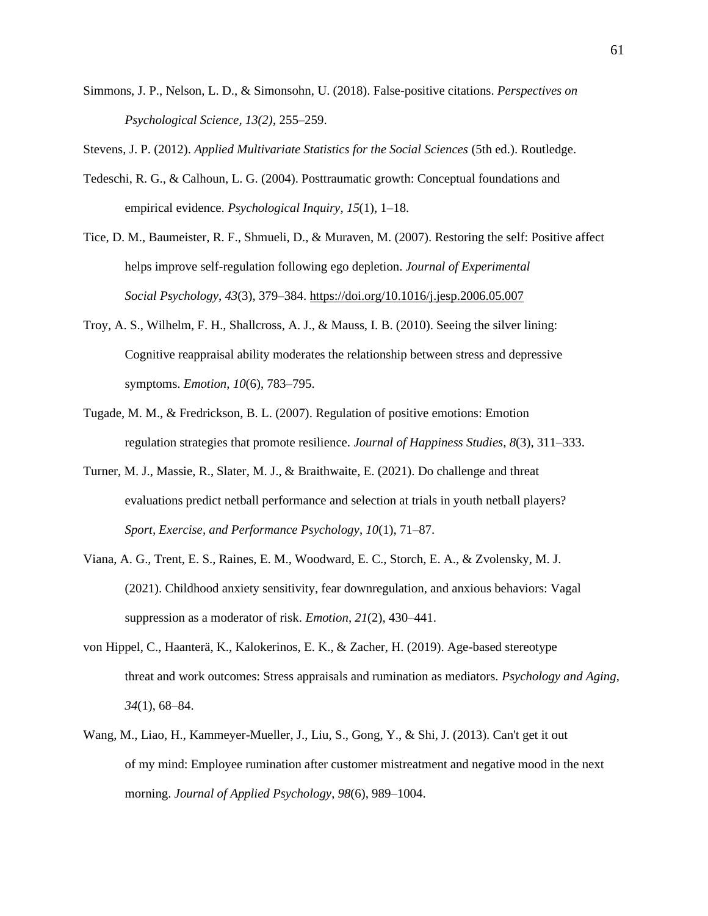Simmons, J. P., Nelson, L. D., & Simonsohn, U. (2018). False-positive citations. *Perspectives on Psychological Science*, *13(2)*, 255–259.

Stevens, J. P. (2012). *Applied Multivariate Statistics for the Social Sciences* (5th ed.). Routledge.

Tedeschi, R. G., & Calhoun, L. G. (2004). Posttraumatic growth: Conceptual foundations and empirical evidence. *Psychological Inquiry*, *15*(1), 1–18.

Tice, D. M., Baumeister, R. F., Shmueli, D., & Muraven, M. (2007). Restoring the self: Positive affect helps improve self-regulation following ego depletion. *Journal of Experimental Social Psychology*, *43*(3), 379–384. https://doi.org/10.1016/j.jesp.2006.05.007

Troy, A. S., Wilhelm, F. H., Shallcross, A. J., & Mauss, I. B. (2010). Seeing the silver lining: Cognitive reappraisal ability moderates the relationship between stress and depressive symptoms. *Emotion*, *10*(6), 783–795.

Tugade, M. M., & Fredrickson, B. L. (2007). Regulation of positive emotions: Emotion regulation strategies that promote resilience. *Journal of Happiness Studies*, *8*(3), 311–333.

Turner, M. J., Massie, R., Slater, M. J., & Braithwaite, E. (2021). Do challenge and threat evaluations predict netball performance and selection at trials in youth netball players? *Sport, Exercise, and Performance Psychology*, *10*(1), 71–87.

Viana, A. G., Trent, E. S., Raines, E. M., Woodward, E. C., Storch, E. A., & Zvolensky, M. J. (2021). Childhood anxiety sensitivity, fear downregulation, and anxious behaviors: Vagal suppression as a moderator of risk. *Emotion*, *21*(2), 430–441.

von Hippel, C., Haanterä, K., Kalokerinos, E. K., & Zacher, H. (2019). Age-based stereotype threat and work outcomes: Stress appraisals and rumination as mediators. *Psychology and Aging*, *34*(1), 68–84.

Wang, M., Liao, H., Kammeyer-Mueller, J., Liu, S., Gong, Y., & Shi, J. (2013). Can't get it out of my mind: Employee rumination after customer mistreatment and negative mood in the next morning. *Journal of Applied Psychology*, *98*(6), 989–1004.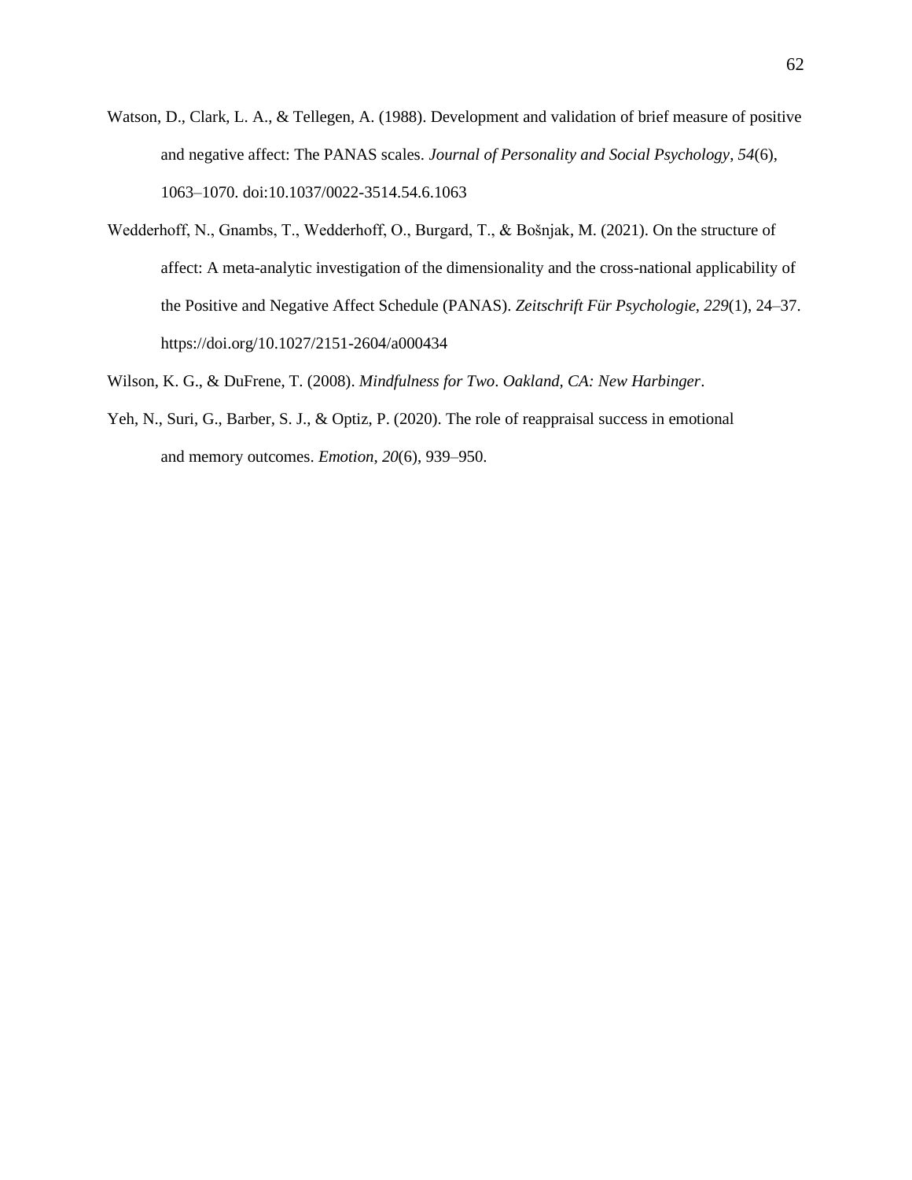Watson, D., Clark, L. A., & Tellegen, A. (1988). Development and validation of brief measure of positive and negative affect: The PANAS scales. *Journal of Personality and Social Psychology*, *54*(6), 1063–1070. doi:10.1037/0022-3514.54.6.1063

Wedderhoff, N., Gnambs, T., Wedderhoff, O., Burgard, T., & Bošnjak, M. (2021). On the structure of affect: A meta-analytic investigation of the dimensionality and the cross-national applicability of the Positive and Negative Affect Schedule (PANAS). *Zeitschrift Für Psychologie*, *229*(1), 24–37. https://doi.org/10.1027/2151-2604/a000434

Wilson, K. G., & DuFrene, T. (2008). *Mindfulness for Two*. *Oakland, CA: New Harbinger*.

Yeh, N., Suri, G., Barber, S. J., & Optiz, P. (2020). The role of reappraisal success in emotional and memory outcomes. *Emotion*, *20*(6), 939–950.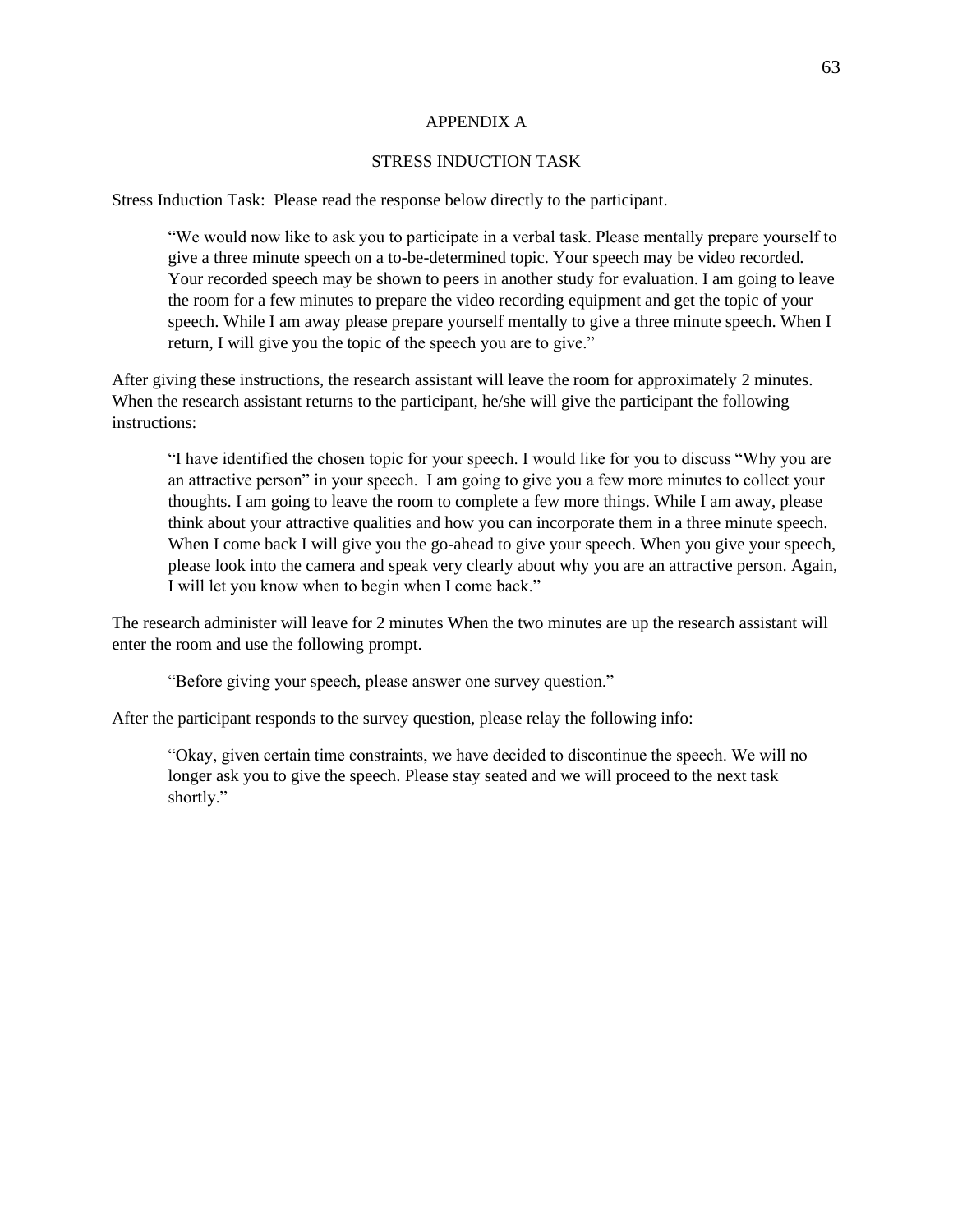# APPENDIX A

## STRESS INDUCTION TASK

Stress Induction Task: Please read the response below directly to the participant.

> "We would now like to ask you to participate in a verbal task. Please mentally prepare yourself to give a three minute speech on a to-be-determined topic. Your speech may be video recorded. Your recorded speech may be shown to peers in another study for evaluation. I am going to leave the room for a few minutes to prepare the video recording equipment and get the topic of your speech. While I am away please prepare yourself mentally to give a three minute speech. When I return, I will give you the topic of the speech you are to give."

After giving these instructions, the research assistant will leave the room for approximately 2 minutes. When the research assistant returns to the participant, he/she will give the participant the following instructions:

> "I have identified the chosen topic for your speech. I would like for you to discuss "Why you are an attractive person" in your speech. I am going to give you a few more minutes to collect your thoughts. I am going to leave the room to complete a few more things. While I am away, please think about your attractive qualities and how you can incorporate them in a three minute speech. When I come back I will give you the go-ahead to give your speech. When you give your speech, please look into the camera and speak very clearly about why you are an attractive person. Again, I will let you know when to begin when I come back."

The research administer will leave for 2 minutes When the two minutes are up the research assistant will enter the room and use the following prompt.

> "Before giving your speech, please answer one survey question."

After the participant responds to the survey question, please relay the following info:

> "Okay, given certain time constraints, we have decided to discontinue the speech. We will no longer ask you to give the speech. Please stay seated and we will proceed to the next task shortly."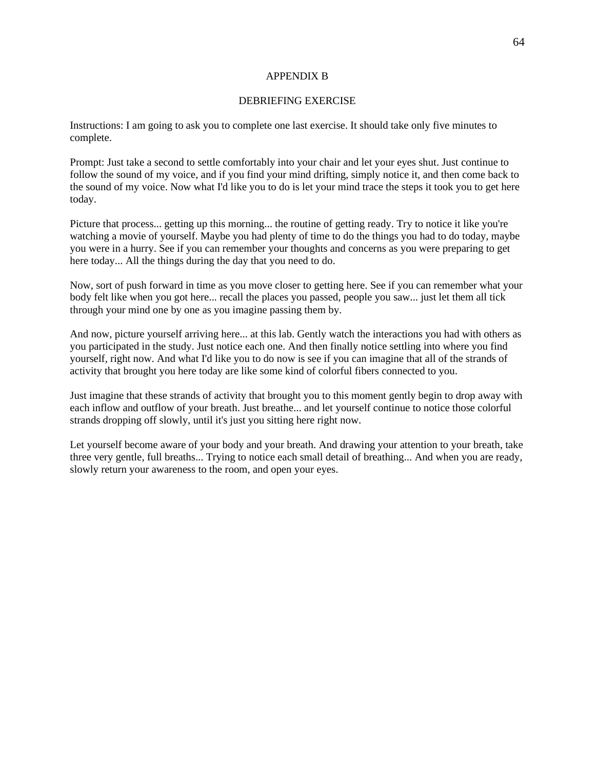# APPENDIX B

## DEBRIEFING EXERCISE

Instructions: I am going to ask you to complete one last exercise. It should take only five minutes to complete.

Prompt: Just take a second to settle comfortably into your chair and let your eyes shut. Just continue to follow the sound of my voice, and if you find your mind drifting, simply notice it, and then come back to the sound of my voice. Now what I'd like you to do is let your mind trace the steps it took you to get here today.

Picture that process... getting up this morning... the routine of getting ready. Try to notice it like you're watching a movie of yourself. Maybe you had plenty of time to do the things you had to do today, maybe you were in a hurry. See if you can remember your thoughts and concerns as you were preparing to get here today... All the things during the day that you need to do.

Now, sort of push forward in time as you move closer to getting here. See if you can remember what your body felt like when you got here... recall the places you passed, people you saw... just let them all tick through your mind one by one as you imagine passing them by.

And now, picture yourself arriving here... at this lab. Gently watch the interactions you had with others as you participated in the study. Just notice each one. And then finally notice settling into where you find yourself, right now. And what I'd like you to do now is see if you can imagine that all of the strands of activity that brought you here today are like some kind of colorful fibers connected to you.

Just imagine that these strands of activity that brought you to this moment gently begin to drop away with each inflow and outflow of your breath. Just breathe... and let yourself continue to notice those colorful strands dropping off slowly, until it's just you sitting here right now.

Let yourself become aware of your body and your breath. And drawing your attention to your breath, take three very gentle, full breaths... Trying to notice each small detail of breathing... And when you are ready, slowly return your awareness to the room, and open your eyes.